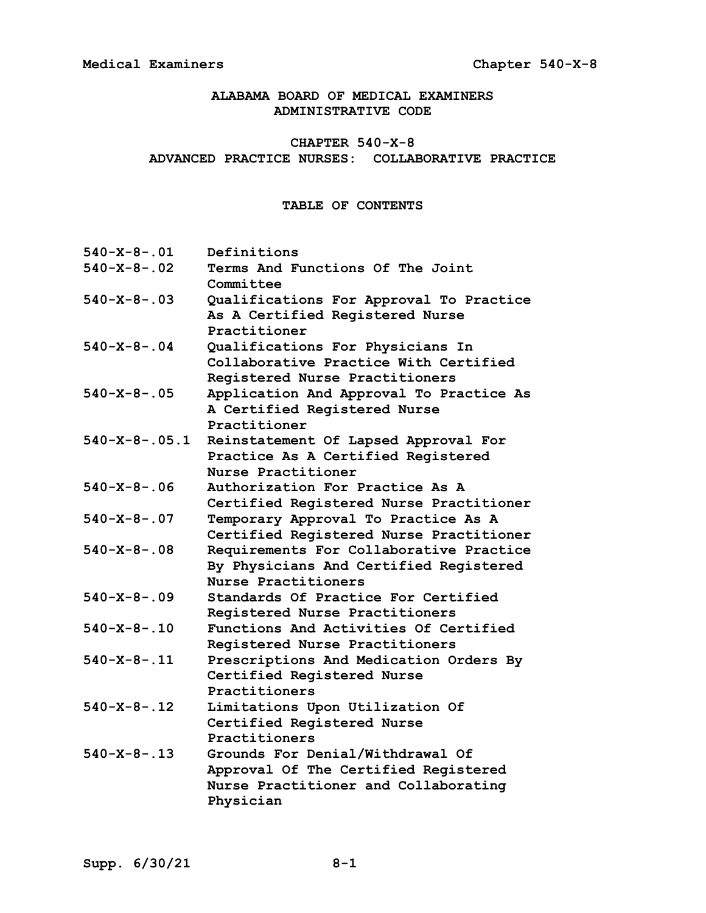# ALABAMA BOARD OF MEDICAL EXAMINERS ADMINISTRATIVE CODE

## CHAPTER 540-X-8 ADVANCED PRACTICE NURSES: COLLABORATIVE PRACTICE

### TABLE OF CONTENTS

| | |
|---|---|
| 540-X-8-.01 | Definitions |
| 540-X-8-.02 | Terms And Functions Of The Joint Committee |
| 540-X-8-.03 | Qualifications For Approval To Practice As A Certified Registered Nurse Practitioner |
| 540-X-8-.04 | Qualifications For Physicians In Collaborative Practice With Certified Registered Nurse Practitioners |
| 540-X-8-.05 | Application And Approval To Practice As A Certified Registered Nurse Practitioner |
| 540-X-8-.05.1 | Reinstatement Of Lapsed Approval For Practice As A Certified Registered Nurse Practitioner |
| 540-X-8-.06 | Authorization For Practice As A Certified Registered Nurse Practitioner |
| 540-X-8-.07 | Temporary Approval To Practice As A Certified Registered Nurse Practitioner |
| 540-X-8-.08 | Requirements For Collaborative Practice By Physicians And Certified Registered Nurse Practitioners |
| 540-X-8-.09 | Standards Of Practice For Certified Registered Nurse Practitioners |
| 540-X-8-.10 | Functions And Activities Of Certified Registered Nurse Practitioners |
| 540-X-8-.11 | Prescriptions And Medication Orders By Certified Registered Nurse Practitioners |
| 540-X-8-.12 | Limitations Upon Utilization Of Certified Registered Nurse Practitioners |
| 540-X-8-.13 | Grounds For Denial/Withdrawal Of Approval Of The Certified Registered Nurse Practitioner and Collaborating Physician |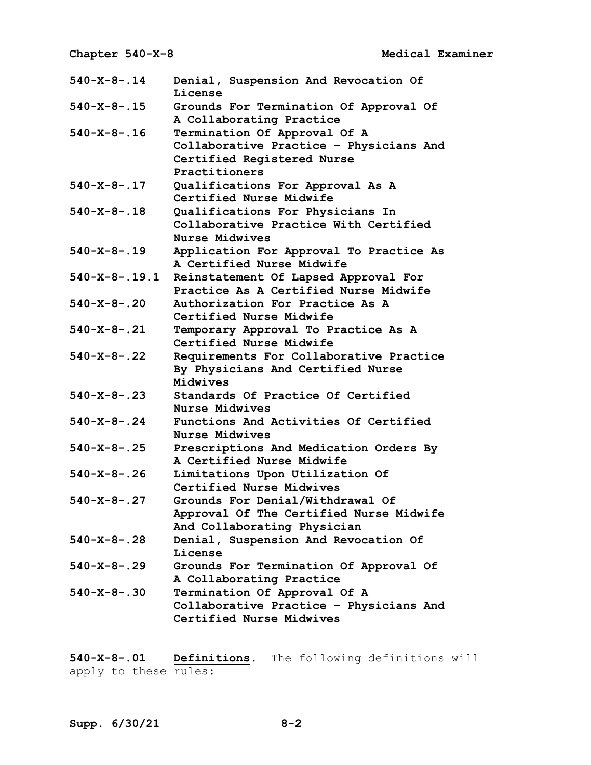**540-X-8-.14** Denial, Suspension And Revocation Of License

**540-X-8-.15** Grounds For Termination Of Approval Of A Collaborating Practice

**540-X-8-.16** Termination Of Approval Of A Collaborative Practice – Physicians And Certified Registered Nurse Practitioners

**540-X-8-.17** Qualifications For Approval As A Certified Nurse Midwife

**540-X-8-.18** Qualifications For Physicians In Collaborative Practice With Certified Nurse Midwives

**540-X-8-.19** Application For Approval To Practice As A Certified Nurse Midwife

**540-X-8-.19.1** Reinstatement Of Lapsed Approval For Practice As A Certified Nurse Midwife

**540-X-8-.20** Authorization For Practice As A Certified Nurse Midwife

**540-X-8-.21** Temporary Approval To Practice As A Certified Nurse Midwife

**540-X-8-.22** Requirements For Collaborative Practice By Physicians And Certified Nurse Midwives

**540-X-8-.23** Standards Of Practice Of Certified Nurse Midwives

**540-X-8-.24** Functions And Activities Of Certified Nurse Midwives

**540-X-8-.25** Prescriptions And Medication Orders By A Certified Nurse Midwife

**540-X-8-.26** Limitations Upon Utilization Of Certified Nurse Midwives

**540-X-8-.27** Grounds For Denial/Withdrawal Of Approval Of The Certified Nurse Midwife And Collaborating Physician

**540-X-8-.28** Denial, Suspension And Revocation Of License

**540-X-8-.29** Grounds For Termination Of Approval Of A Collaborating Practice

**540-X-8-.30** Termination Of Approval Of A Collaborative Practice – Physicians And Certified Nurse Midwives

**540-X-8-.01** **Definitions**. The following definitions will apply to these rules: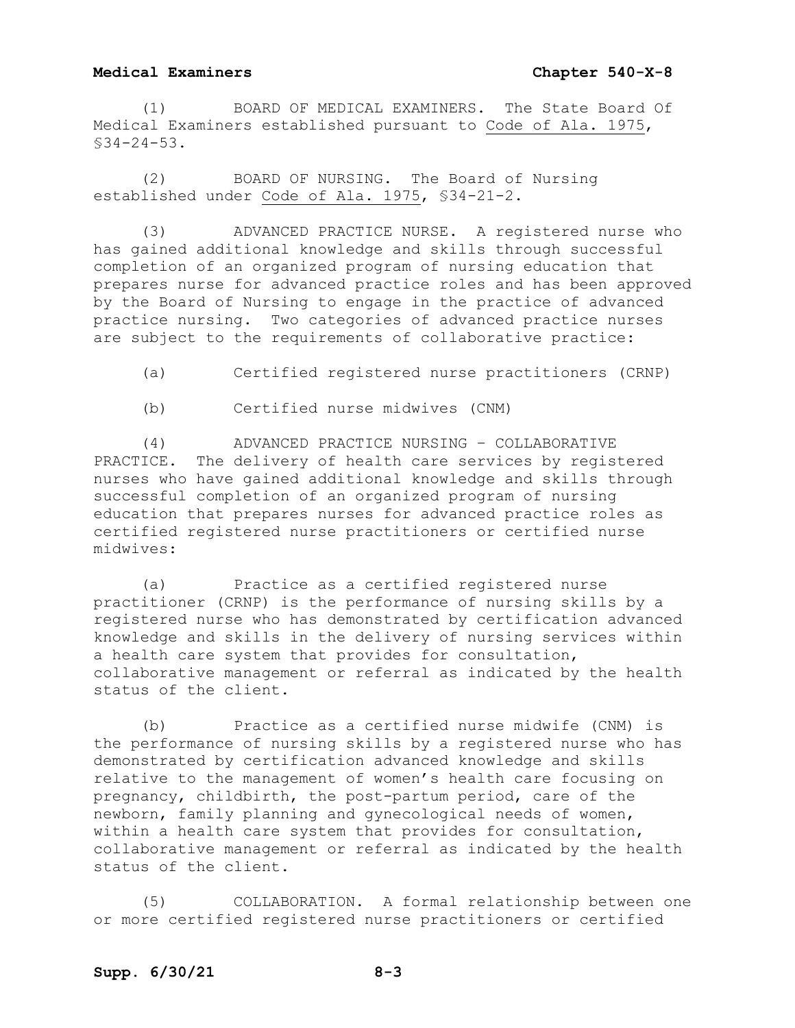(1) BOARD OF MEDICAL EXAMINERS. The State Board Of Medical Examiners established pursuant to Code of Ala. 1975, §34-24-53.

(2) BOARD OF NURSING. The Board of Nursing established under Code of Ala. 1975, §34-21-2.

(3) ADVANCED PRACTICE NURSE. A registered nurse who has gained additional knowledge and skills through successful completion of an organized program of nursing education that prepares nurse for advanced practice roles and has been approved by the Board of Nursing to engage in the practice of advanced practice nursing. Two categories of advanced practice nurses are subject to the requirements of collaborative practice:

(a) Certified registered nurse practitioners (CRNP)

(b) Certified nurse midwives (CNM)

(4) ADVANCED PRACTICE NURSING – COLLABORATIVE PRACTICE. The delivery of health care services by registered nurses who have gained additional knowledge and skills through successful completion of an organized program of nursing education that prepares nurses for advanced practice roles as certified registered nurse practitioners or certified nurse midwives:

(a) Practice as a certified registered nurse practitioner (CRNP) is the performance of nursing skills by a registered nurse who has demonstrated by certification advanced knowledge and skills in the delivery of nursing services within a health care system that provides for consultation, collaborative management or referral as indicated by the health status of the client.

(b) Practice as a certified nurse midwife (CNM) is the performance of nursing skills by a registered nurse who has demonstrated by certification advanced knowledge and skills relative to the management of women's health care focusing on pregnancy, childbirth, the post-partum period, care of the newborn, family planning and gynecological needs of women, within a health care system that provides for consultation, collaborative management or referral as indicated by the health status of the client.

(5) COLLABORATION. A formal relationship between one or more certified registered nurse practitioners or certified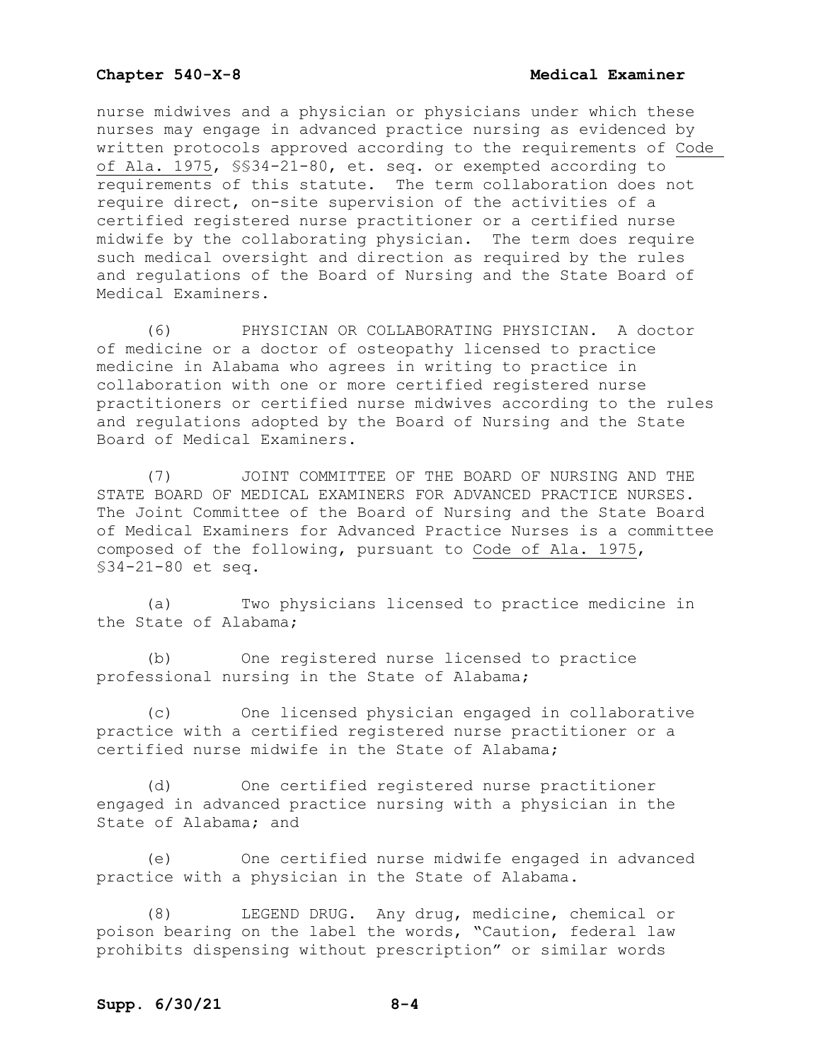nurse midwives and a physician or physicians under which these nurses may engage in advanced practice nursing as evidenced by written protocols approved according to the requirements of Code of Ala. 1975, §§34-21-80, et. seq. or exempted according to requirements of this statute. The term collaboration does not require direct, on-site supervision of the activities of a certified registered nurse practitioner or a certified nurse midwife by the collaborating physician. The term does require such medical oversight and direction as required by the rules and regulations of the Board of Nursing and the State Board of Medical Examiners.

(6) PHYSICIAN OR COLLABORATING PHYSICIAN. A doctor of medicine or a doctor of osteopathy licensed to practice medicine in Alabama who agrees in writing to practice in collaboration with one or more certified registered nurse practitioners or certified nurse midwives according to the rules and regulations adopted by the Board of Nursing and the State Board of Medical Examiners.

(7) JOINT COMMITTEE OF THE BOARD OF NURSING AND THE STATE BOARD OF MEDICAL EXAMINERS FOR ADVANCED PRACTICE NURSES. The Joint Committee of the Board of Nursing and the State Board of Medical Examiners for Advanced Practice Nurses is a committee composed of the following, pursuant to Code of Ala. 1975, §34-21-80 et seq.

(a) Two physicians licensed to practice medicine in the State of Alabama;

(b) One registered nurse licensed to practice professional nursing in the State of Alabama;

(c) One licensed physician engaged in collaborative practice with a certified registered nurse practitioner or a certified nurse midwife in the State of Alabama;

(d) One certified registered nurse practitioner engaged in advanced practice nursing with a physician in the State of Alabama; and

(e) One certified nurse midwife engaged in advanced practice with a physician in the State of Alabama.

(8) LEGEND DRUG. Any drug, medicine, chemical or poison bearing on the label the words, "Caution, federal law prohibits dispensing without prescription" or similar words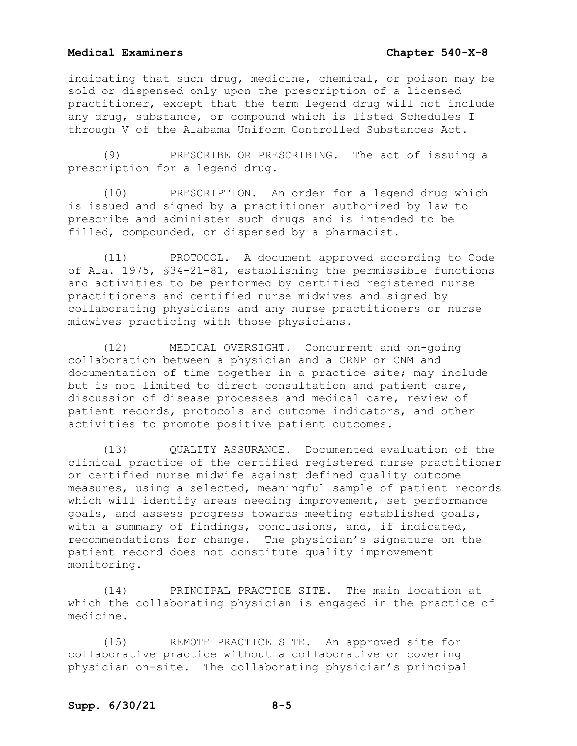indicating that such drug, medicine, chemical, or poison may be sold or dispensed only upon the prescription of a licensed practitioner, except that the term legend drug will not include any drug, substance, or compound which is listed Schedules I through V of the Alabama Uniform Controlled Substances Act.

(9) PRESCRIBE OR PRESCRIBING. The act of issuing a prescription for a legend drug.

(10) PRESCRIPTION. An order for a legend drug which is issued and signed by a practitioner authorized by law to prescribe and administer such drugs and is intended to be filled, compounded, or dispensed by a pharmacist.

(11) PROTOCOL. A document approved according to Code of Ala. 1975, §34-21-81, establishing the permissible functions and activities to be performed by certified registered nurse practitioners and certified nurse midwives and signed by collaborating physicians and any nurse practitioners or nurse midwives practicing with those physicians.

(12) MEDICAL OVERSIGHT. Concurrent and on-going collaboration between a physician and a CRNP or CNM and documentation of time together in a practice site; may include but is not limited to direct consultation and patient care, discussion of disease processes and medical care, review of patient records, protocols and outcome indicators, and other activities to promote positive patient outcomes.

(13) QUALITY ASSURANCE. Documented evaluation of the clinical practice of the certified registered nurse practitioner or certified nurse midwife against defined quality outcome measures, using a selected, meaningful sample of patient records which will identify areas needing improvement, set performance goals, and assess progress towards meeting established goals, with a summary of findings, conclusions, and, if indicated, recommendations for change. The physician's signature on the patient record does not constitute quality improvement monitoring.

(14) PRINCIPAL PRACTICE SITE. The main location at which the collaborating physician is engaged in the practice of medicine.

(15) REMOTE PRACTICE SITE. An approved site for collaborative practice without a collaborative or covering physician on-site. The collaborating physician's principal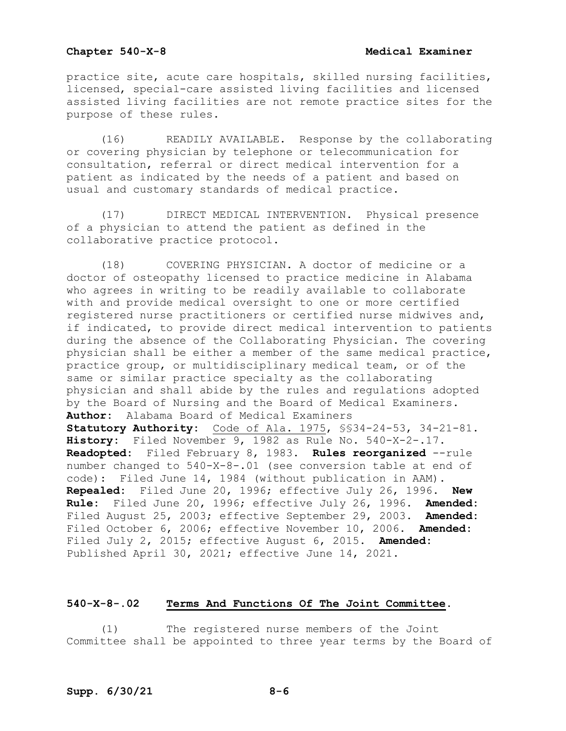practice site, acute care hospitals, skilled nursing facilities, licensed, special-care assisted living facilities and licensed assisted living facilities are not remote practice sites for the purpose of these rules.

(16) READILY AVAILABLE. Response by the collaborating or covering physician by telephone or telecommunication for consultation, referral or direct medical intervention for a patient as indicated by the needs of a patient and based on usual and customary standards of medical practice.

(17) DIRECT MEDICAL INTERVENTION. Physical presence of a physician to attend the patient as defined in the collaborative practice protocol.

(18) COVERING PHYSICIAN. A doctor of medicine or a doctor of osteopathy licensed to practice medicine in Alabama who agrees in writing to be readily available to collaborate with and provide medical oversight to one or more certified registered nurse practitioners or certified nurse midwives and, if indicated, to provide direct medical intervention to patients during the absence of the Collaborating Physician. The covering physician shall be either a member of the same medical practice, practice group, or multidisciplinary medical team, or of the same or similar practice specialty as the collaborating physician and shall abide by the rules and regulations adopted by the Board of Nursing and the Board of Medical Examiners.

**Author:** Alabama Board of Medical Examiners
**Statutory Authority:** Code of Ala. 1975, §§34-24-53, 34-21-81.
**History:** Filed November 9, 1982 as Rule No. 540-X-2-.17. **Readopted:** Filed February 8, 1983. **Rules reorganized** --rule number changed to 540-X-8-.01 (see conversion table at end of code): Filed June 14, 1984 (without publication in AAM). **Repealed:** Filed June 20, 1996; effective July 26, 1996. **New Rule:** Filed June 20, 1996; effective July 26, 1996. **Amended:** Filed August 25, 2003; effective September 29, 2003. **Amended:** Filed October 6, 2006; effective November 10, 2006. **Amended:** Filed July 2, 2015; effective August 6, 2015. **Amended:** Published April 30, 2021; effective June 14, 2021.

## 540-X-8-.02 Terms And Functions Of The Joint Committee.

(1) The registered nurse members of the Joint Committee shall be appointed to three year terms by the Board of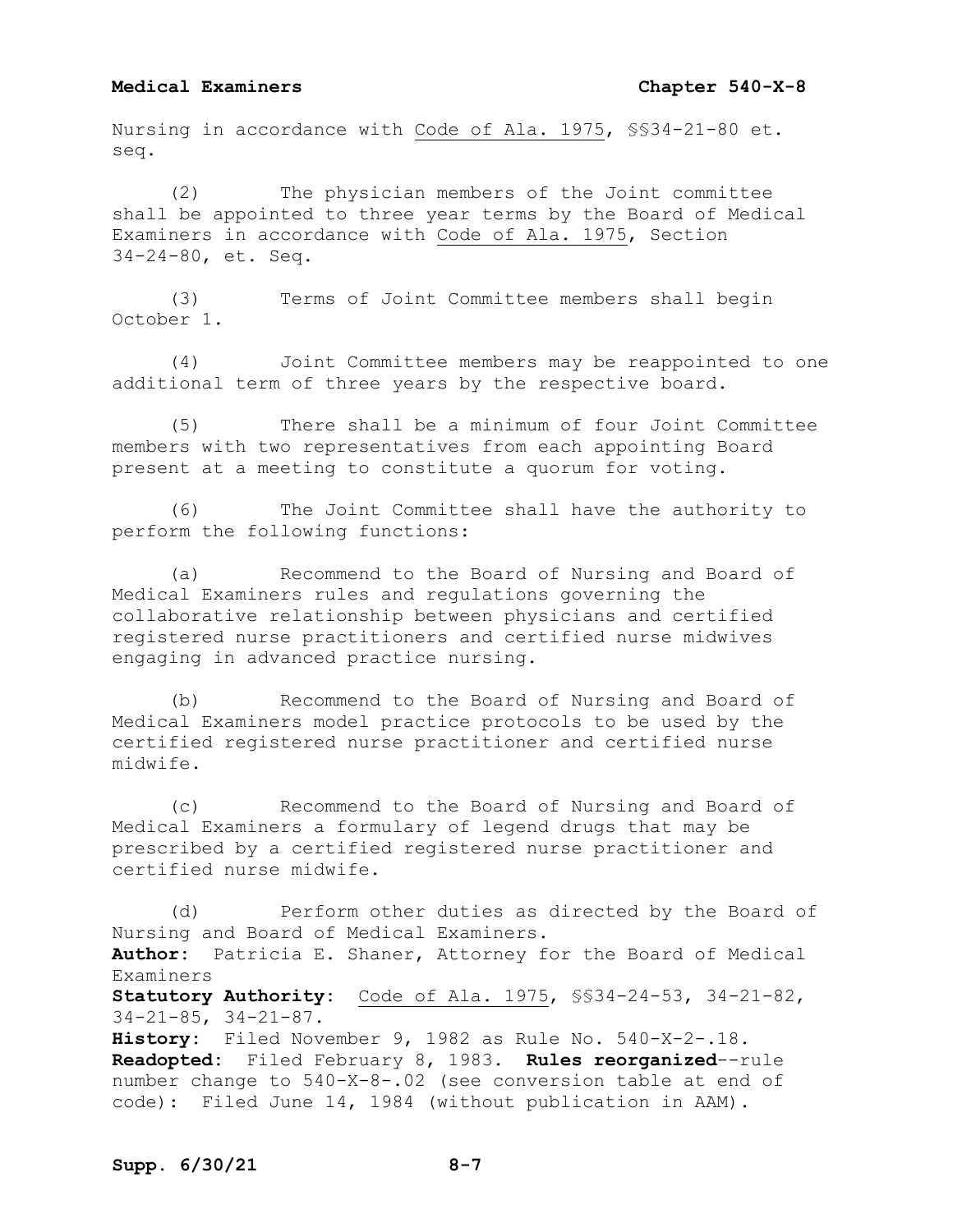Nursing in accordance with Code of Ala. 1975, §§34-21-80 et. seq.

(2) The physician members of the Joint committee shall be appointed to three year terms by the Board of Medical Examiners in accordance with Code of Ala. 1975, Section 34-24-80, et. Seq.

(3) Terms of Joint Committee members shall begin October 1.

(4) Joint Committee members may be reappointed to one additional term of three years by the respective board.

(5) There shall be a minimum of four Joint Committee members with two representatives from each appointing Board present at a meeting to constitute a quorum for voting.

(6) The Joint Committee shall have the authority to perform the following functions:

(a) Recommend to the Board of Nursing and Board of Medical Examiners rules and regulations governing the collaborative relationship between physicians and certified registered nurse practitioners and certified nurse midwives engaging in advanced practice nursing.

(b) Recommend to the Board of Nursing and Board of Medical Examiners model practice protocols to be used by the certified registered nurse practitioner and certified nurse midwife.

(c) Recommend to the Board of Nursing and Board of Medical Examiners a formulary of legend drugs that may be prescribed by a certified registered nurse practitioner and certified nurse midwife.

(d) Perform other duties as directed by the Board of Nursing and Board of Medical Examiners.

**Author:** Patricia E. Shaner, Attorney for the Board of Medical Examiners
**Statutory Authority:** Code of Ala. 1975, §§34-24-53, 34-21-82, 34-21-85, 34-21-87.
**History:** Filed November 9, 1982 as Rule No. 540-X-2-.18. **Readopted:** Filed February 8, 1983. **Rules reorganized**--rule number change to 540-X-8-.02 (see conversion table at end of code): Filed June 14, 1984 (without publication in AAM).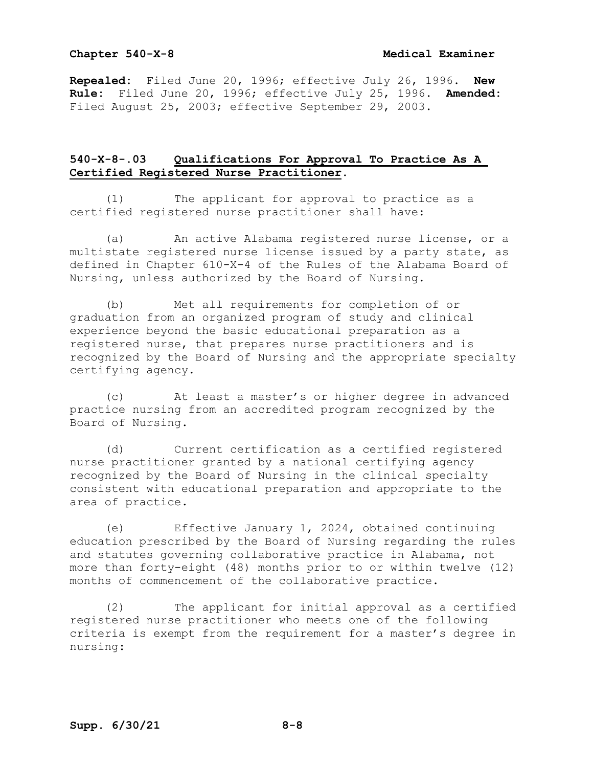**Repealed**: Filed June 20, 1996; effective July 26, 1996. **New Rule**: Filed June 20, 1996; effective July 25, 1996. **Amended**: Filed August 25, 2003; effective September 29, 2003.

## 540-X-8-.03 Qualifications For Approval To Practice As A Certified Registered Nurse Practitioner.

(1) The applicant for approval to practice as a certified registered nurse practitioner shall have:

(a) An active Alabama registered nurse license, or a multistate registered nurse license issued by a party state, as defined in Chapter 610-X-4 of the Rules of the Alabama Board of Nursing, unless authorized by the Board of Nursing.

(b) Met all requirements for completion of or graduation from an organized program of study and clinical experience beyond the basic educational preparation as a registered nurse, that prepares nurse practitioners and is recognized by the Board of Nursing and the appropriate specialty certifying agency.

(c) At least a master's or higher degree in advanced practice nursing from an accredited program recognized by the Board of Nursing.

(d) Current certification as a certified registered nurse practitioner granted by a national certifying agency recognized by the Board of Nursing in the clinical specialty consistent with educational preparation and appropriate to the area of practice.

(e) Effective January 1, 2024, obtained continuing education prescribed by the Board of Nursing regarding the rules and statutes governing collaborative practice in Alabama, not more than forty-eight (48) months prior to or within twelve (12) months of commencement of the collaborative practice.

(2) The applicant for initial approval as a certified registered nurse practitioner who meets one of the following criteria is exempt from the requirement for a master's degree in nursing: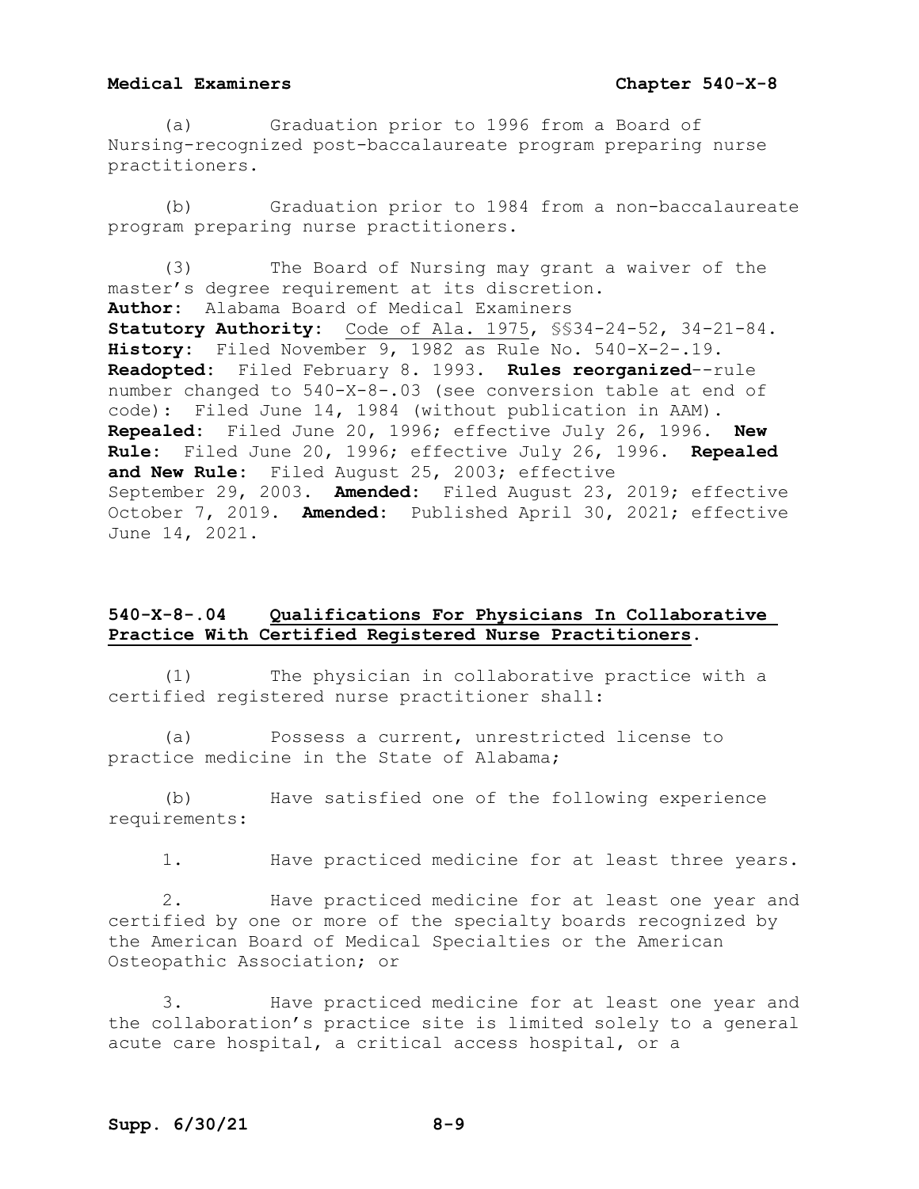(a) Graduation prior to 1996 from a Board of Nursing-recognized post-baccalaureate program preparing nurse practitioners.

(b) Graduation prior to 1984 from a non-baccalaureate program preparing nurse practitioners.

(3) The Board of Nursing may grant a waiver of the master's degree requirement at its discretion.

**Author:** Alabama Board of Medical Examiners
**Statutory Authority:** Code of Ala. 1975, §§34-24-52, 34-21-84.
**History:** Filed November 9, 1982 as Rule No. 540-X-2-.19. **Readopted:** Filed February 8. 1993. **Rules reorganized**--rule number changed to 540-X-8-.03 (see conversion table at end of code): Filed June 14, 1984 (without publication in AAM). **Repealed:** Filed June 20, 1996; effective July 26, 1996. **New Rule:** Filed June 20, 1996; effective July 26, 1996. **Repealed and New Rule:** Filed August 25, 2003; effective September 29, 2003. **Amended:** Filed August 23, 2019; effective October 7, 2019. **Amended:** Published April 30, 2021; effective June 14, 2021.

## 540-X-8-.04 Qualifications For Physicians In Collaborative Practice With Certified Registered Nurse Practitioners.

(1) The physician in collaborative practice with a certified registered nurse practitioner shall:

(a) Possess a current, unrestricted license to practice medicine in the State of Alabama;

(b) Have satisfied one of the following experience requirements:

1. Have practiced medicine for at least three years.

2. Have practiced medicine for at least one year and certified by one or more of the specialty boards recognized by the American Board of Medical Specialties or the American Osteopathic Association; or

3. Have practiced medicine for at least one year and the collaboration's practice site is limited solely to a general acute care hospital, a critical access hospital, or a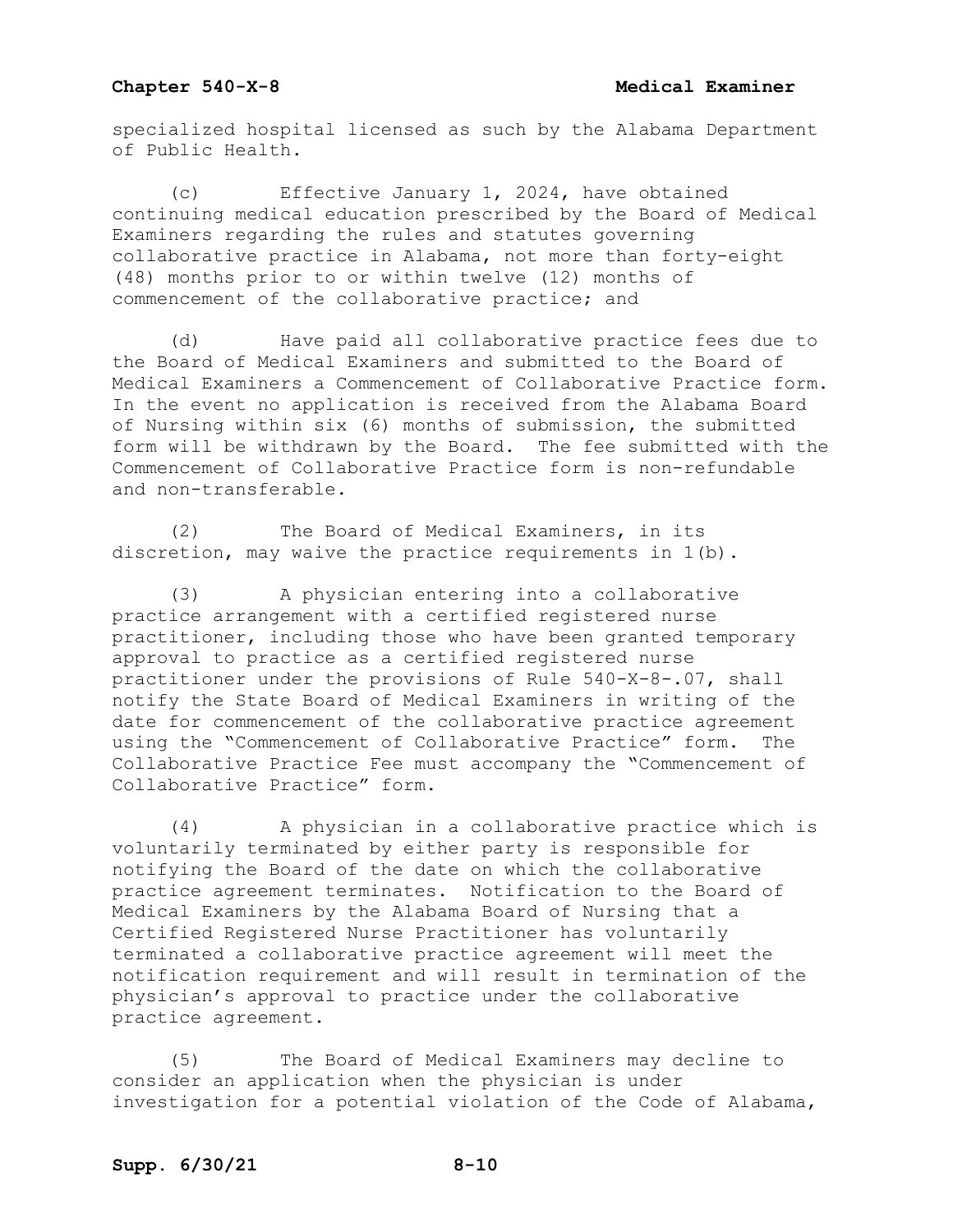specialized hospital licensed as such by the Alabama Department of Public Health.

(c) Effective January 1, 2024, have obtained continuing medical education prescribed by the Board of Medical Examiners regarding the rules and statutes governing collaborative practice in Alabama, not more than forty-eight (48) months prior to or within twelve (12) months of commencement of the collaborative practice; and

(d) Have paid all collaborative practice fees due to the Board of Medical Examiners and submitted to the Board of Medical Examiners a Commencement of Collaborative Practice form. In the event no application is received from the Alabama Board of Nursing within six (6) months of submission, the submitted form will be withdrawn by the Board. The fee submitted with the Commencement of Collaborative Practice form is non-refundable and non-transferable.

(2) The Board of Medical Examiners, in its discretion, may waive the practice requirements in 1(b).

(3) A physician entering into a collaborative practice arrangement with a certified registered nurse practitioner, including those who have been granted temporary approval to practice as a certified registered nurse practitioner under the provisions of Rule 540-X-8-.07, shall notify the State Board of Medical Examiners in writing of the date for commencement of the collaborative practice agreement using the "Commencement of Collaborative Practice" form. The Collaborative Practice Fee must accompany the "Commencement of Collaborative Practice" form.

(4) A physician in a collaborative practice which is voluntarily terminated by either party is responsible for notifying the Board of the date on which the collaborative practice agreement terminates. Notification to the Board of Medical Examiners by the Alabama Board of Nursing that a Certified Registered Nurse Practitioner has voluntarily terminated a collaborative practice agreement will meet the notification requirement and will result in termination of the physician's approval to practice under the collaborative practice agreement.

(5) The Board of Medical Examiners may decline to consider an application when the physician is under investigation for a potential violation of the Code of Alabama,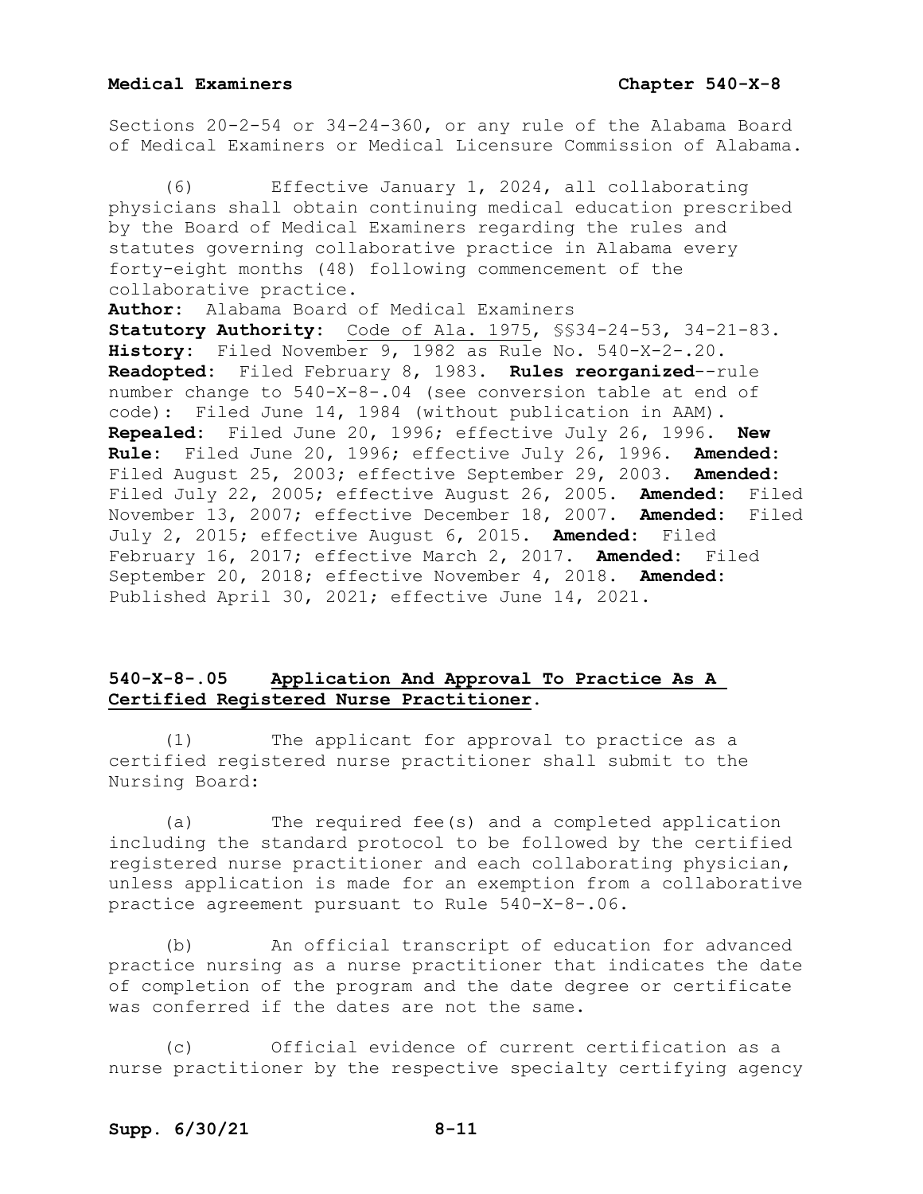Sections 20-2-54 or 34-24-360, or any rule of the Alabama Board of Medical Examiners or Medical Licensure Commission of Alabama.

(6) Effective January 1, 2024, all collaborating physicians shall obtain continuing medical education prescribed by the Board of Medical Examiners regarding the rules and statutes governing collaborative practice in Alabama every forty-eight months (48) following commencement of the collaborative practice.

**Author:** Alabama Board of Medical Examiners
**Statutory Authority:** Code of Ala. 1975, §§34-24-53, 34-21-83.
**History:** Filed November 9, 1982 as Rule No. 540-X-2-.20. **Readopted:** Filed February 8, 1983. **Rules reorganized**--rule number change to 540-X-8-.04 (see conversion table at end of code): Filed June 14, 1984 (without publication in AAM). **Repealed:** Filed June 20, 1996; effective July 26, 1996. **New Rule:** Filed June 20, 1996; effective July 26, 1996. **Amended:** Filed August 25, 2003; effective September 29, 2003. **Amended:** Filed July 22, 2005; effective August 26, 2005. **Amended:** Filed November 13, 2007; effective December 18, 2007. **Amended:** Filed July 2, 2015; effective August 6, 2015. **Amended:** Filed February 16, 2017; effective March 2, 2017. **Amended:** Filed September 20, 2018; effective November 4, 2018. **Amended:** Published April 30, 2021; effective June 14, 2021.

## 540-X-8-.05 Application And Approval To Practice As A Certified Registered Nurse Practitioner.

(1) The applicant for approval to practice as a certified registered nurse practitioner shall submit to the Nursing Board:

(a) The required fee(s) and a completed application including the standard protocol to be followed by the certified registered nurse practitioner and each collaborating physician, unless application is made for an exemption from a collaborative practice agreement pursuant to Rule 540-X-8-.06.

(b) An official transcript of education for advanced practice nursing as a nurse practitioner that indicates the date of completion of the program and the date degree or certificate was conferred if the dates are not the same.

(c) Official evidence of current certification as a nurse practitioner by the respective specialty certifying agency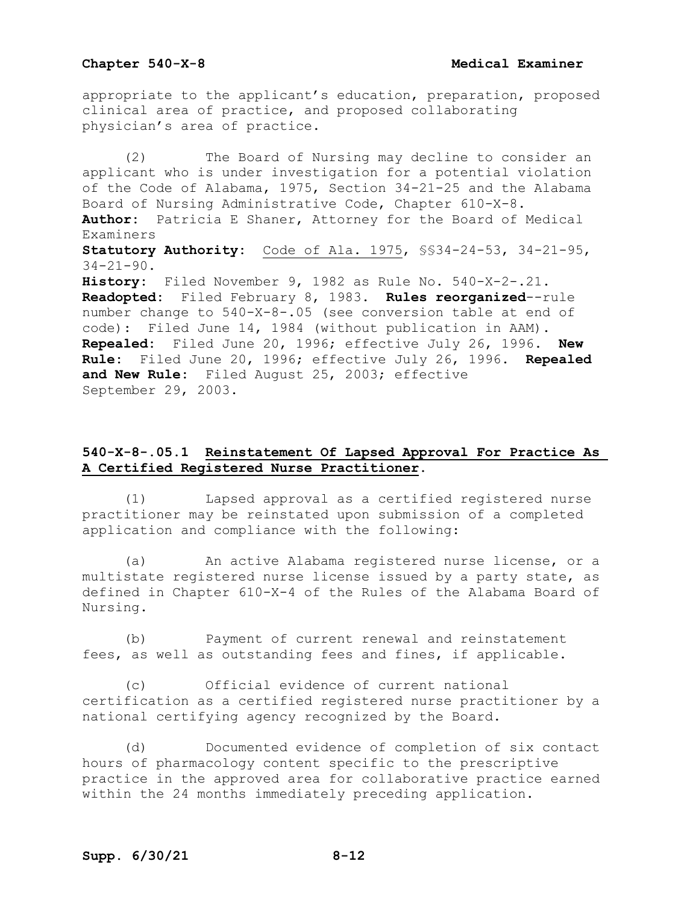appropriate to the applicant's education, preparation, proposed clinical area of practice, and proposed collaborating physician's area of practice.

(2) The Board of Nursing may decline to consider an applicant who is under investigation for a potential violation of the Code of Alabama, 1975, Section 34-21-25 and the Alabama Board of Nursing Administrative Code, Chapter 610-X-8.

**Author:** Patricia E Shaner, Attorney for the Board of Medical Examiners

**Statutory Authority:** Code of Ala. 1975, §§34-24-53, 34-21-95, 34-21-90.

**History:** Filed November 9, 1982 as Rule No. 540-X-2-.21. **Readopted:** Filed February 8, 1983. **Rules reorganized**--rule number change to 540-X-8-.05 (see conversion table at end of code): Filed June 14, 1984 (without publication in AAM). **Repealed:** Filed June 20, 1996; effective July 26, 1996. **New Rule:** Filed June 20, 1996; effective July 26, 1996. **Repealed and New Rule:** Filed August 25, 2003; effective September 29, 2003.

## 540-X-8-.05.1 Reinstatement Of Lapsed Approval For Practice As A Certified Registered Nurse Practitioner.

(1) Lapsed approval as a certified registered nurse practitioner may be reinstated upon submission of a completed application and compliance with the following:

(a) An active Alabama registered nurse license, or a multistate registered nurse license issued by a party state, as defined in Chapter 610-X-4 of the Rules of the Alabama Board of Nursing.

(b) Payment of current renewal and reinstatement fees, as well as outstanding fees and fines, if applicable.

(c) Official evidence of current national certification as a certified registered nurse practitioner by a national certifying agency recognized by the Board.

(d) Documented evidence of completion of six contact hours of pharmacology content specific to the prescriptive practice in the approved area for collaborative practice earned within the 24 months immediately preceding application.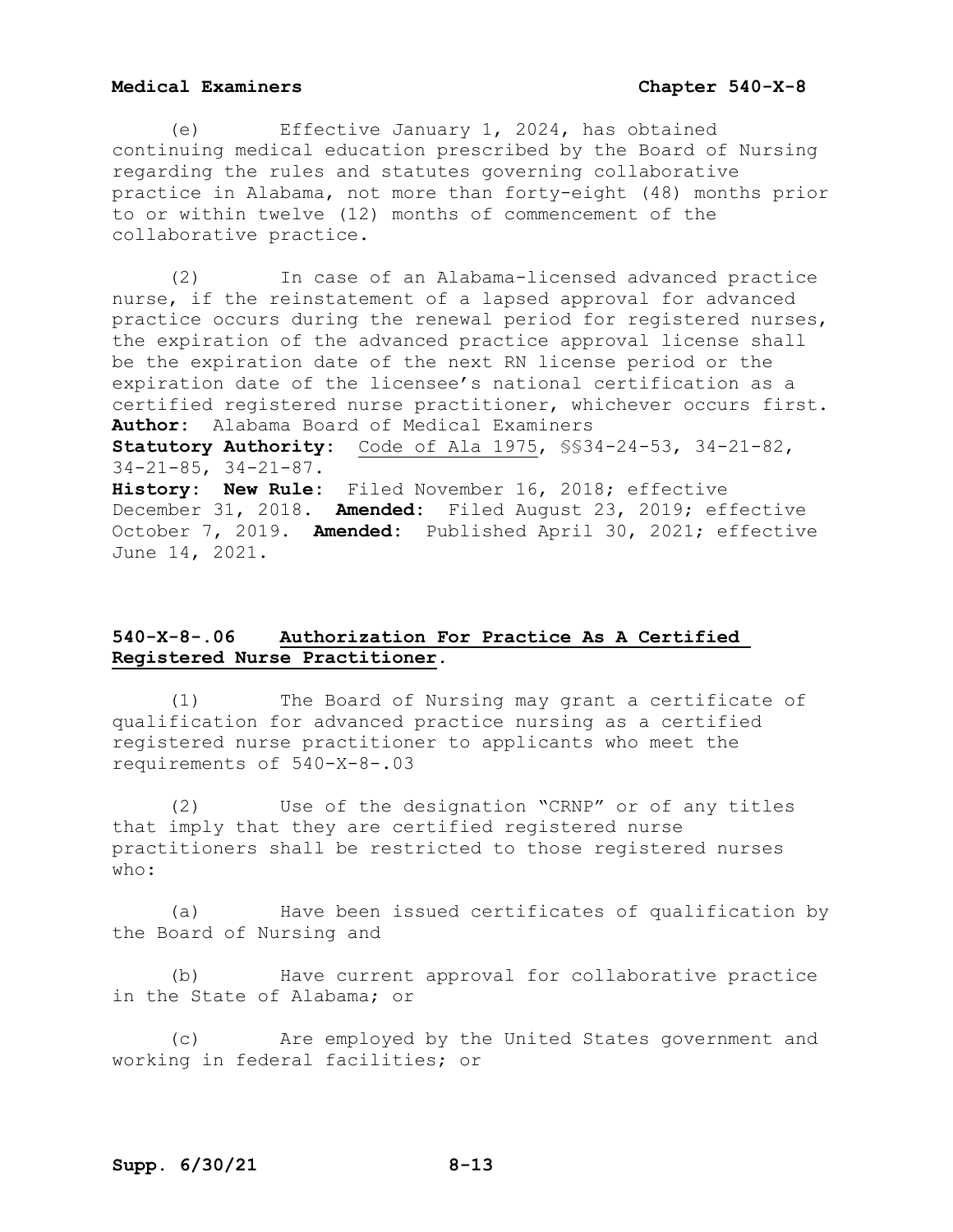(e) Effective January 1, 2024, has obtained continuing medical education prescribed by the Board of Nursing regarding the rules and statutes governing collaborative practice in Alabama, not more than forty-eight (48) months prior to or within twelve (12) months of commencement of the collaborative practice.

(2) In case of an Alabama-licensed advanced practice nurse, if the reinstatement of a lapsed approval for advanced practice occurs during the renewal period for registered nurses, the expiration of the advanced practice approval license shall be the expiration date of the next RN license period or the expiration date of the licensee's national certification as a certified registered nurse practitioner, whichever occurs first.

**Author:** Alabama Board of Medical Examiners
**Statutory Authority:** Code of Ala 1975, §§34-24-53, 34-21-82, 34-21-85, 34-21-87.
**History:** **New Rule:** Filed November 16, 2018; effective December 31, 2018. **Amended:** Filed August 23, 2019; effective October 7, 2019. **Amended:** Published April 30, 2021; effective June 14, 2021.

## 540-X-8-.06 Authorization For Practice As A Certified Registered Nurse Practitioner.

(1) The Board of Nursing may grant a certificate of qualification for advanced practice nursing as a certified registered nurse practitioner to applicants who meet the requirements of 540-X-8-.03

(2) Use of the designation "CRNP" or of any titles that imply that they are certified registered nurse practitioners shall be restricted to those registered nurses who:

(a) Have been issued certificates of qualification by the Board of Nursing and

(b) Have current approval for collaborative practice in the State of Alabama; or

(c) Are employed by the United States government and working in federal facilities; or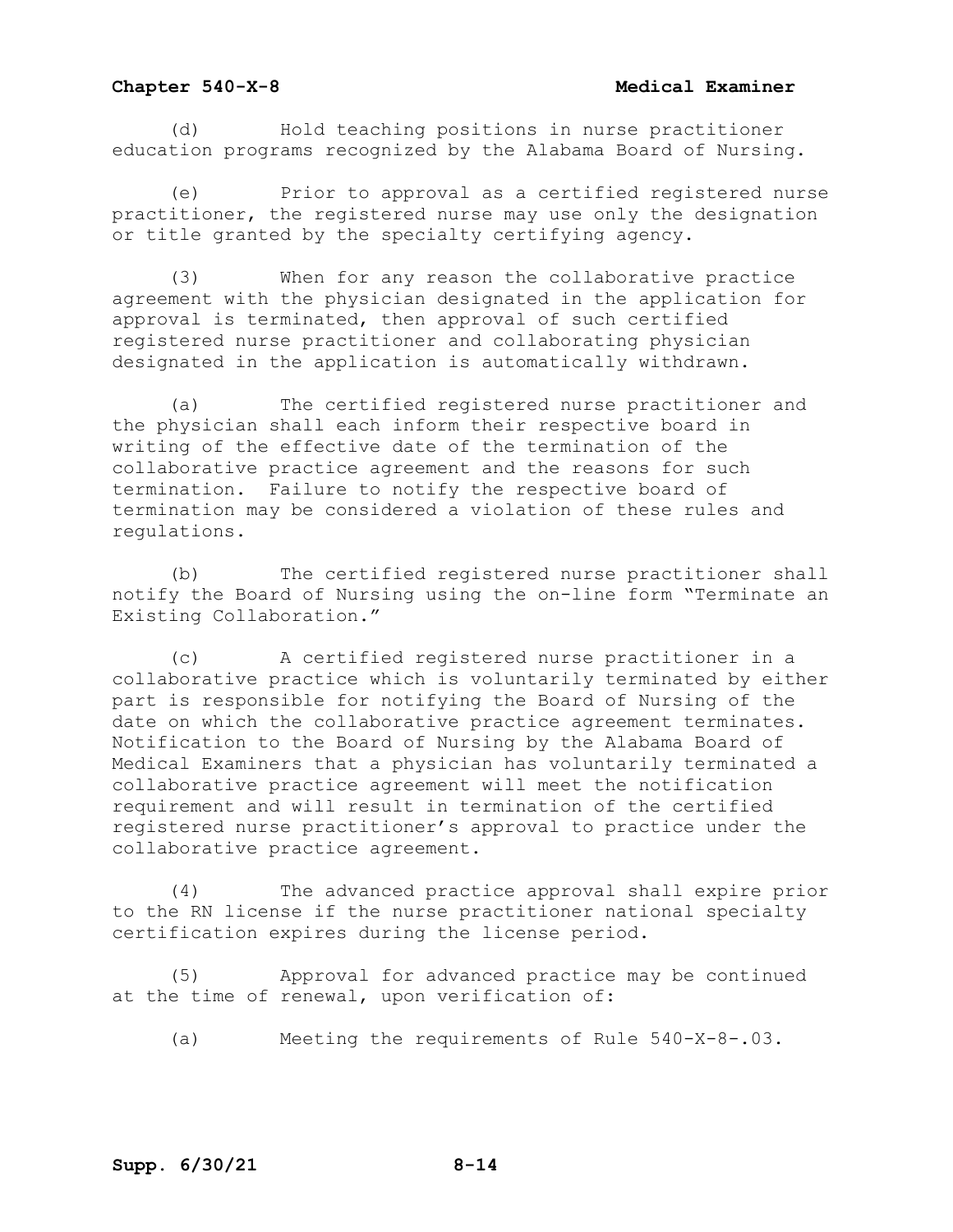(d) Hold teaching positions in nurse practitioner education programs recognized by the Alabama Board of Nursing.

(e) Prior to approval as a certified registered nurse practitioner, the registered nurse may use only the designation or title granted by the specialty certifying agency.

(3) When for any reason the collaborative practice agreement with the physician designated in the application for approval is terminated, then approval of such certified registered nurse practitioner and collaborating physician designated in the application is automatically withdrawn.

(a) The certified registered nurse practitioner and the physician shall each inform their respective board in writing of the effective date of the termination of the collaborative practice agreement and the reasons for such termination. Failure to notify the respective board of termination may be considered a violation of these rules and regulations.

(b) The certified registered nurse practitioner shall notify the Board of Nursing using the on-line form "Terminate an Existing Collaboration."

(c) A certified registered nurse practitioner in a collaborative practice which is voluntarily terminated by either part is responsible for notifying the Board of Nursing of the date on which the collaborative practice agreement terminates. Notification to the Board of Nursing by the Alabama Board of Medical Examiners that a physician has voluntarily terminated a collaborative practice agreement will meet the notification requirement and will result in termination of the certified registered nurse practitioner's approval to practice under the collaborative practice agreement.

(4) The advanced practice approval shall expire prior to the RN license if the nurse practitioner national specialty certification expires during the license period.

(5) Approval for advanced practice may be continued at the time of renewal, upon verification of:

(a) Meeting the requirements of Rule 540-X-8-.03.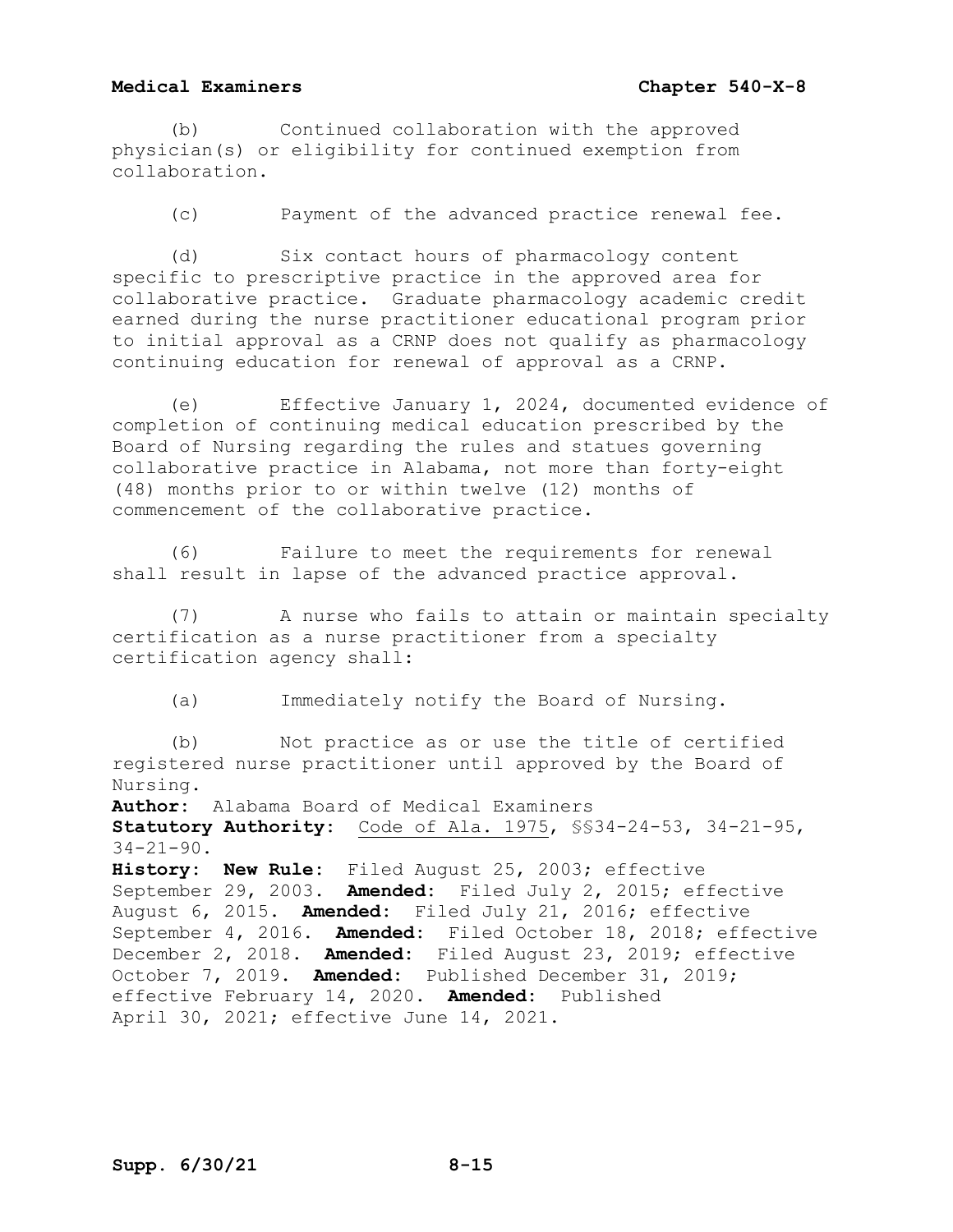(b) Continued collaboration with the approved physician(s) or eligibility for continued exemption from collaboration.

(c) Payment of the advanced practice renewal fee.

(d) Six contact hours of pharmacology content specific to prescriptive practice in the approved area for collaborative practice. Graduate pharmacology academic credit earned during the nurse practitioner educational program prior to initial approval as a CRNP does not qualify as pharmacology continuing education for renewal of approval as a CRNP.

(e) Effective January 1, 2024, documented evidence of completion of continuing medical education prescribed by the Board of Nursing regarding the rules and statues governing collaborative practice in Alabama, not more than forty-eight (48) months prior to or within twelve (12) months of commencement of the collaborative practice.

(6) Failure to meet the requirements for renewal shall result in lapse of the advanced practice approval.

(7) A nurse who fails to attain or maintain specialty certification as a nurse practitioner from a specialty certification agency shall:

(a) Immediately notify the Board of Nursing.

(b) Not practice as or use the title of certified registered nurse practitioner until approved by the Board of Nursing.

**Author:** Alabama Board of Medical Examiners
**Statutory Authority:** Code of Ala. 1975, §§34-24-53, 34-21-95, 34-21-90.
**History:** **New Rule:** Filed August 25, 2003; effective September 29, 2003. **Amended:** Filed July 2, 2015; effective August 6, 2015. **Amended:** Filed July 21, 2016; effective September 4, 2016. **Amended:** Filed October 18, 2018; effective December 2, 2018. **Amended:** Filed August 23, 2019; effective October 7, 2019. **Amended:** Published December 31, 2019; effective February 14, 2020. **Amended:** Published April 30, 2021; effective June 14, 2021.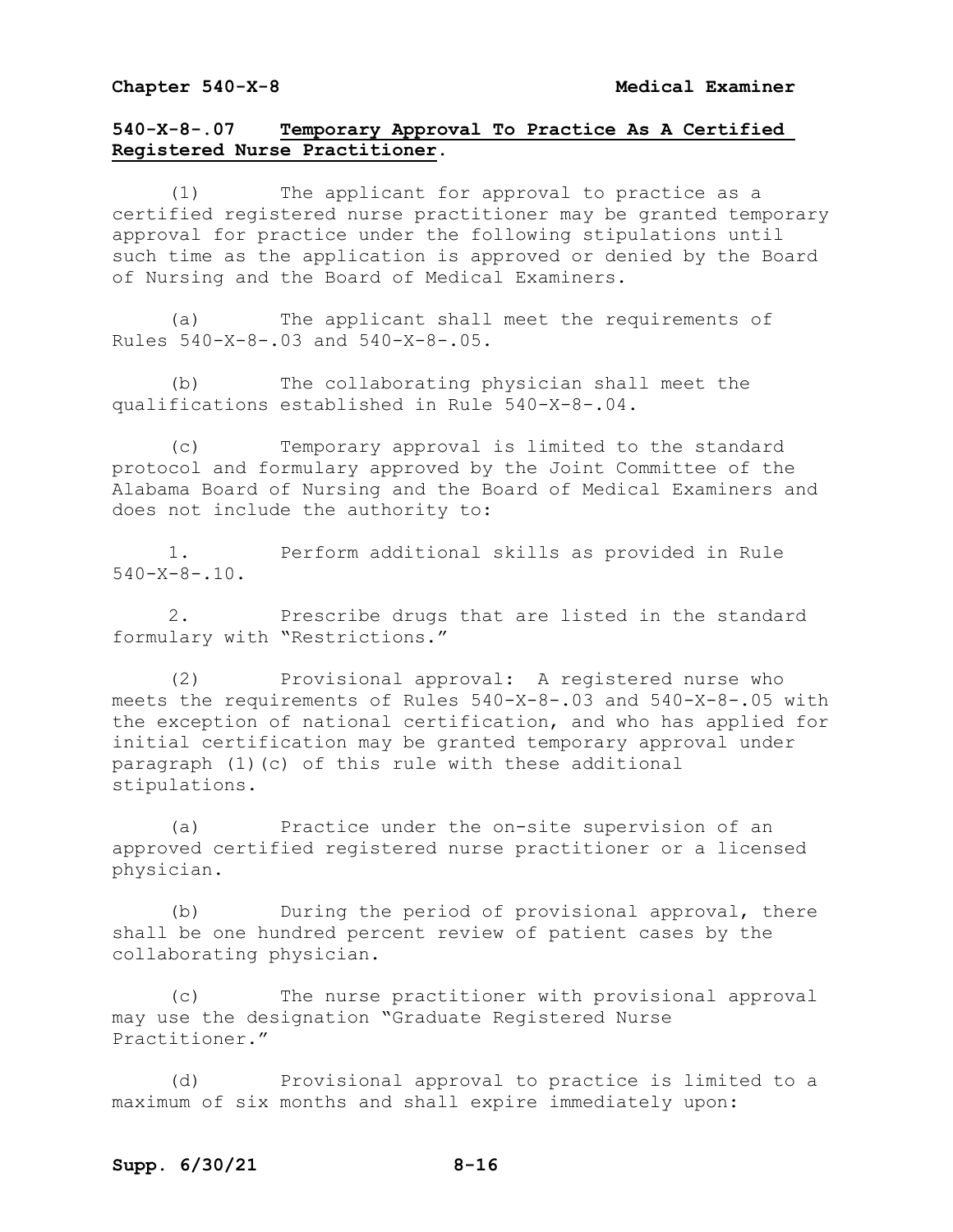## 540-X-8-.07 Temporary Approval To Practice As A Certified Registered Nurse Practitioner.

(1) The applicant for approval to practice as a certified registered nurse practitioner may be granted temporary approval for practice under the following stipulations until such time as the application is approved or denied by the Board of Nursing and the Board of Medical Examiners.

(a) The applicant shall meet the requirements of Rules 540-X-8-.03 and 540-X-8-.05.

(b) The collaborating physician shall meet the qualifications established in Rule 540-X-8-.04.

(c) Temporary approval is limited to the standard protocol and formulary approved by the Joint Committee of the Alabama Board of Nursing and the Board of Medical Examiners and does not include the authority to:

1. Perform additional skills as provided in Rule 540-X-8-.10.

2. Prescribe drugs that are listed in the standard formulary with "Restrictions."

(2) Provisional approval: A registered nurse who meets the requirements of Rules 540-X-8-.03 and 540-X-8-.05 with the exception of national certification, and who has applied for initial certification may be granted temporary approval under paragraph (1)(c) of this rule with these additional stipulations.

(a) Practice under the on-site supervision of an approved certified registered nurse practitioner or a licensed physician.

(b) During the period of provisional approval, there shall be one hundred percent review of patient cases by the collaborating physician.

(c) The nurse practitioner with provisional approval may use the designation "Graduate Registered Nurse Practitioner."

(d) Provisional approval to practice is limited to a maximum of six months and shall expire immediately upon: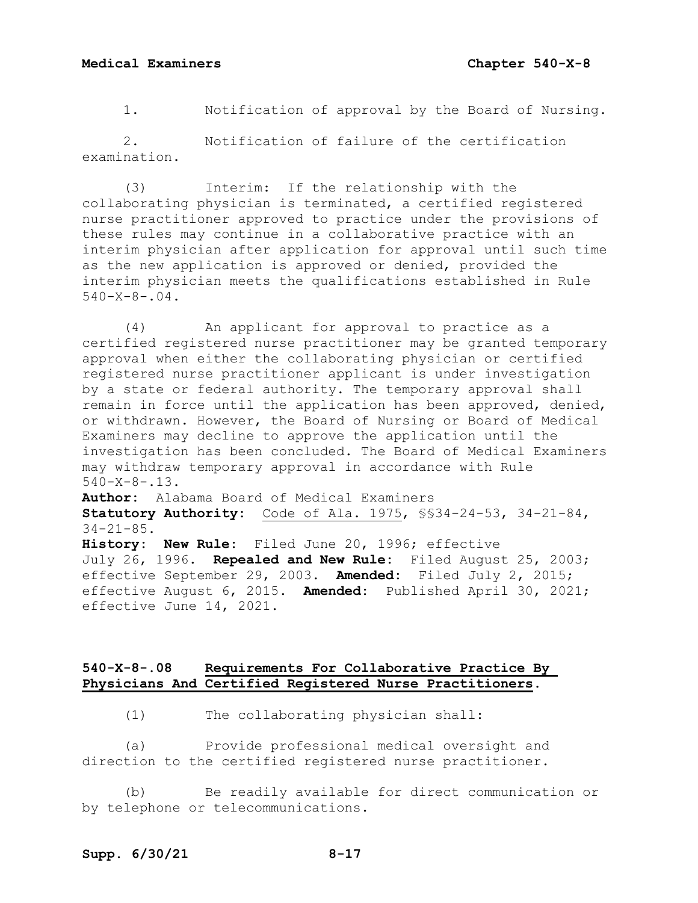1. Notification of approval by the Board of Nursing.

2. Notification of failure of the certification examination.

(3) Interim: If the relationship with the collaborating physician is terminated, a certified registered nurse practitioner approved to practice under the provisions of these rules may continue in a collaborative practice with an interim physician after application for approval until such time as the new application is approved or denied, provided the interim physician meets the qualifications established in Rule 540-X-8-.04.

(4) An applicant for approval to practice as a certified registered nurse practitioner may be granted temporary approval when either the collaborating physician or certified registered nurse practitioner applicant is under investigation by a state or federal authority. The temporary approval shall remain in force until the application has been approved, denied, or withdrawn. However, the Board of Nursing or Board of Medical Examiners may decline to approve the application until the investigation has been concluded. The Board of Medical Examiners may withdraw temporary approval in accordance with Rule 540-X-8-.13.

**Author:** Alabama Board of Medical Examiners
**Statutory Authority:** Code of Ala. 1975, §§34-24-53, 34-21-84, 34-21-85.
**History:** **New Rule:** Filed June 20, 1996; effective July 26, 1996. **Repealed and New Rule:** Filed August 25, 2003; effective September 29, 2003. **Amended:** Filed July 2, 2015; effective August 6, 2015. **Amended:** Published April 30, 2021; effective June 14, 2021.

## 540-X-8-.08 Requirements For Collaborative Practice By Physicians And Certified Registered Nurse Practitioners.

(1) The collaborating physician shall:

(a) Provide professional medical oversight and direction to the certified registered nurse practitioner.

(b) Be readily available for direct communication or by telephone or telecommunications.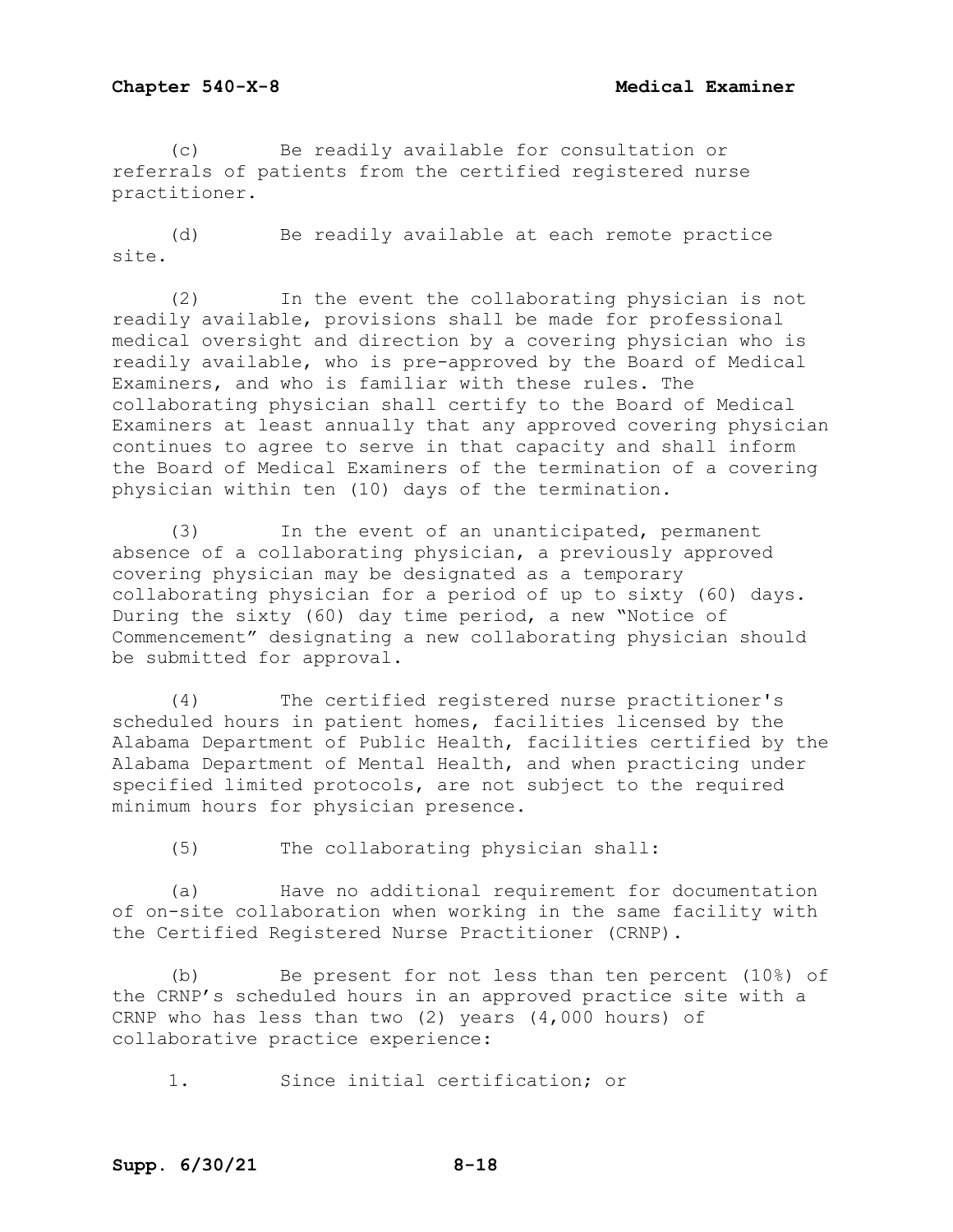(c) Be readily available for consultation or referrals of patients from the certified registered nurse practitioner.

(d) Be readily available at each remote practice site.

(2) In the event the collaborating physician is not readily available, provisions shall be made for professional medical oversight and direction by a covering physician who is readily available, who is pre-approved by the Board of Medical Examiners, and who is familiar with these rules. The collaborating physician shall certify to the Board of Medical Examiners at least annually that any approved covering physician continues to agree to serve in that capacity and shall inform the Board of Medical Examiners of the termination of a covering physician within ten (10) days of the termination.

(3) In the event of an unanticipated, permanent absence of a collaborating physician, a previously approved covering physician may be designated as a temporary collaborating physician for a period of up to sixty (60) days. During the sixty (60) day time period, a new "Notice of Commencement" designating a new collaborating physician should be submitted for approval.

(4) The certified registered nurse practitioner's scheduled hours in patient homes, facilities licensed by the Alabama Department of Public Health, facilities certified by the Alabama Department of Mental Health, and when practicing under specified limited protocols, are not subject to the required minimum hours for physician presence.

(5) The collaborating physician shall:

(a) Have no additional requirement for documentation of on-site collaboration when working in the same facility with the Certified Registered Nurse Practitioner (CRNP).

(b) Be present for not less than ten percent (10%) of the CRNP's scheduled hours in an approved practice site with a CRNP who has less than two (2) years (4,000 hours) of collaborative practice experience:

1. Since initial certification; or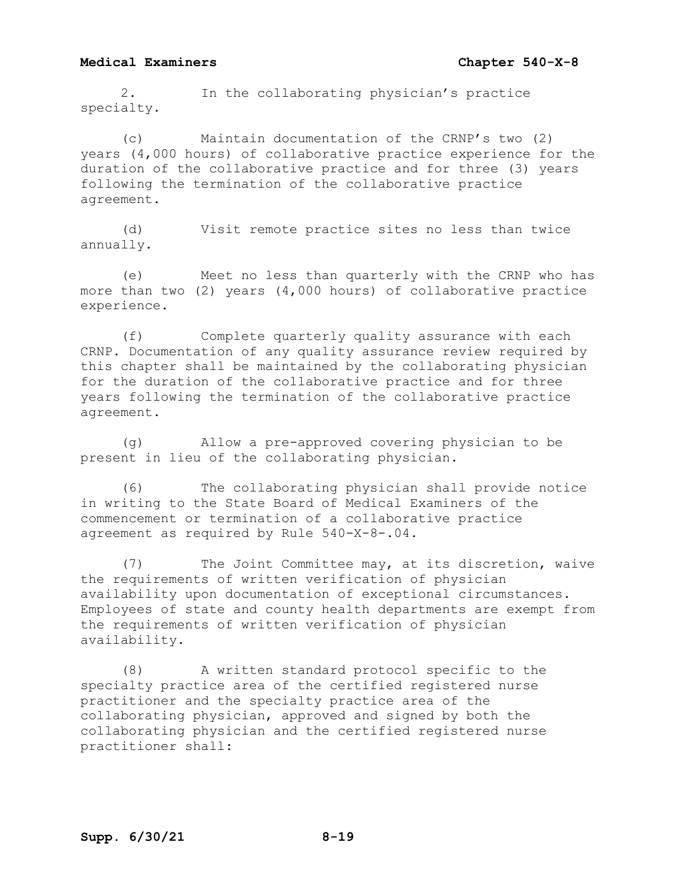2. In the collaborating physician's practice specialty.

(c) Maintain documentation of the CRNP's two (2) years (4,000 hours) of collaborative practice experience for the duration of the collaborative practice and for three (3) years following the termination of the collaborative practice agreement.

(d) Visit remote practice sites no less than twice annually.

(e) Meet no less than quarterly with the CRNP who has more than two (2) years (4,000 hours) of collaborative practice experience.

(f) Complete quarterly quality assurance with each CRNP. Documentation of any quality assurance review required by this chapter shall be maintained by the collaborating physician for the duration of the collaborative practice and for three years following the termination of the collaborative practice agreement.

(g) Allow a pre-approved covering physician to be present in lieu of the collaborating physician.

(6) The collaborating physician shall provide notice in writing to the State Board of Medical Examiners of the commencement or termination of a collaborative practice agreement as required by Rule 540-X-8-.04.

(7) The Joint Committee may, at its discretion, waive the requirements of written verification of physician availability upon documentation of exceptional circumstances. Employees of state and county health departments are exempt from the requirements of written verification of physician availability.

(8) A written standard protocol specific to the specialty practice area of the certified registered nurse practitioner and the specialty practice area of the collaborating physician, approved and signed by both the collaborating physician and the certified registered nurse practitioner shall: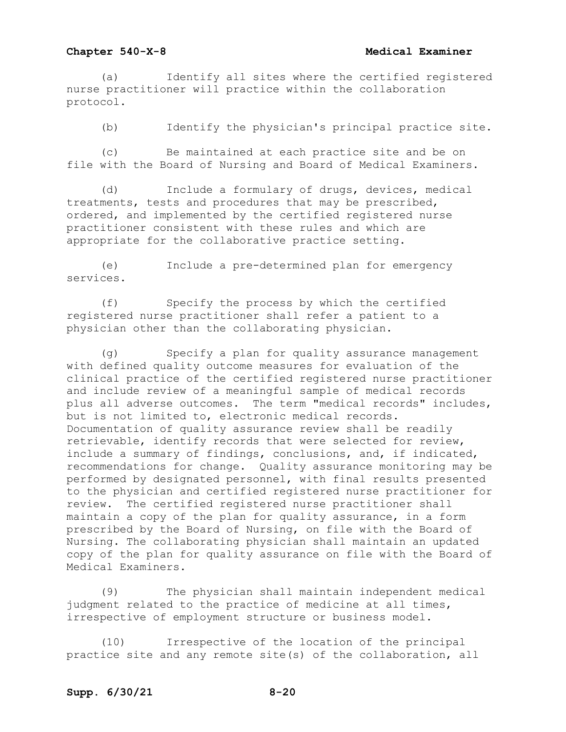(a) Identify all sites where the certified registered nurse practitioner will practice within the collaboration protocol.

(b) Identify the physician's principal practice site.

(c) Be maintained at each practice site and be on file with the Board of Nursing and Board of Medical Examiners.

(d) Include a formulary of drugs, devices, medical treatments, tests and procedures that may be prescribed, ordered, and implemented by the certified registered nurse practitioner consistent with these rules and which are appropriate for the collaborative practice setting.

(e) Include a pre-determined plan for emergency services.

(f) Specify the process by which the certified registered nurse practitioner shall refer a patient to a physician other than the collaborating physician.

(g) Specify a plan for quality assurance management with defined quality outcome measures for evaluation of the clinical practice of the certified registered nurse practitioner and include review of a meaningful sample of medical records plus all adverse outcomes. The term "medical records" includes, but is not limited to, electronic medical records. Documentation of quality assurance review shall be readily retrievable, identify records that were selected for review, include a summary of findings, conclusions, and, if indicated, recommendations for change. Quality assurance monitoring may be performed by designated personnel, with final results presented to the physician and certified registered nurse practitioner for review. The certified registered nurse practitioner shall maintain a copy of the plan for quality assurance, in a form prescribed by the Board of Nursing, on file with the Board of Nursing. The collaborating physician shall maintain an updated copy of the plan for quality assurance on file with the Board of Medical Examiners.

(9) The physician shall maintain independent medical judgment related to the practice of medicine at all times, irrespective of employment structure or business model.

(10) Irrespective of the location of the principal practice site and any remote site(s) of the collaboration, all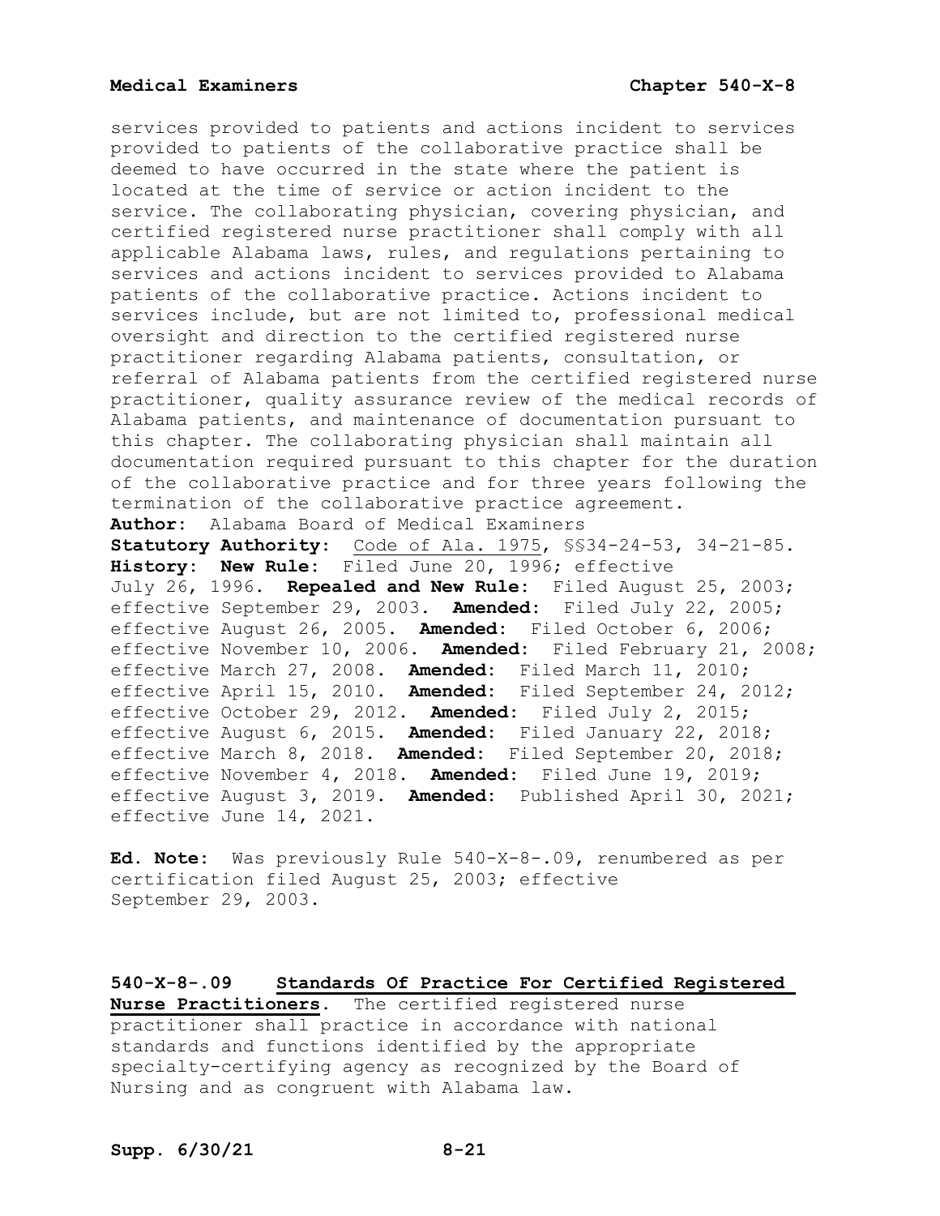services provided to patients and actions incident to services provided to patients of the collaborative practice shall be deemed to have occurred in the state where the patient is located at the time of service or action incident to the service. The collaborating physician, covering physician, and certified registered nurse practitioner shall comply with all applicable Alabama laws, rules, and regulations pertaining to services and actions incident to services provided to Alabama patients of the collaborative practice. Actions incident to services include, but are not limited to, professional medical oversight and direction to the certified registered nurse practitioner regarding Alabama patients, consultation, or referral of Alabama patients from the certified registered nurse practitioner, quality assurance review of the medical records of Alabama patients, and maintenance of documentation pursuant to this chapter. The collaborating physician shall maintain all documentation required pursuant to this chapter for the duration of the collaborative practice and for three years following the termination of the collaborative practice agreement.

**Author:** Alabama Board of Medical Examiners

**Statutory Authority:** Code of Ala. 1975, §§34-24-53, 34-21-85.

**History: New Rule:** Filed June 20, 1996; effective July 26, 1996. **Repealed and New Rule:** Filed August 25, 2003; effective September 29, 2003. **Amended:** Filed July 22, 2005; effective August 26, 2005. **Amended:** Filed October 6, 2006; effective November 10, 2006. **Amended:** Filed February 21, 2008; effective March 27, 2008. **Amended:** Filed March 11, 2010; effective April 15, 2010. **Amended:** Filed September 24, 2012; effective October 29, 2012. **Amended:** Filed July 2, 2015; effective August 6, 2015. **Amended:** Filed January 22, 2018; effective March 8, 2018. **Amended:** Filed September 20, 2018; effective November 4, 2018. **Amended:** Filed June 19, 2019; effective August 3, 2019. **Amended:** Published April 30, 2021; effective June 14, 2021.

**Ed. Note:** Was previously Rule 540-X-8-.09, renumbered as per certification filed August 25, 2003; effective September 29, 2003.

**540-X-8-.09 Standards Of Practice For Certified Registered Nurse Practitioners.** The certified registered nurse practitioner shall practice in accordance with national standards and functions identified by the appropriate specialty-certifying agency as recognized by the Board of Nursing and as congruent with Alabama law.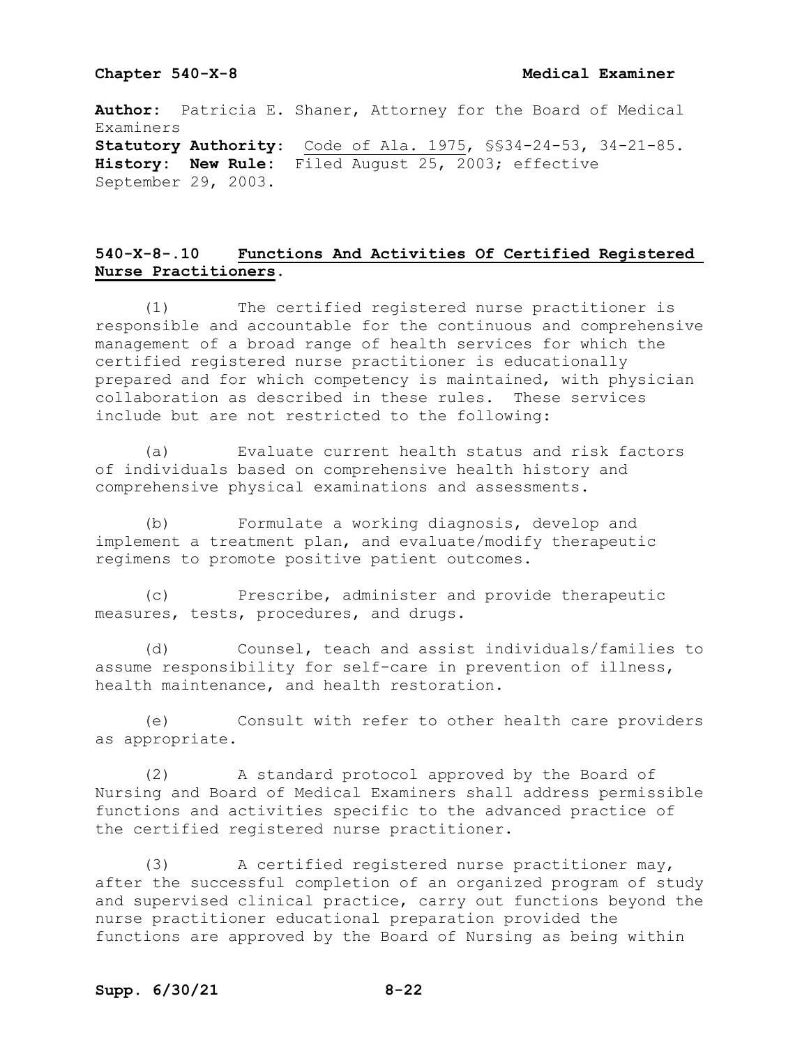**Author:** Patricia E. Shaner, Attorney for the Board of Medical Examiners
**Statutory Authority:** Code of Ala. 1975, §§34-24-53, 34-21-85.
**History: New Rule:** Filed August 25, 2003; effective September 29, 2003.

## 540-X-8-.10 Functions And Activities Of Certified Registered Nurse Practitioners.

(1) The certified registered nurse practitioner is responsible and accountable for the continuous and comprehensive management of a broad range of health services for which the certified registered nurse practitioner is educationally prepared and for which competency is maintained, with physician collaboration as described in these rules. These services include but are not restricted to the following:

(a) Evaluate current health status and risk factors of individuals based on comprehensive health history and comprehensive physical examinations and assessments.

(b) Formulate a working diagnosis, develop and implement a treatment plan, and evaluate/modify therapeutic regimens to promote positive patient outcomes.

(c) Prescribe, administer and provide therapeutic measures, tests, procedures, and drugs.

(d) Counsel, teach and assist individuals/families to assume responsibility for self-care in prevention of illness, health maintenance, and health restoration.

(e) Consult with refer to other health care providers as appropriate.

(2) A standard protocol approved by the Board of Nursing and Board of Medical Examiners shall address permissible functions and activities specific to the advanced practice of the certified registered nurse practitioner.

(3) A certified registered nurse practitioner may, after the successful completion of an organized program of study and supervised clinical practice, carry out functions beyond the nurse practitioner educational preparation provided the functions are approved by the Board of Nursing as being within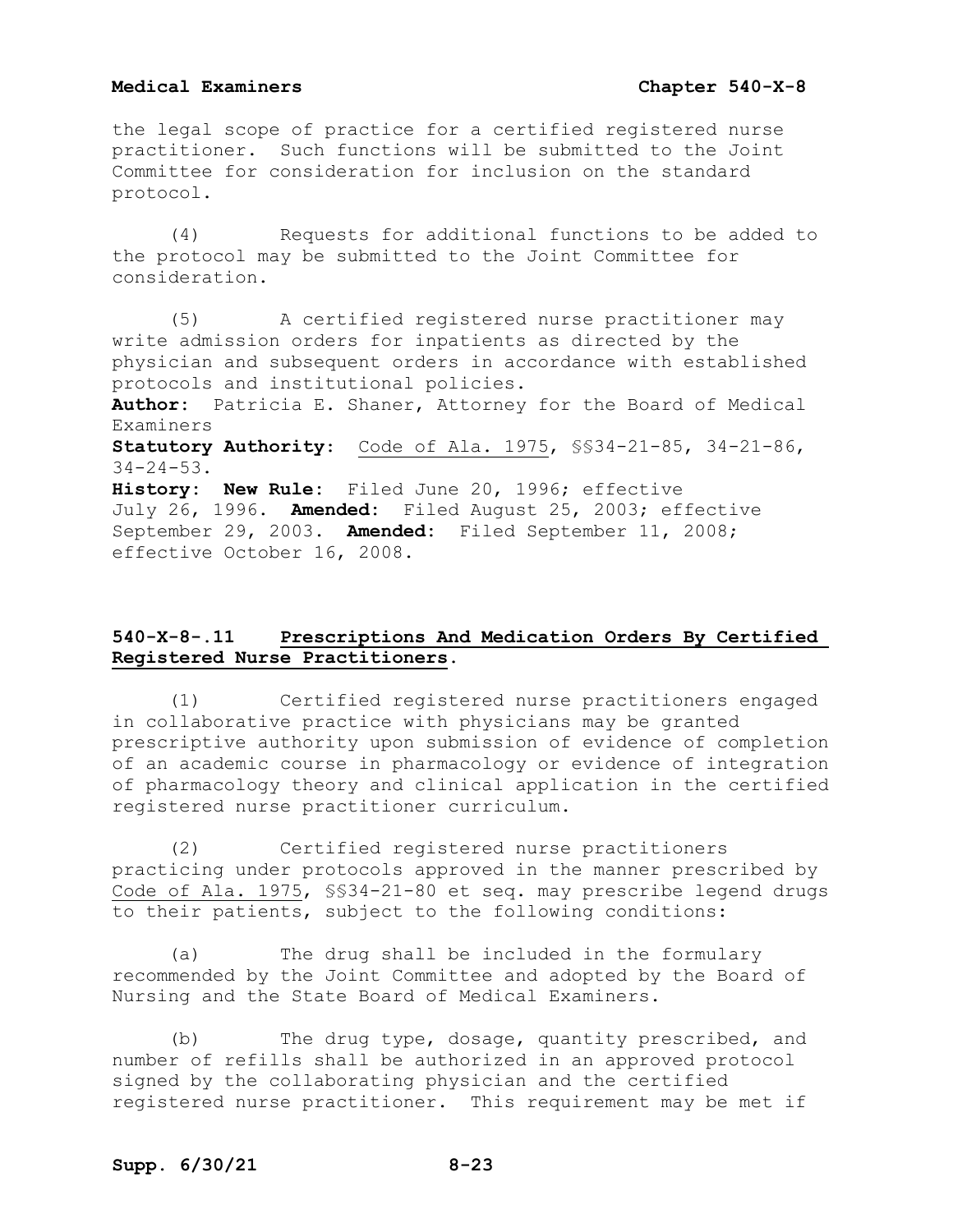the legal scope of practice for a certified registered nurse practitioner. Such functions will be submitted to the Joint Committee for consideration for inclusion on the standard protocol.

(4) Requests for additional functions to be added to the protocol may be submitted to the Joint Committee for consideration.

(5) A certified registered nurse practitioner may write admission orders for inpatients as directed by the physician and subsequent orders in accordance with established protocols and institutional policies.

**Author:** Patricia E. Shaner, Attorney for the Board of Medical Examiners
**Statutory Authority:** Code of Ala. 1975, §§34-21-85, 34-21-86, 34-24-53.
**History:** **New Rule:** Filed June 20, 1996; effective July 26, 1996. **Amended:** Filed August 25, 2003; effective September 29, 2003. **Amended:** Filed September 11, 2008; effective October 16, 2008.

## 540-X-8-.11 Prescriptions And Medication Orders By Certified Registered Nurse Practitioners.

(1) Certified registered nurse practitioners engaged in collaborative practice with physicians may be granted prescriptive authority upon submission of evidence of completion of an academic course in pharmacology or evidence of integration of pharmacology theory and clinical application in the certified registered nurse practitioner curriculum.

(2) Certified registered nurse practitioners practicing under protocols approved in the manner prescribed by Code of Ala. 1975, §§34-21-80 et seq. may prescribe legend drugs to their patients, subject to the following conditions:

(a) The drug shall be included in the formulary recommended by the Joint Committee and adopted by the Board of Nursing and the State Board of Medical Examiners.

(b) The drug type, dosage, quantity prescribed, and number of refills shall be authorized in an approved protocol signed by the collaborating physician and the certified registered nurse practitioner. This requirement may be met if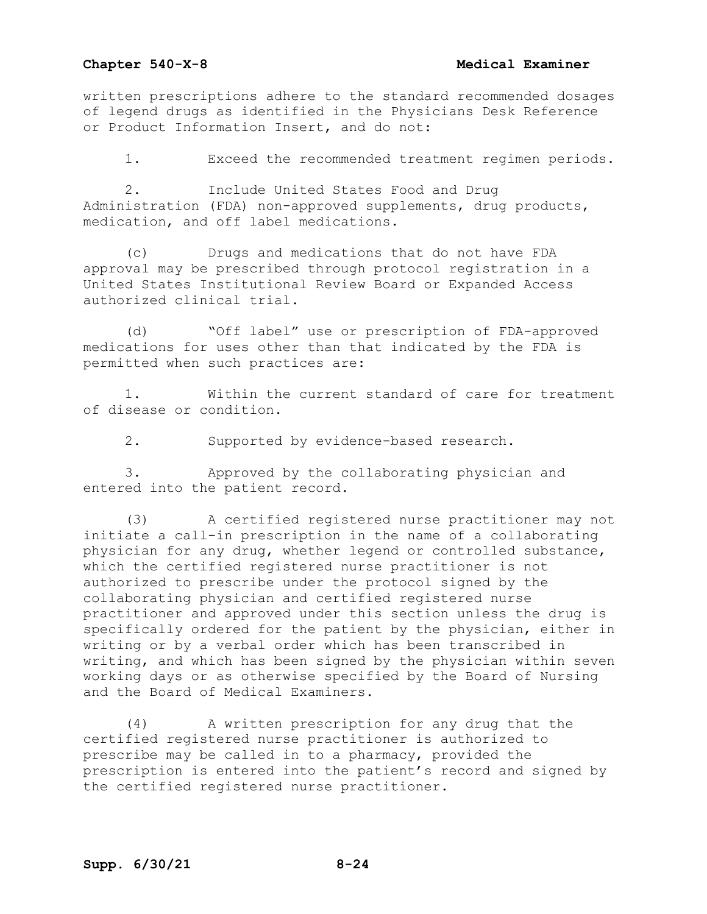written prescriptions adhere to the standard recommended dosages of legend drugs as identified in the Physicians Desk Reference or Product Information Insert, and do not:

1. Exceed the recommended treatment regimen periods.

2. Include United States Food and Drug Administration (FDA) non-approved supplements, drug products, medication, and off label medications.

(c) Drugs and medications that do not have FDA approval may be prescribed through protocol registration in a United States Institutional Review Board or Expanded Access authorized clinical trial.

(d) "Off label" use or prescription of FDA-approved medications for uses other than that indicated by the FDA is permitted when such practices are:

1. Within the current standard of care for treatment of disease or condition.

2. Supported by evidence-based research.

3. Approved by the collaborating physician and entered into the patient record.

(3) A certified registered nurse practitioner may not initiate a call-in prescription in the name of a collaborating physician for any drug, whether legend or controlled substance, which the certified registered nurse practitioner is not authorized to prescribe under the protocol signed by the collaborating physician and certified registered nurse practitioner and approved under this section unless the drug is specifically ordered for the patient by the physician, either in writing or by a verbal order which has been transcribed in writing, and which has been signed by the physician within seven working days or as otherwise specified by the Board of Nursing and the Board of Medical Examiners.

(4) A written prescription for any drug that the certified registered nurse practitioner is authorized to prescribe may be called in to a pharmacy, provided the prescription is entered into the patient's record and signed by the certified registered nurse practitioner.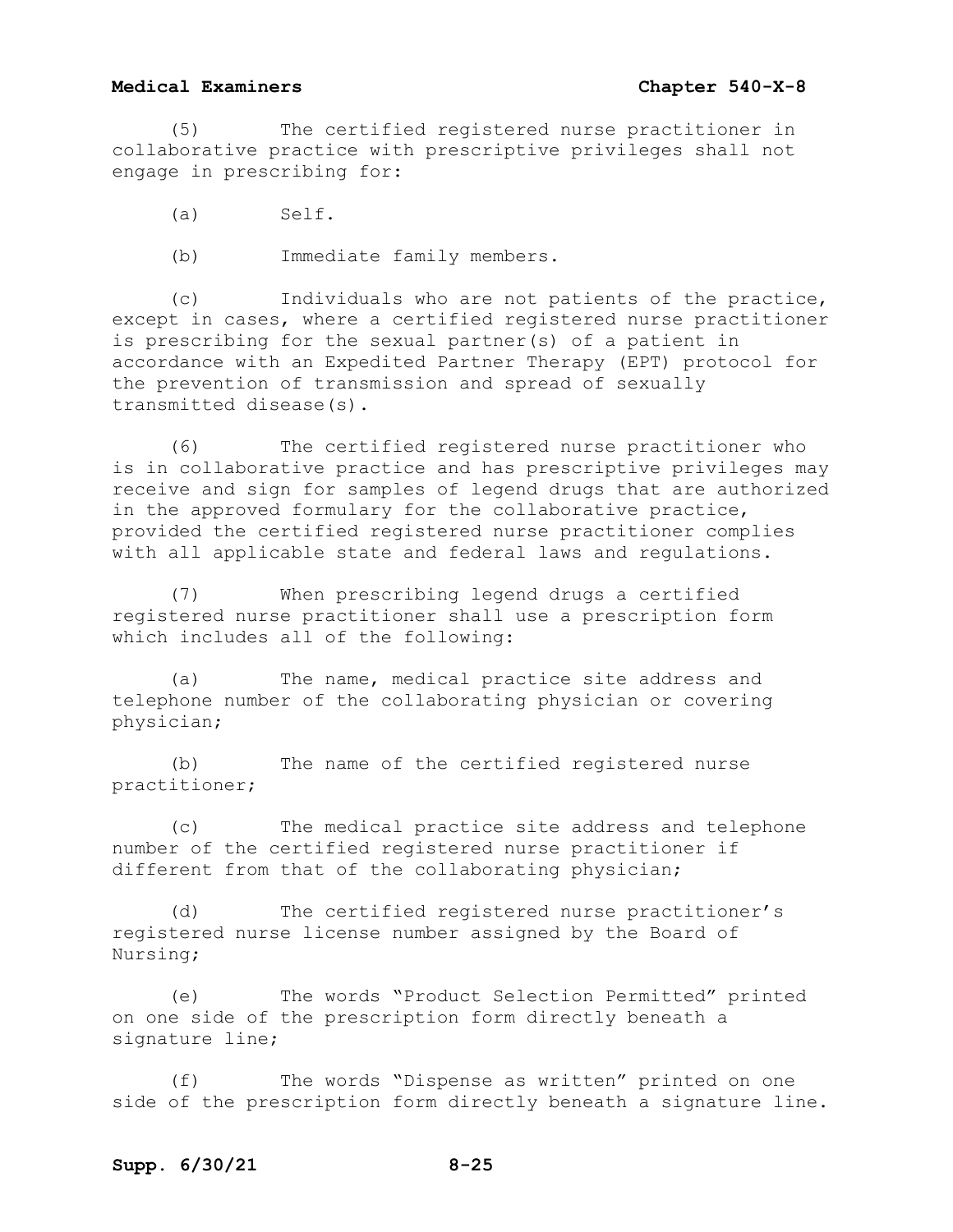(5) The certified registered nurse practitioner in collaborative practice with prescriptive privileges shall not engage in prescribing for:

(a) Self.

(b) Immediate family members.

(c) Individuals who are not patients of the practice, except in cases, where a certified registered nurse practitioner is prescribing for the sexual partner(s) of a patient in accordance with an Expedited Partner Therapy (EPT) protocol for the prevention of transmission and spread of sexually transmitted disease(s).

(6) The certified registered nurse practitioner who is in collaborative practice and has prescriptive privileges may receive and sign for samples of legend drugs that are authorized in the approved formulary for the collaborative practice, provided the certified registered nurse practitioner complies with all applicable state and federal laws and regulations.

(7) When prescribing legend drugs a certified registered nurse practitioner shall use a prescription form which includes all of the following:

(a) The name, medical practice site address and telephone number of the collaborating physician or covering physician;

(b) The name of the certified registered nurse practitioner;

(c) The medical practice site address and telephone number of the certified registered nurse practitioner if different from that of the collaborating physician;

(d) The certified registered nurse practitioner's registered nurse license number assigned by the Board of Nursing;

(e) The words "Product Selection Permitted" printed on one side of the prescription form directly beneath a signature line;

(f) The words "Dispense as written" printed on one side of the prescription form directly beneath a signature line.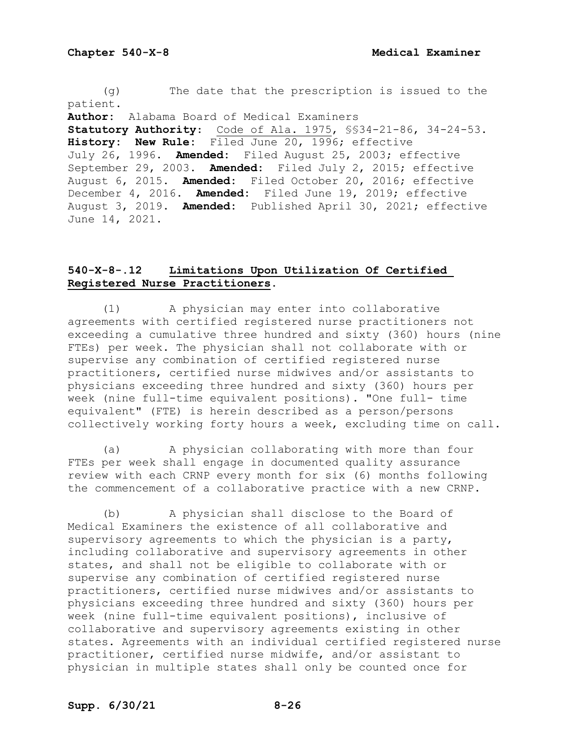(g) The date that the prescription is issued to the patient.

**Author:** Alabama Board of Medical Examiners
**Statutory Authority:** Code of Ala. 1975, §§34-21-86, 34-24-53.
**History:** **New Rule:** Filed June 20, 1996; effective July 26, 1996. **Amended:** Filed August 25, 2003; effective September 29, 2003. **Amended:** Filed July 2, 2015; effective August 6, 2015. **Amended:** Filed October 20, 2016; effective December 4, 2016. **Amended:** Filed June 19, 2019; effective August 3, 2019. **Amended:** Published April 30, 2021; effective June 14, 2021.

## 540-X-8-.12 Limitations Upon Utilization Of Certified Registered Nurse Practitioners.

(1) A physician may enter into collaborative agreements with certified registered nurse practitioners not exceeding a cumulative three hundred and sixty (360) hours (nine FTEs) per week. The physician shall not collaborate with or supervise any combination of certified registered nurse practitioners, certified nurse midwives and/or assistants to physicians exceeding three hundred and sixty (360) hours per week (nine full-time equivalent positions). "One full- time equivalent" (FTE) is herein described as a person/persons collectively working forty hours a week, excluding time on call.

(a) A physician collaborating with more than four FTEs per week shall engage in documented quality assurance review with each CRNP every month for six (6) months following the commencement of a collaborative practice with a new CRNP.

(b) A physician shall disclose to the Board of Medical Examiners the existence of all collaborative and supervisory agreements to which the physician is a party, including collaborative and supervisory agreements in other states, and shall not be eligible to collaborate with or supervise any combination of certified registered nurse practitioners, certified nurse midwives and/or assistants to physicians exceeding three hundred and sixty (360) hours per week (nine full-time equivalent positions), inclusive of collaborative and supervisory agreements existing in other states. Agreements with an individual certified registered nurse practitioner, certified nurse midwife, and/or assistant to physician in multiple states shall only be counted once for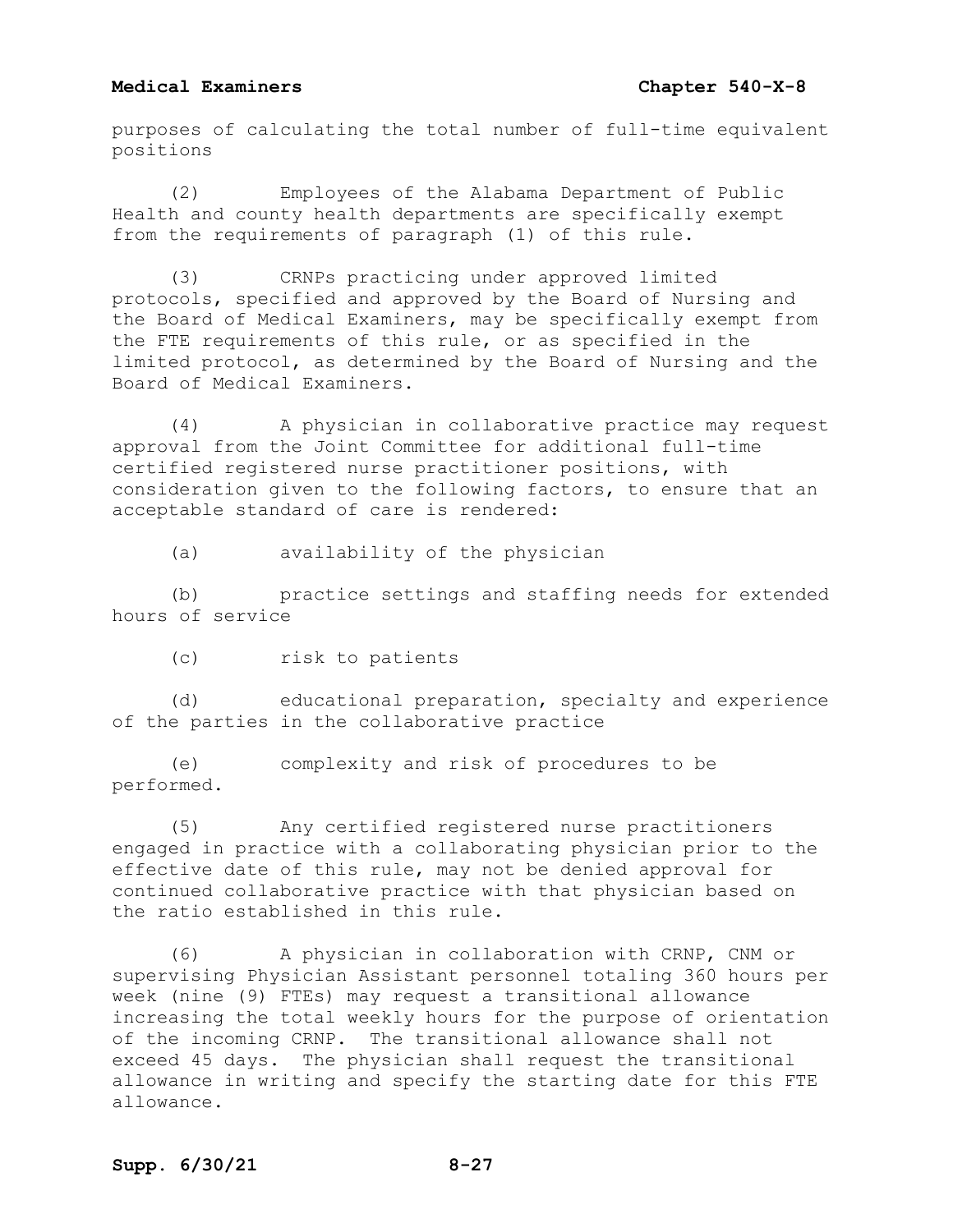purposes of calculating the total number of full-time equivalent positions

(2) Employees of the Alabama Department of Public Health and county health departments are specifically exempt from the requirements of paragraph (1) of this rule.

(3) CRNPs practicing under approved limited protocols, specified and approved by the Board of Nursing and the Board of Medical Examiners, may be specifically exempt from the FTE requirements of this rule, or as specified in the limited protocol, as determined by the Board of Nursing and the Board of Medical Examiners.

(4) A physician in collaborative practice may request approval from the Joint Committee for additional full-time certified registered nurse practitioner positions, with consideration given to the following factors, to ensure that an acceptable standard of care is rendered:

(a) availability of the physician

(b) practice settings and staffing needs for extended hours of service

(c) risk to patients

(d) educational preparation, specialty and experience of the parties in the collaborative practice

(e) complexity and risk of procedures to be performed.

(5) Any certified registered nurse practitioners engaged in practice with a collaborating physician prior to the effective date of this rule, may not be denied approval for continued collaborative practice with that physician based on the ratio established in this rule.

(6) A physician in collaboration with CRNP, CNM or supervising Physician Assistant personnel totaling 360 hours per week (nine (9) FTEs) may request a transitional allowance increasing the total weekly hours for the purpose of orientation of the incoming CRNP. The transitional allowance shall not exceed 45 days. The physician shall request the transitional allowance in writing and specify the starting date for this FTE allowance.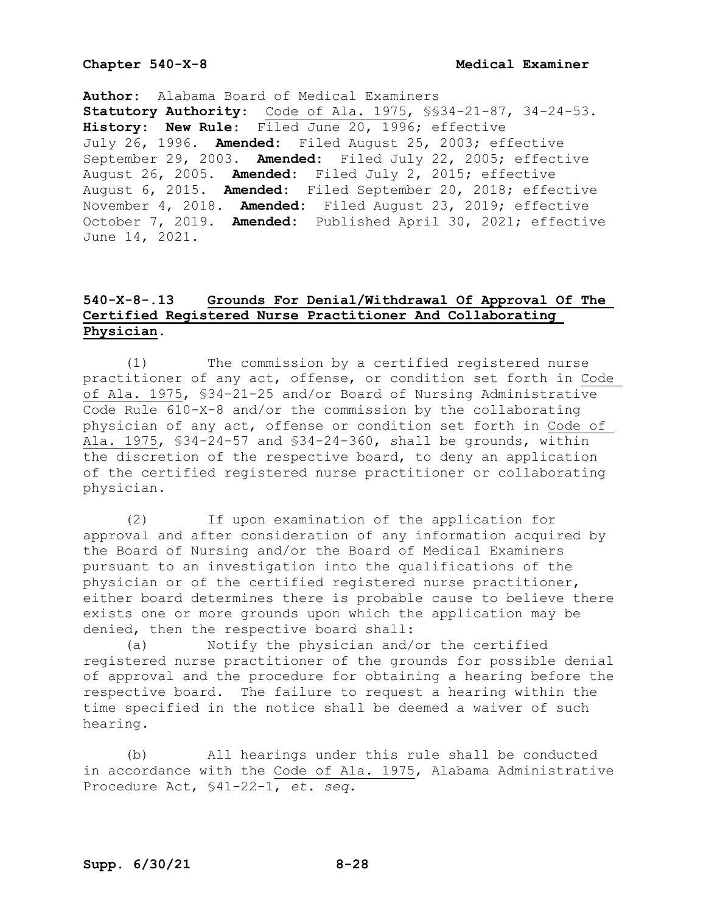**Author:** Alabama Board of Medical Examiners
**Statutory Authority:** Code of Ala. 1975, §§34-21-87, 34-24-53.
**History: New Rule:** Filed June 20, 1996; effective July 26, 1996. **Amended:** Filed August 25, 2003; effective September 29, 2003. **Amended:** Filed July 22, 2005; effective August 26, 2005. **Amended:** Filed July 2, 2015; effective August 6, 2015. **Amended:** Filed September 20, 2018; effective November 4, 2018. **Amended:** Filed August 23, 2019; effective October 7, 2019. **Amended:** Published April 30, 2021; effective June 14, 2021.

## 540-X-8-.13 Grounds For Denial/Withdrawal Of Approval Of The Certified Registered Nurse Practitioner And Collaborating Physician.

(1) The commission by a certified registered nurse practitioner of any act, offense, or condition set forth in Code of Ala. 1975, §34-21-25 and/or Board of Nursing Administrative Code Rule 610-X-8 and/or the commission by the collaborating physician of any act, offense or condition set forth in Code of Ala. 1975, §34-24-57 and §34-24-360, shall be grounds, within the discretion of the respective board, to deny an application of the certified registered nurse practitioner or collaborating physician.

(2) If upon examination of the application for approval and after consideration of any information acquired by the Board of Nursing and/or the Board of Medical Examiners pursuant to an investigation into the qualifications of the physician or of the certified registered nurse practitioner, either board determines there is probable cause to believe there exists one or more grounds upon which the application may be denied, then the respective board shall:

(a) Notify the physician and/or the certified registered nurse practitioner of the grounds for possible denial of approval and the procedure for obtaining a hearing before the respective board. The failure to request a hearing within the time specified in the notice shall be deemed a waiver of such hearing.

(b) All hearings under this rule shall be conducted in accordance with the Code of Ala. 1975, Alabama Administrative Procedure Act, §41-22-1, *et. seq.*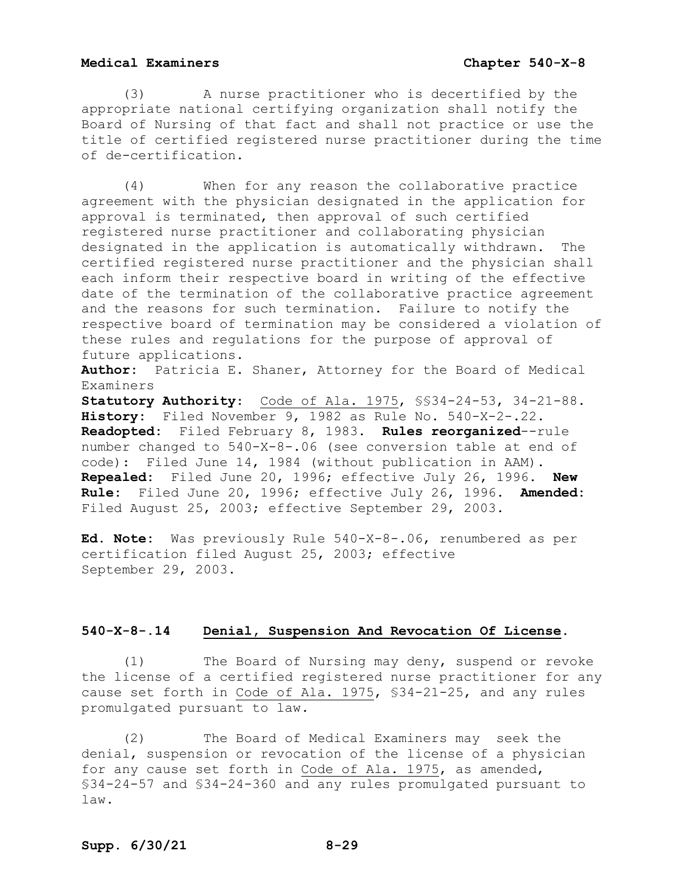(3) A nurse practitioner who is decertified by the appropriate national certifying organization shall notify the Board of Nursing of that fact and shall not practice or use the title of certified registered nurse practitioner during the time of de-certification.

(4) When for any reason the collaborative practice agreement with the physician designated in the application for approval is terminated, then approval of such certified registered nurse practitioner and collaborating physician designated in the application is automatically withdrawn. The certified registered nurse practitioner and the physician shall each inform their respective board in writing of the effective date of the termination of the collaborative practice agreement and the reasons for such termination. Failure to notify the respective board of termination may be considered a violation of these rules and regulations for the purpose of approval of future applications.

**Author:** Patricia E. Shaner, Attorney for the Board of Medical Examiners
**Statutory Authority:** Code of Ala. 1975, §§34-24-53, 34-21-88.
**History:** Filed November 9, 1982 as Rule No. 540-X-2-.22. **Readopted:** Filed February 8, 1983. **Rules reorganized**--rule number changed to 540-X-8-.06 (see conversion table at end of code): Filed June 14, 1984 (without publication in AAM). **Repealed:** Filed June 20, 1996; effective July 26, 1996. **New Rule:** Filed June 20, 1996; effective July 26, 1996. **Amended:** Filed August 25, 2003; effective September 29, 2003.

**Ed. Note:** Was previously Rule 540-X-8-.06, renumbered as per certification filed August 25, 2003; effective September 29, 2003.

## 540-X-8-.14 Denial, Suspension And Revocation Of License.

(1) The Board of Nursing may deny, suspend or revoke the license of a certified registered nurse practitioner for any cause set forth in Code of Ala. 1975, §34-21-25, and any rules promulgated pursuant to law.

(2) The Board of Medical Examiners may seek the denial, suspension or revocation of the license of a physician for any cause set forth in Code of Ala. 1975, as amended, §34-24-57 and §34-24-360 and any rules promulgated pursuant to law.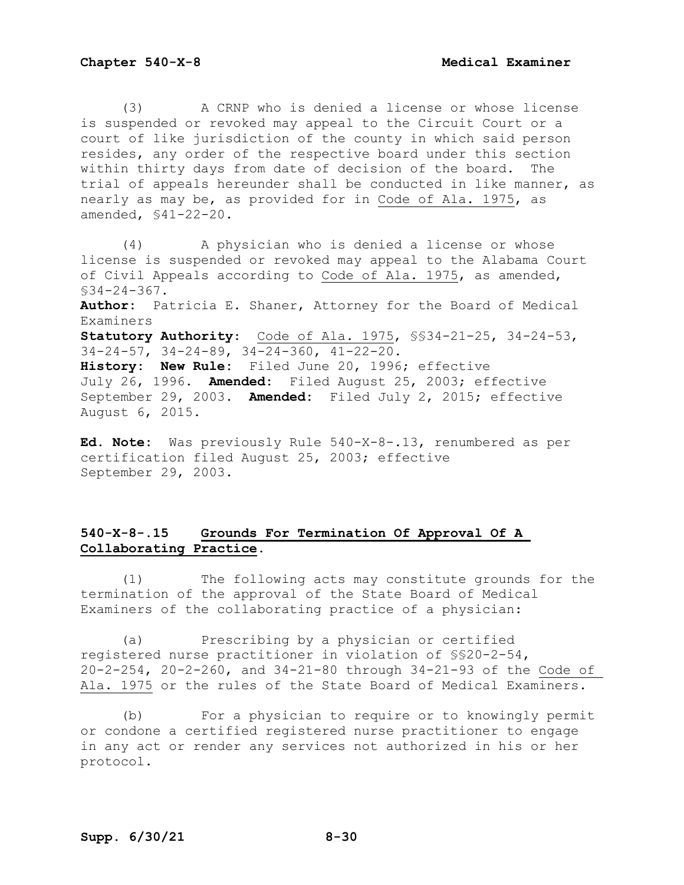(3) A CRNP who is denied a license or whose license is suspended or revoked may appeal to the Circuit Court or a court of like jurisdiction of the county in which said person resides, any order of the respective board under this section within thirty days from date of decision of the board. The trial of appeals hereunder shall be conducted in like manner, as nearly as may be, as provided for in Code of Ala. 1975, as amended, §41-22-20.

(4) A physician who is denied a license or whose license is suspended or revoked may appeal to the Alabama Court of Civil Appeals according to Code of Ala. 1975, as amended, §34-24-367.

**Author:** Patricia E. Shaner, Attorney for the Board of Medical Examiners
**Statutory Authority:** Code of Ala. 1975, §§34-21-25, 34-24-53, 34-24-57, 34-24-89, 34-24-360, 41-22-20.
**History:** **New Rule:** Filed June 20, 1996; effective July 26, 1996. **Amended:** Filed August 25, 2003; effective September 29, 2003. **Amended:** Filed July 2, 2015; effective August 6, 2015.

**Ed. Note:** Was previously Rule 540-X-8-.13, renumbered as per certification filed August 25, 2003; effective September 29, 2003.

### 540-X-8-.15 Grounds For Termination Of Approval Of A Collaborating Practice.

(1) The following acts may constitute grounds for the termination of the approval of the State Board of Medical Examiners of the collaborating practice of a physician:

(a) Prescribing by a physician or certified registered nurse practitioner in violation of §§20-2-54, 20-2-254, 20-2-260, and 34-21-80 through 34-21-93 of the Code of Ala. 1975 or the rules of the State Board of Medical Examiners.

(b) For a physician to require or to knowingly permit or condone a certified registered nurse practitioner to engage in any act or render any services not authorized in his or her protocol.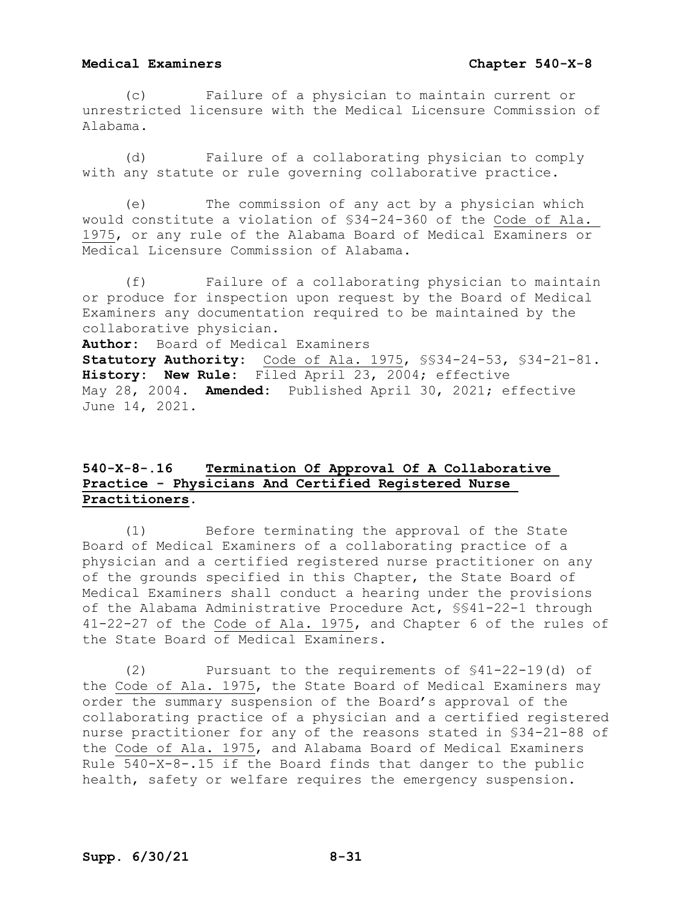(c) Failure of a physician to maintain current or unrestricted licensure with the Medical Licensure Commission of Alabama.

(d) Failure of a collaborating physician to comply with any statute or rule governing collaborative practice.

(e) The commission of any act by a physician which would constitute a violation of §34-24-360 of the Code of Ala. 1975, or any rule of the Alabama Board of Medical Examiners or Medical Licensure Commission of Alabama.

(f) Failure of a collaborating physician to maintain or produce for inspection upon request by the Board of Medical Examiners any documentation required to be maintained by the collaborative physician.

**Author:** Board of Medical Examiners
**Statutory Authority:** Code of Ala. 1975, §§34-24-53, §34-21-81.
**History:** **New Rule:** Filed April 23, 2004; effective May 28, 2004. **Amended:** Published April 30, 2021; effective June 14, 2021.

## 540-X-8-.16 Termination Of Approval Of A Collaborative Practice - Physicians And Certified Registered Nurse Practitioners.

(1) Before terminating the approval of the State Board of Medical Examiners of a collaborating practice of a physician and a certified registered nurse practitioner on any of the grounds specified in this Chapter, the State Board of Medical Examiners shall conduct a hearing under the provisions of the Alabama Administrative Procedure Act, §§41-22-1 through 41-22-27 of the Code of Ala. 1975, and Chapter 6 of the rules of the State Board of Medical Examiners.

(2) Pursuant to the requirements of §41-22-19(d) of the Code of Ala. 1975, the State Board of Medical Examiners may order the summary suspension of the Board's approval of the collaborating practice of a physician and a certified registered nurse practitioner for any of the reasons stated in §34-21-88 of the Code of Ala. 1975, and Alabama Board of Medical Examiners Rule 540-X-8-.15 if the Board finds that danger to the public health, safety or welfare requires the emergency suspension.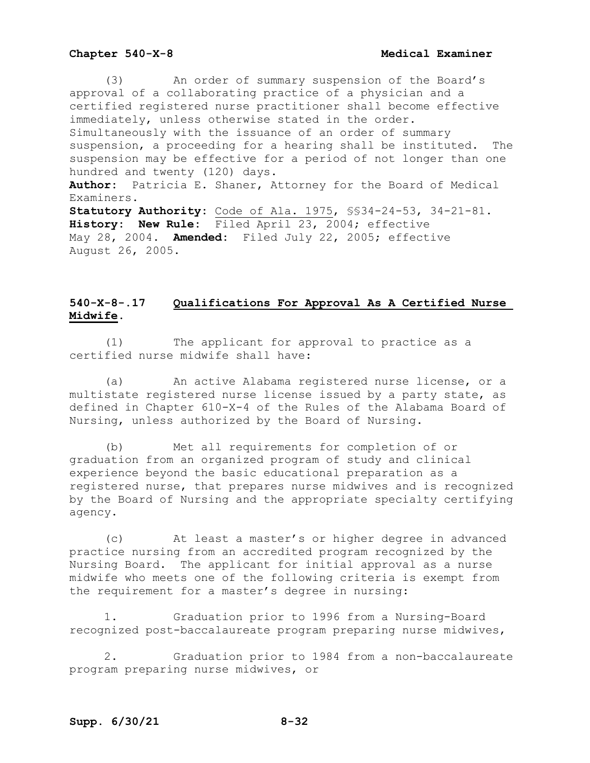(3) An order of summary suspension of the Board's approval of a collaborating practice of a physician and a certified registered nurse practitioner shall become effective immediately, unless otherwise stated in the order. Simultaneously with the issuance of an order of summary suspension, a proceeding for a hearing shall be instituted. The suspension may be effective for a period of not longer than one hundred and twenty (120) days.

**Author:** Patricia E. Shaner, Attorney for the Board of Medical Examiners.

**Statutory Authority:** Code of Ala. 1975, §§34-24-53, 34-21-81.

**History: New Rule:** Filed April 23, 2004; effective May 28, 2004. **Amended:** Filed July 22, 2005; effective August 26, 2005.

## 540-X-8-.17 Qualifications For Approval As A Certified Nurse Midwife.

(1) The applicant for approval to practice as a certified nurse midwife shall have:

(a) An active Alabama registered nurse license, or a multistate registered nurse license issued by a party state, as defined in Chapter 610-X-4 of the Rules of the Alabama Board of Nursing, unless authorized by the Board of Nursing.

(b) Met all requirements for completion of or graduation from an organized program of study and clinical experience beyond the basic educational preparation as a registered nurse, that prepares nurse midwives and is recognized by the Board of Nursing and the appropriate specialty certifying agency.

(c) At least a master's or higher degree in advanced practice nursing from an accredited program recognized by the Nursing Board. The applicant for initial approval as a nurse midwife who meets one of the following criteria is exempt from the requirement for a master's degree in nursing:

1. Graduation prior to 1996 from a Nursing-Board recognized post-baccalaureate program preparing nurse midwives,

2. Graduation prior to 1984 from a non-baccalaureate program preparing nurse midwives, or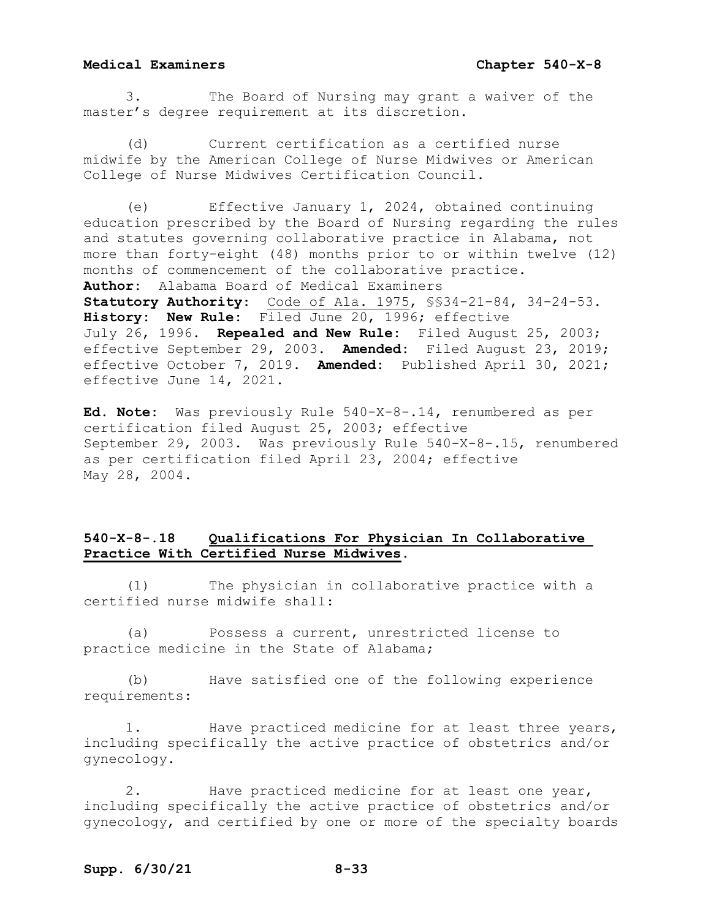3. The Board of Nursing may grant a waiver of the master's degree requirement at its discretion.

(d) Current certification as a certified nurse midwife by the American College of Nurse Midwives or American College of Nurse Midwives Certification Council.

(e) Effective January 1, 2024, obtained continuing education prescribed by the Board of Nursing regarding the rules and statutes governing collaborative practice in Alabama, not more than forty-eight (48) months prior to or within twelve (12) months of commencement of the collaborative practice.

**Author:** Alabama Board of Medical Examiners
**Statutory Authority:** Code of Ala. 1975, §§34-21-84, 34-24-53.
**History:** **New Rule:** Filed June 20, 1996; effective July 26, 1996. **Repealed and New Rule:** Filed August 25, 2003; effective September 29, 2003. **Amended:** Filed August 23, 2019; effective October 7, 2019. **Amended:** Published April 30, 2021; effective June 14, 2021.

**Ed. Note:** Was previously Rule 540-X-8-.14, renumbered as per certification filed August 25, 2003; effective September 29, 2003. Was previously Rule 540-X-8-.15, renumbered as per certification filed April 23, 2004; effective May 28, 2004.

### 540-X-8-.18 Qualifications For Physician In Collaborative Practice With Certified Nurse Midwives.

(1) The physician in collaborative practice with a certified nurse midwife shall:

(a) Possess a current, unrestricted license to practice medicine in the State of Alabama;

(b) Have satisfied one of the following experience requirements:

1. Have practiced medicine for at least three years, including specifically the active practice of obstetrics and/or gynecology.

2. Have practiced medicine for at least one year, including specifically the active practice of obstetrics and/or gynecology, and certified by one or more of the specialty boards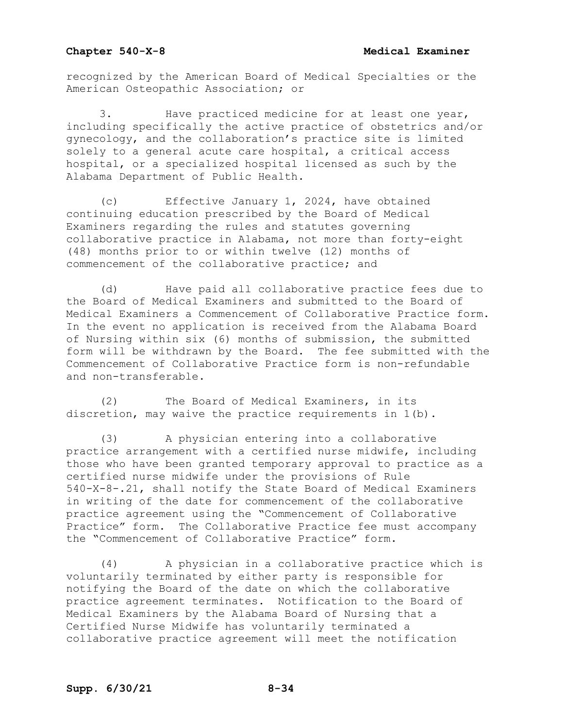recognized by the American Board of Medical Specialties or the American Osteopathic Association; or

3. Have practiced medicine for at least one year, including specifically the active practice of obstetrics and/or gynecology, and the collaboration's practice site is limited solely to a general acute care hospital, a critical access hospital, or a specialized hospital licensed as such by the Alabama Department of Public Health.

(c) Effective January 1, 2024, have obtained continuing education prescribed by the Board of Medical Examiners regarding the rules and statutes governing collaborative practice in Alabama, not more than forty-eight (48) months prior to or within twelve (12) months of commencement of the collaborative practice; and

(d) Have paid all collaborative practice fees due to the Board of Medical Examiners and submitted to the Board of Medical Examiners a Commencement of Collaborative Practice form. In the event no application is received from the Alabama Board of Nursing within six (6) months of submission, the submitted form will be withdrawn by the Board. The fee submitted with the Commencement of Collaborative Practice form is non-refundable and non-transferable.

(2) The Board of Medical Examiners, in its discretion, may waive the practice requirements in 1(b).

(3) A physician entering into a collaborative practice arrangement with a certified nurse midwife, including those who have been granted temporary approval to practice as a certified nurse midwife under the provisions of Rule 540-X-8-.21, shall notify the State Board of Medical Examiners in writing of the date for commencement of the collaborative practice agreement using the "Commencement of Collaborative Practice" form. The Collaborative Practice fee must accompany the "Commencement of Collaborative Practice" form.

(4) A physician in a collaborative practice which is voluntarily terminated by either party is responsible for notifying the Board of the date on which the collaborative practice agreement terminates. Notification to the Board of Medical Examiners by the Alabama Board of Nursing that a Certified Nurse Midwife has voluntarily terminated a collaborative practice agreement will meet the notification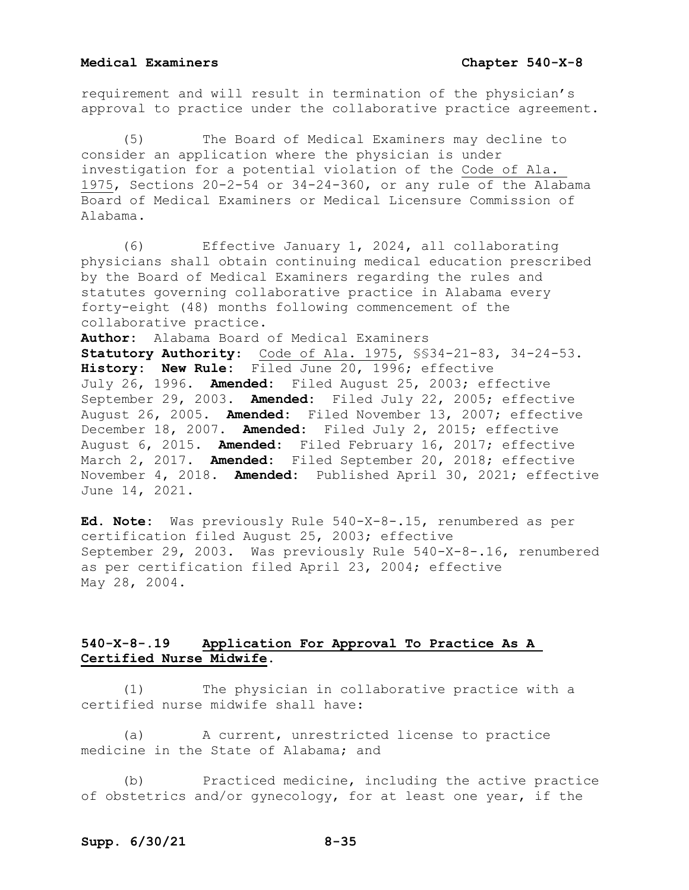requirement and will result in termination of the physician's approval to practice under the collaborative practice agreement.

(5) The Board of Medical Examiners may decline to consider an application where the physician is under investigation for a potential violation of the Code of Ala. 1975, Sections 20-2-54 or 34-24-360, or any rule of the Alabama Board of Medical Examiners or Medical Licensure Commission of Alabama.

(6) Effective January 1, 2024, all collaborating physicians shall obtain continuing medical education prescribed by the Board of Medical Examiners regarding the rules and statutes governing collaborative practice in Alabama every forty-eight (48) months following commencement of the collaborative practice.

**Author:** Alabama Board of Medical Examiners
**Statutory Authority:** Code of Ala. 1975, §§34-21-83, 34-24-53.
**History:** **New Rule:** Filed June 20, 1996; effective July 26, 1996. **Amended:** Filed August 25, 2003; effective September 29, 2003. **Amended:** Filed July 22, 2005; effective August 26, 2005. **Amended:** Filed November 13, 2007; effective December 18, 2007. **Amended:** Filed July 2, 2015; effective August 6, 2015. **Amended:** Filed February 16, 2017; effective March 2, 2017. **Amended:** Filed September 20, 2018; effective November 4, 2018. **Amended:** Published April 30, 2021; effective June 14, 2021.

**Ed. Note:** Was previously Rule 540-X-8-.15, renumbered as per certification filed August 25, 2003; effective September 29, 2003. Was previously Rule 540-X-8-.16, renumbered as per certification filed April 23, 2004; effective May 28, 2004.

## 540-X-8-.19 Application For Approval To Practice As A Certified Nurse Midwife.

(1) The physician in collaborative practice with a certified nurse midwife shall have:

(a) A current, unrestricted license to practice medicine in the State of Alabama; and

(b) Practiced medicine, including the active practice of obstetrics and/or gynecology, for at least one year, if the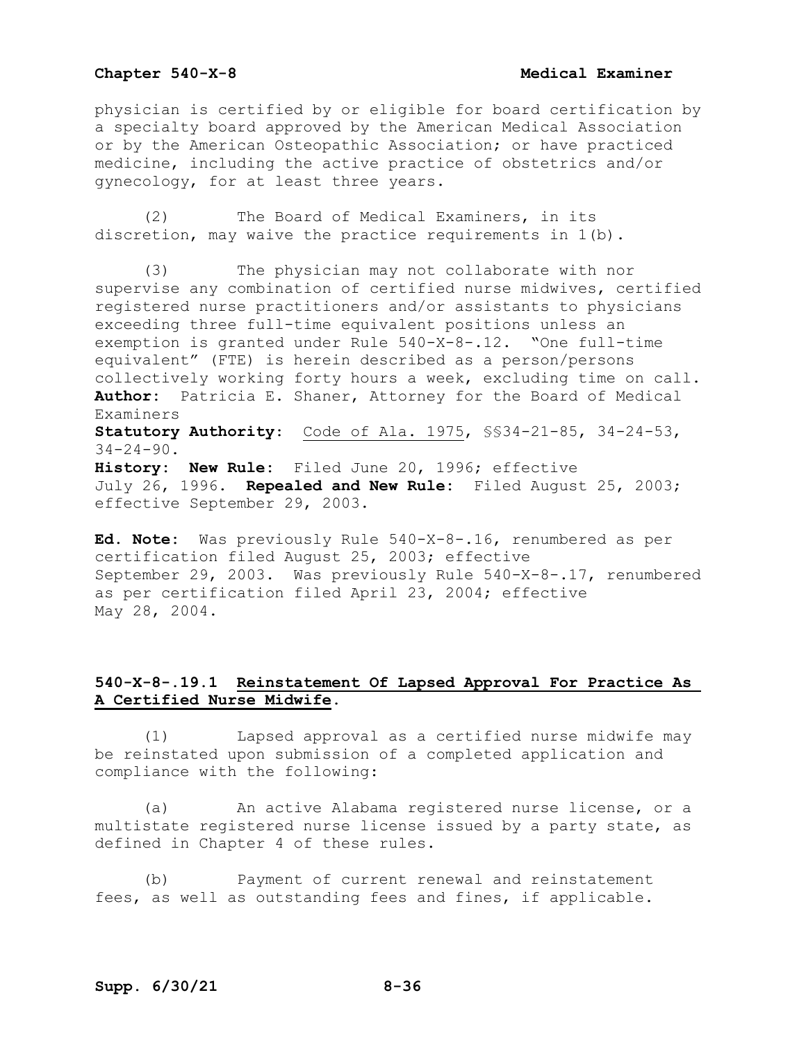physician is certified by or eligible for board certification by a specialty board approved by the American Medical Association or by the American Osteopathic Association; or have practiced medicine, including the active practice of obstetrics and/or gynecology, for at least three years.

(2) The Board of Medical Examiners, in its discretion, may waive the practice requirements in 1(b).

(3) The physician may not collaborate with nor supervise any combination of certified nurse midwives, certified registered nurse practitioners and/or assistants to physicians exceeding three full-time equivalent positions unless an exemption is granted under Rule 540-X-8-.12. "One full-time equivalent" (FTE) is herein described as a person/persons collectively working forty hours a week, excluding time on call.

**Author:** Patricia E. Shaner, Attorney for the Board of Medical Examiners

**Statutory Authority:** Code of Ala. 1975, §§34-21-85, 34-24-53, 34-24-90.

**History: New Rule:** Filed June 20, 1996; effective July 26, 1996. **Repealed and New Rule:** Filed August 25, 2003; effective September 29, 2003.

**Ed. Note:** Was previously Rule 540-X-8-.16, renumbered as per certification filed August 25, 2003; effective September 29, 2003. Was previously Rule 540-X-8-.17, renumbered as per certification filed April 23, 2004; effective May 28, 2004.

### 540-X-8-.19.1 Reinstatement Of Lapsed Approval For Practice As A Certified Nurse Midwife.

(1) Lapsed approval as a certified nurse midwife may be reinstated upon submission of a completed application and compliance with the following:

(a) An active Alabama registered nurse license, or a multistate registered nurse license issued by a party state, as defined in Chapter 4 of these rules.

(b) Payment of current renewal and reinstatement fees, as well as outstanding fees and fines, if applicable.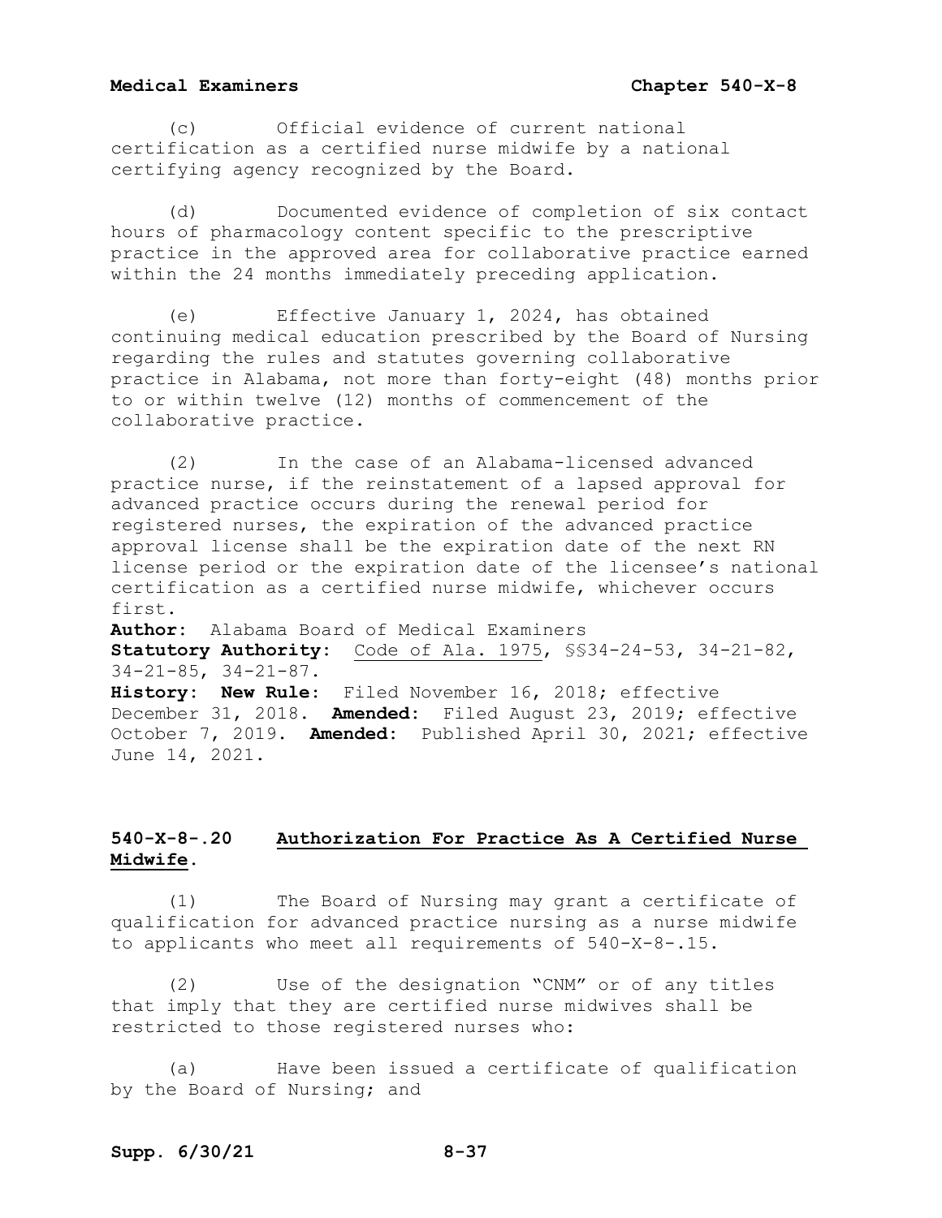(c) Official evidence of current national certification as a certified nurse midwife by a national certifying agency recognized by the Board.

(d) Documented evidence of completion of six contact hours of pharmacology content specific to the prescriptive practice in the approved area for collaborative practice earned within the 24 months immediately preceding application.

(e) Effective January 1, 2024, has obtained continuing medical education prescribed by the Board of Nursing regarding the rules and statutes governing collaborative practice in Alabama, not more than forty-eight (48) months prior to or within twelve (12) months of commencement of the collaborative practice.

(2) In the case of an Alabama-licensed advanced practice nurse, if the reinstatement of a lapsed approval for advanced practice occurs during the renewal period for registered nurses, the expiration of the advanced practice approval license shall be the expiration date of the next RN license period or the expiration date of the licensee's national certification as a certified nurse midwife, whichever occurs first.

**Author:** Alabama Board of Medical Examiners
**Statutory Authority:** Code of Ala. 1975, §§34-24-53, 34-21-82, 34-21-85, 34-21-87.
**History:** **New Rule:** Filed November 16, 2018; effective December 31, 2018. **Amended:** Filed August 23, 2019; effective October 7, 2019. **Amended:** Published April 30, 2021; effective June 14, 2021.

### 540-X-8-.20 Authorization For Practice As A Certified Nurse Midwife.

(1) The Board of Nursing may grant a certificate of qualification for advanced practice nursing as a nurse midwife to applicants who meet all requirements of 540-X-8-.15.

(2) Use of the designation "CNM" or of any titles that imply that they are certified nurse midwives shall be restricted to those registered nurses who:

(a) Have been issued a certificate of qualification by the Board of Nursing; and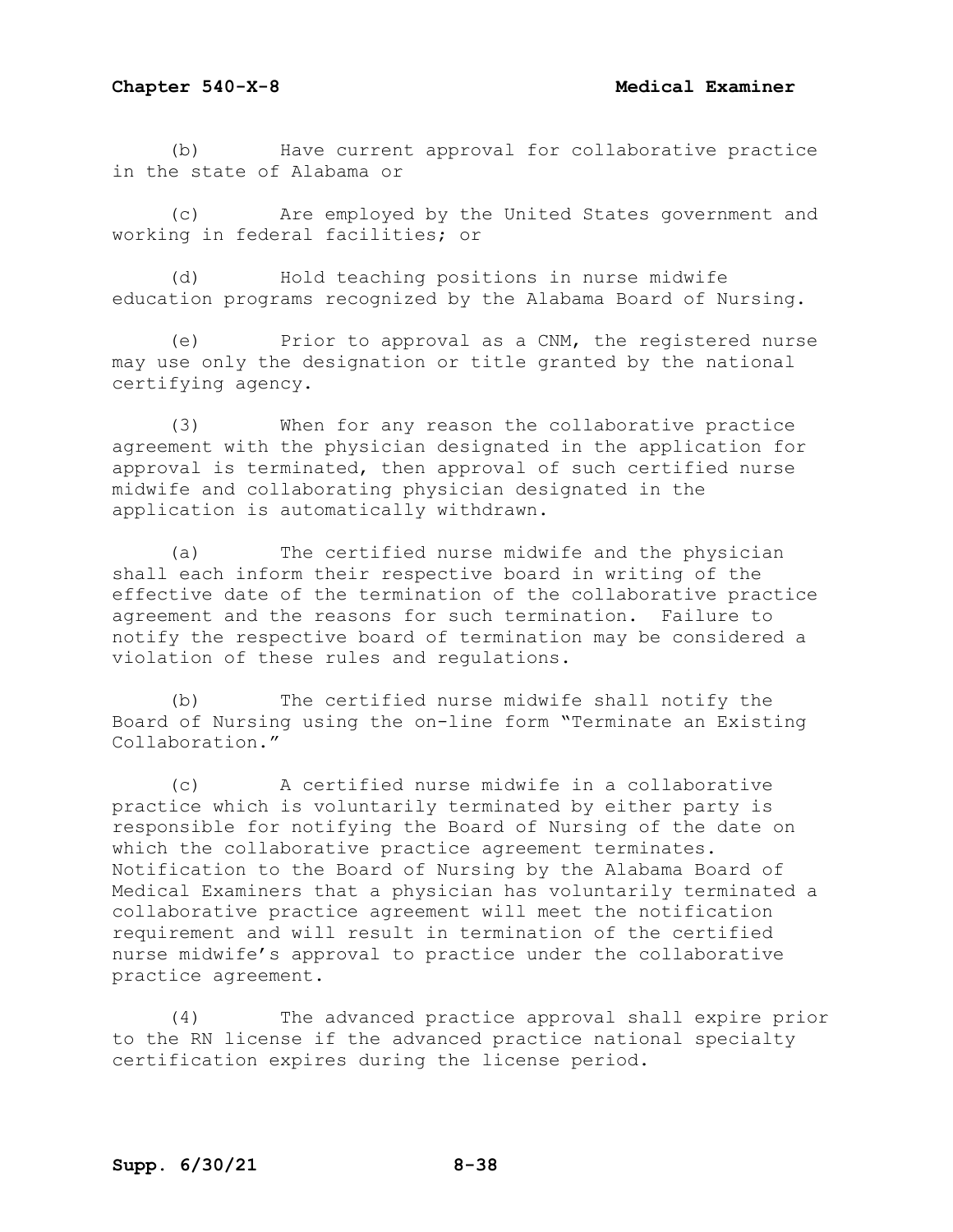(b) Have current approval for collaborative practice in the state of Alabama or

(c) Are employed by the United States government and working in federal facilities; or

(d) Hold teaching positions in nurse midwife education programs recognized by the Alabama Board of Nursing.

(e) Prior to approval as a CNM, the registered nurse may use only the designation or title granted by the national certifying agency.

(3) When for any reason the collaborative practice agreement with the physician designated in the application for approval is terminated, then approval of such certified nurse midwife and collaborating physician designated in the application is automatically withdrawn.

(a) The certified nurse midwife and the physician shall each inform their respective board in writing of the effective date of the termination of the collaborative practice agreement and the reasons for such termination. Failure to notify the respective board of termination may be considered a violation of these rules and regulations.

(b) The certified nurse midwife shall notify the Board of Nursing using the on-line form "Terminate an Existing Collaboration."

(c) A certified nurse midwife in a collaborative practice which is voluntarily terminated by either party is responsible for notifying the Board of Nursing of the date on which the collaborative practice agreement terminates. Notification to the Board of Nursing by the Alabama Board of Medical Examiners that a physician has voluntarily terminated a collaborative practice agreement will meet the notification requirement and will result in termination of the certified nurse midwife's approval to practice under the collaborative practice agreement.

(4) The advanced practice approval shall expire prior to the RN license if the advanced practice national specialty certification expires during the license period.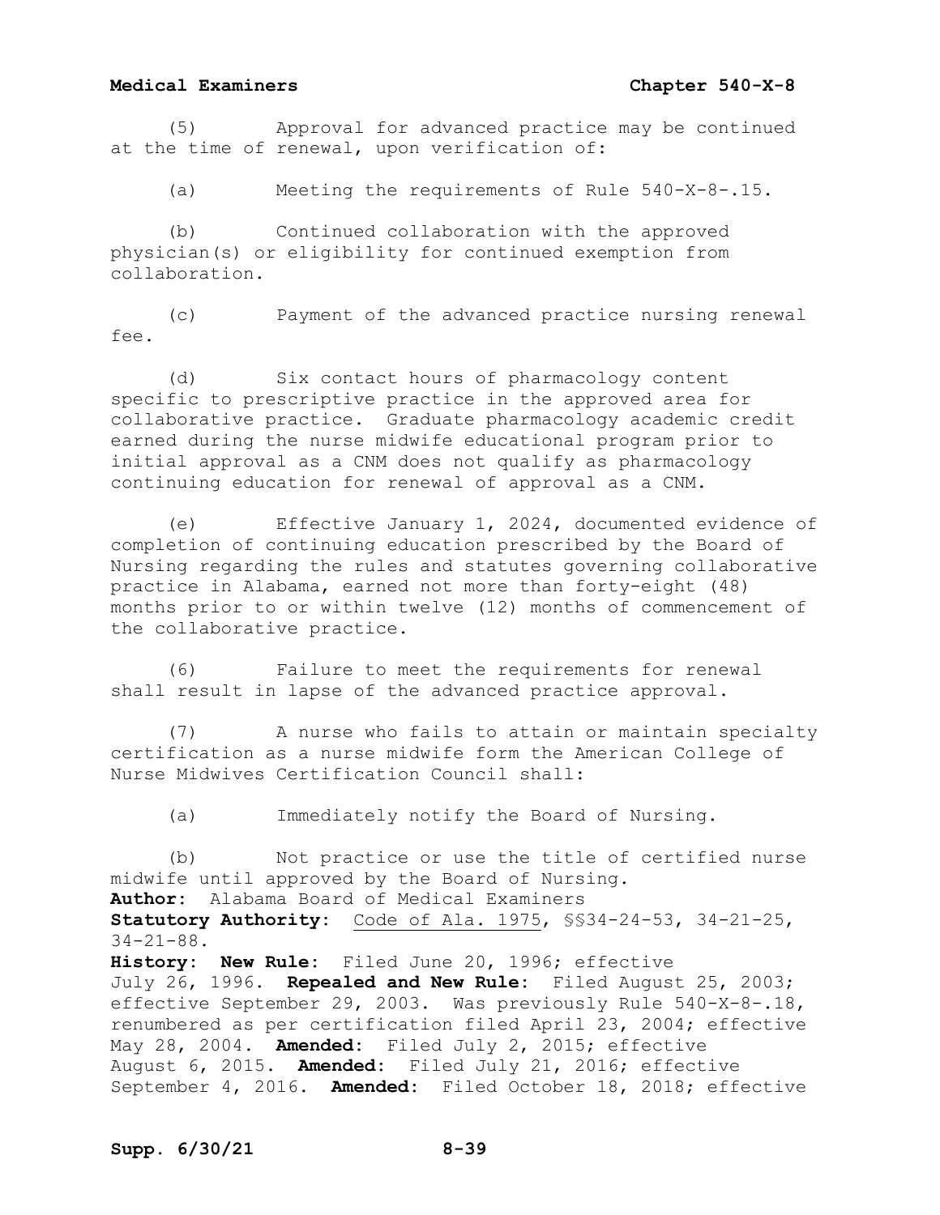(5) Approval for advanced practice may be continued at the time of renewal, upon verification of:

(a) Meeting the requirements of Rule 540-X-8-.15.

(b) Continued collaboration with the approved physician(s) or eligibility for continued exemption from collaboration.

(c) Payment of the advanced practice nursing renewal fee.

(d) Six contact hours of pharmacology content specific to prescriptive practice in the approved area for collaborative practice. Graduate pharmacology academic credit earned during the nurse midwife educational program prior to initial approval as a CNM does not qualify as pharmacology continuing education for renewal of approval as a CNM.

(e) Effective January 1, 2024, documented evidence of completion of continuing education prescribed by the Board of Nursing regarding the rules and statutes governing collaborative practice in Alabama, earned not more than forty-eight (48) months prior to or within twelve (12) months of commencement of the collaborative practice.

(6) Failure to meet the requirements for renewal shall result in lapse of the advanced practice approval.

(7) A nurse who fails to attain or maintain specialty certification as a nurse midwife form the American College of Nurse Midwives Certification Council shall:

(a) Immediately notify the Board of Nursing.

(b) Not practice or use the title of certified nurse midwife until approved by the Board of Nursing.

**Author:** Alabama Board of Medical Examiners
**Statutory Authority:** Code of Ala. 1975, §§34-24-53, 34-21-25, 34-21-88.
**History:** **New Rule:** Filed June 20, 1996; effective July 26, 1996. **Repealed and New Rule:** Filed August 25, 2003; effective September 29, 2003. Was previously Rule 540-X-8-.18, renumbered as per certification filed April 23, 2004; effective May 28, 2004. **Amended:** Filed July 2, 2015; effective August 6, 2015. **Amended:** Filed July 21, 2016; effective September 4, 2016. **Amended:** Filed October 18, 2018; effective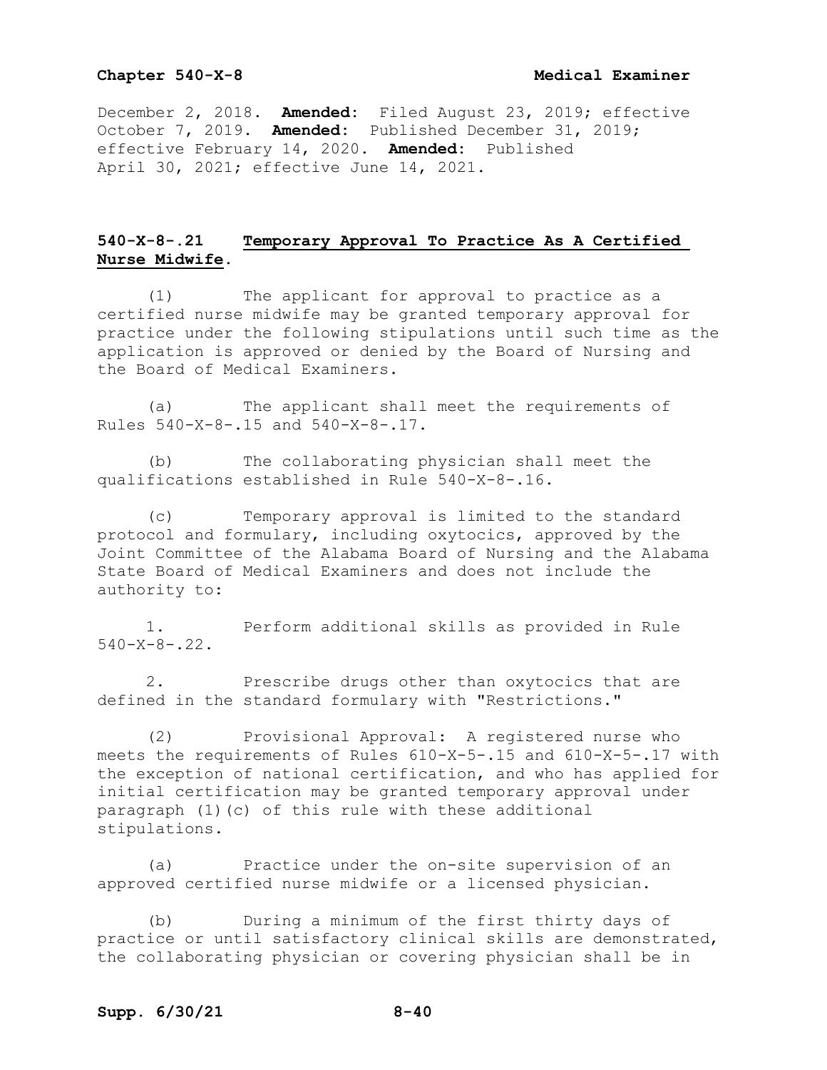December 2, 2018. **Amended:** Filed August 23, 2019; effective October 7, 2019. **Amended:** Published December 31, 2019; effective February 14, 2020. **Amended:** Published April 30, 2021; effective June 14, 2021.

## 540-X-8-.21 Temporary Approval To Practice As A Certified Nurse Midwife.

(1) The applicant for approval to practice as a certified nurse midwife may be granted temporary approval for practice under the following stipulations until such time as the application is approved or denied by the Board of Nursing and the Board of Medical Examiners.

(a) The applicant shall meet the requirements of Rules 540-X-8-.15 and 540-X-8-.17.

(b) The collaborating physician shall meet the qualifications established in Rule 540-X-8-.16.

(c) Temporary approval is limited to the standard protocol and formulary, including oxytocics, approved by the Joint Committee of the Alabama Board of Nursing and the Alabama State Board of Medical Examiners and does not include the authority to:

1. Perform additional skills as provided in Rule 540-X-8-.22.

2. Prescribe drugs other than oxytocics that are defined in the standard formulary with "Restrictions."

(2) Provisional Approval: A registered nurse who meets the requirements of Rules 610-X-5-.15 and 610-X-5-.17 with the exception of national certification, and who has applied for initial certification may be granted temporary approval under paragraph (1)(c) of this rule with these additional stipulations.

(a) Practice under the on-site supervision of an approved certified nurse midwife or a licensed physician.

(b) During a minimum of the first thirty days of practice or until satisfactory clinical skills are demonstrated, the collaborating physician or covering physician shall be in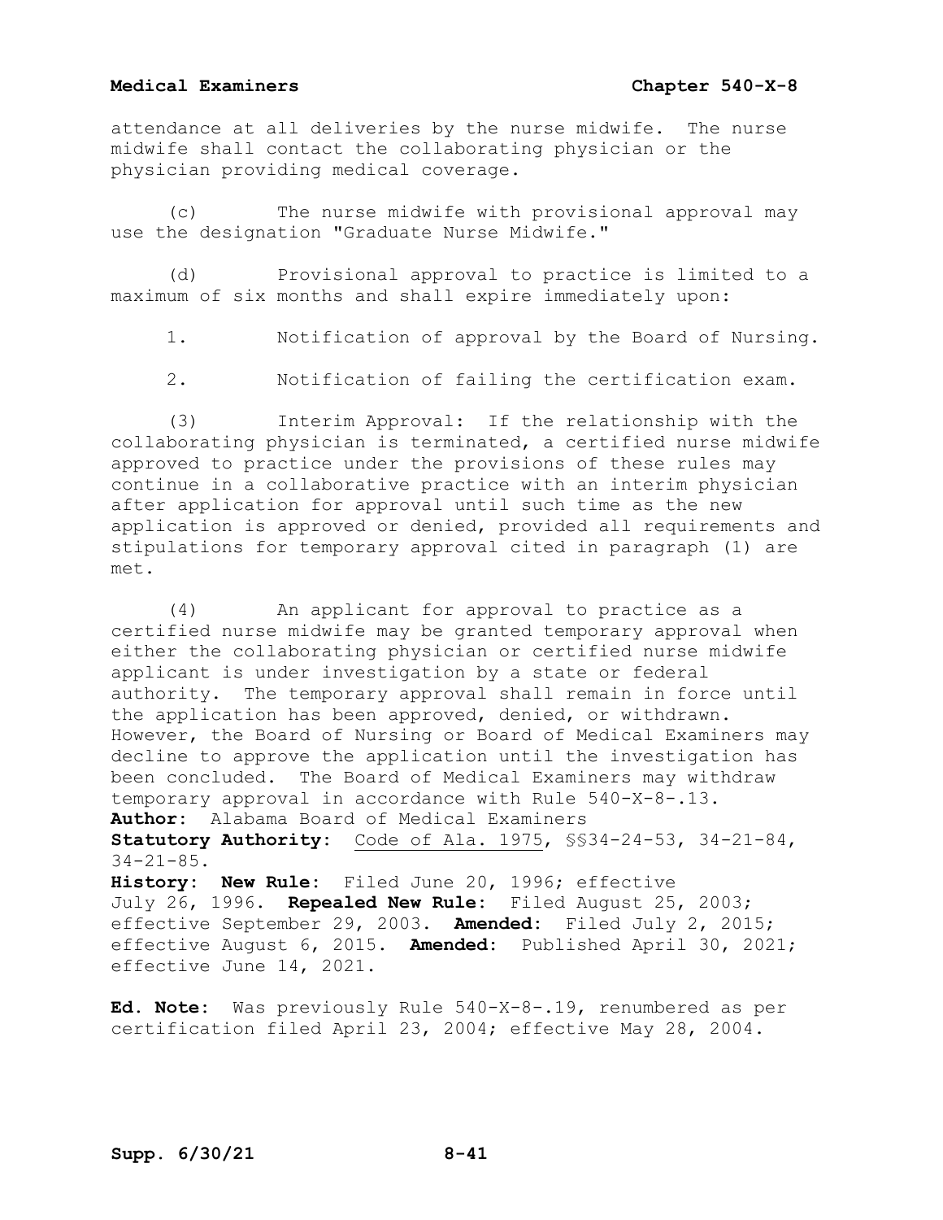attendance at all deliveries by the nurse midwife. The nurse midwife shall contact the collaborating physician or the physician providing medical coverage.

(c) The nurse midwife with provisional approval may use the designation "Graduate Nurse Midwife."

(d) Provisional approval to practice is limited to a maximum of six months and shall expire immediately upon:

1. Notification of approval by the Board of Nursing.

2. Notification of failing the certification exam.

(3) Interim Approval: If the relationship with the collaborating physician is terminated, a certified nurse midwife approved to practice under the provisions of these rules may continue in a collaborative practice with an interim physician after application for approval until such time as the new application is approved or denied, provided all requirements and stipulations for temporary approval cited in paragraph (1) are met.

(4) An applicant for approval to practice as a certified nurse midwife may be granted temporary approval when either the collaborating physician or certified nurse midwife applicant is under investigation by a state or federal authority. The temporary approval shall remain in force until the application has been approved, denied, or withdrawn. However, the Board of Nursing or Board of Medical Examiners may decline to approve the application until the investigation has been concluded. The Board of Medical Examiners may withdraw temporary approval in accordance with Rule 540-X-8-.13.

**Author:** Alabama Board of Medical Examiners
**Statutory Authority:** Code of Ala. 1975, §§34-24-53, 34-21-84, 34-21-85.
**History:** **New Rule:** Filed June 20, 1996; effective July 26, 1996. **Repealed New Rule:** Filed August 25, 2003; effective September 29, 2003. **Amended:** Filed July 2, 2015; effective August 6, 2015. **Amended:** Published April 30, 2021; effective June 14, 2021.

**Ed. Note:** Was previously Rule 540-X-8-.19, renumbered as per certification filed April 23, 2004; effective May 28, 2004.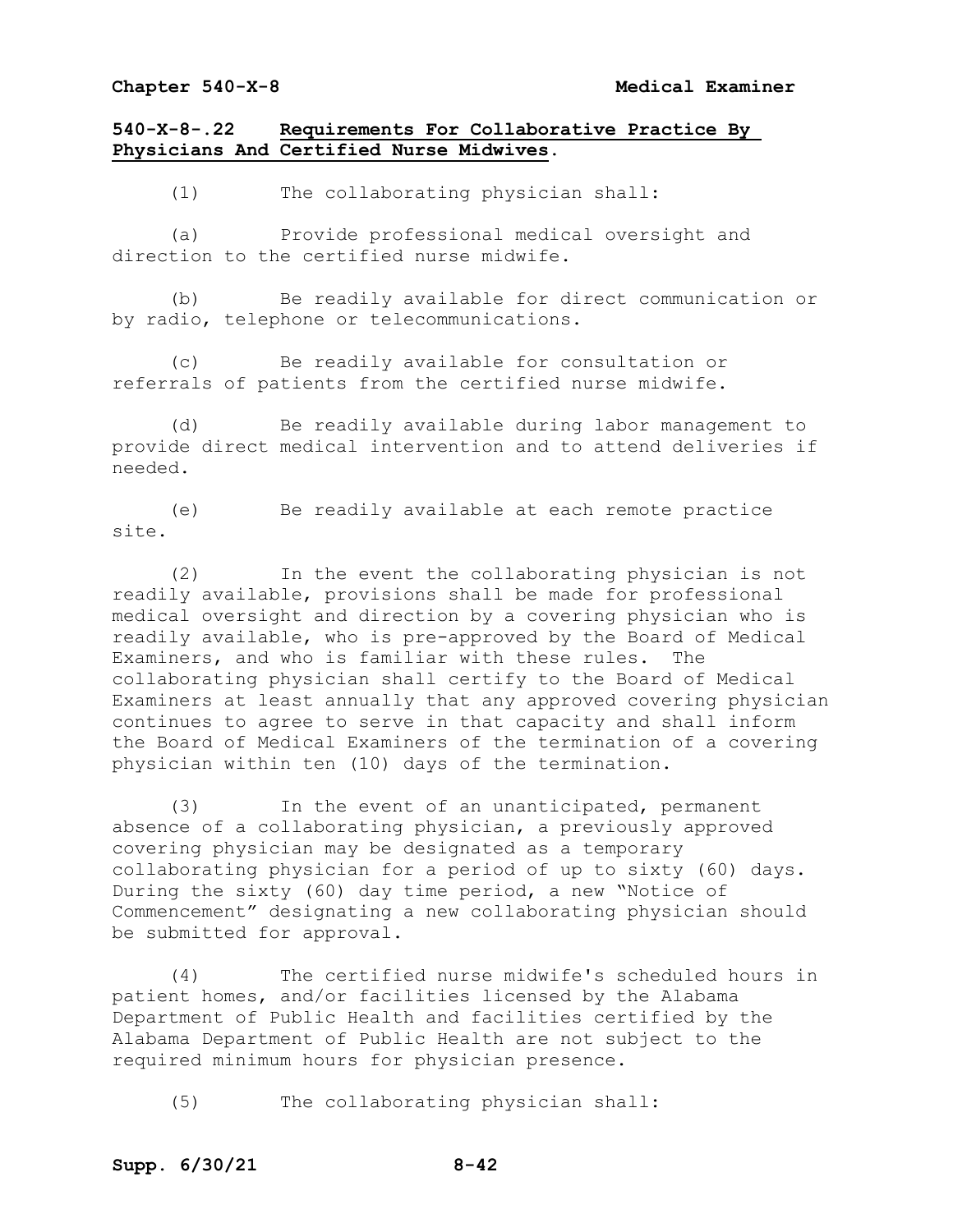## 540-X-8-.22 Requirements For Collaborative Practice By Physicians And Certified Nurse Midwives.

(1) The collaborating physician shall:

(a) Provide professional medical oversight and direction to the certified nurse midwife.

(b) Be readily available for direct communication or by radio, telephone or telecommunications.

(c) Be readily available for consultation or referrals of patients from the certified nurse midwife.

(d) Be readily available during labor management to provide direct medical intervention and to attend deliveries if needed.

(e) Be readily available at each remote practice site.

(2) In the event the collaborating physician is not readily available, provisions shall be made for professional medical oversight and direction by a covering physician who is readily available, who is pre-approved by the Board of Medical Examiners, and who is familiar with these rules. The collaborating physician shall certify to the Board of Medical Examiners at least annually that any approved covering physician continues to agree to serve in that capacity and shall inform the Board of Medical Examiners of the termination of a covering physician within ten (10) days of the termination.

(3) In the event of an unanticipated, permanent absence of a collaborating physician, a previously approved covering physician may be designated as a temporary collaborating physician for a period of up to sixty (60) days. During the sixty (60) day time period, a new "Notice of Commencement" designating a new collaborating physician should be submitted for approval.

(4) The certified nurse midwife's scheduled hours in patient homes, and/or facilities licensed by the Alabama Department of Public Health and facilities certified by the Alabama Department of Public Health are not subject to the required minimum hours for physician presence.

(5) The collaborating physician shall: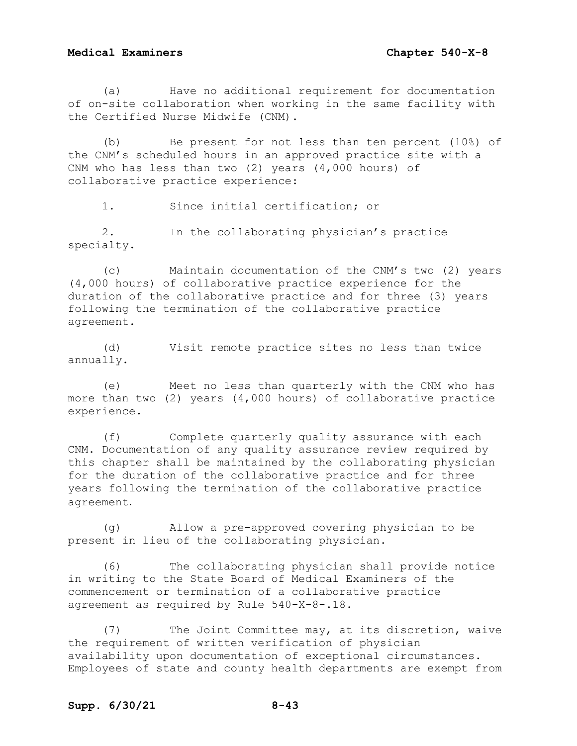(a) Have no additional requirement for documentation of on-site collaboration when working in the same facility with the Certified Nurse Midwife (CNM).

(b) Be present for not less than ten percent (10%) of the CNM's scheduled hours in an approved practice site with a CNM who has less than two (2) years (4,000 hours) of collaborative practice experience:

1. Since initial certification; or

2. In the collaborating physician's practice specialty.

(c) Maintain documentation of the CNM's two (2) years (4,000 hours) of collaborative practice experience for the duration of the collaborative practice and for three (3) years following the termination of the collaborative practice agreement.

(d) Visit remote practice sites no less than twice annually.

(e) Meet no less than quarterly with the CNM who has more than two (2) years (4,000 hours) of collaborative practice experience.

(f) Complete quarterly quality assurance with each CNM. Documentation of any quality assurance review required by this chapter shall be maintained by the collaborating physician for the duration of the collaborative practice and for three years following the termination of the collaborative practice agreement.

(g) Allow a pre-approved covering physician to be present in lieu of the collaborating physician.

(6) The collaborating physician shall provide notice in writing to the State Board of Medical Examiners of the commencement or termination of a collaborative practice agreement as required by Rule 540-X-8-.18.

(7) The Joint Committee may, at its discretion, waive the requirement of written verification of physician availability upon documentation of exceptional circumstances. Employees of state and county health departments are exempt from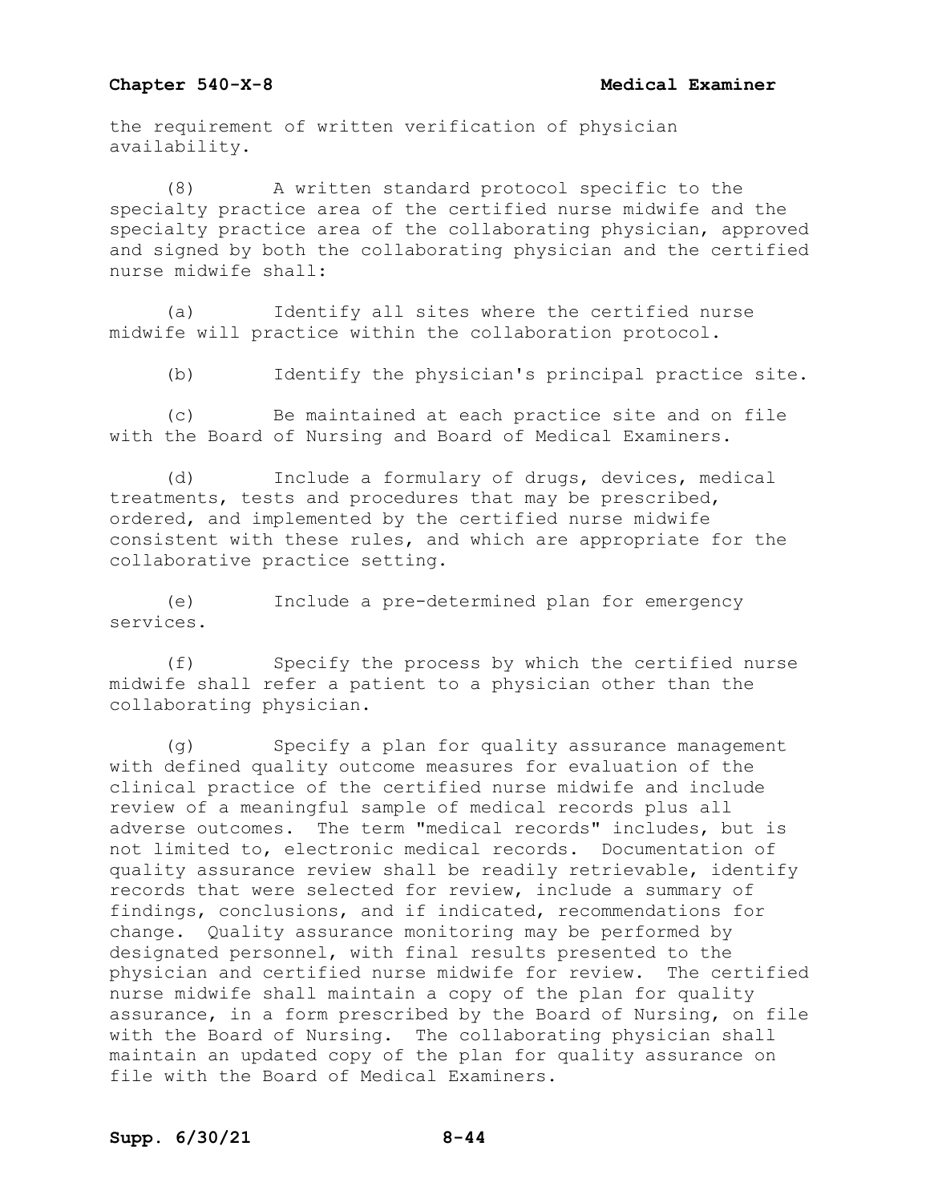the requirement of written verification of physician availability.

(8) A written standard protocol specific to the specialty practice area of the certified nurse midwife and the specialty practice area of the collaborating physician, approved and signed by both the collaborating physician and the certified nurse midwife shall:

(a) Identify all sites where the certified nurse midwife will practice within the collaboration protocol.

(b) Identify the physician's principal practice site.

(c) Be maintained at each practice site and on file with the Board of Nursing and Board of Medical Examiners.

(d) Include a formulary of drugs, devices, medical treatments, tests and procedures that may be prescribed, ordered, and implemented by the certified nurse midwife consistent with these rules, and which are appropriate for the collaborative practice setting.

(e) Include a pre-determined plan for emergency services.

(f) Specify the process by which the certified nurse midwife shall refer a patient to a physician other than the collaborating physician.

(g) Specify a plan for quality assurance management with defined quality outcome measures for evaluation of the clinical practice of the certified nurse midwife and include review of a meaningful sample of medical records plus all adverse outcomes. The term "medical records" includes, but is not limited to, electronic medical records. Documentation of quality assurance review shall be readily retrievable, identify records that were selected for review, include a summary of findings, conclusions, and if indicated, recommendations for change. Quality assurance monitoring may be performed by designated personnel, with final results presented to the physician and certified nurse midwife for review. The certified nurse midwife shall maintain a copy of the plan for quality assurance, in a form prescribed by the Board of Nursing, on file with the Board of Nursing. The collaborating physician shall maintain an updated copy of the plan for quality assurance on file with the Board of Medical Examiners.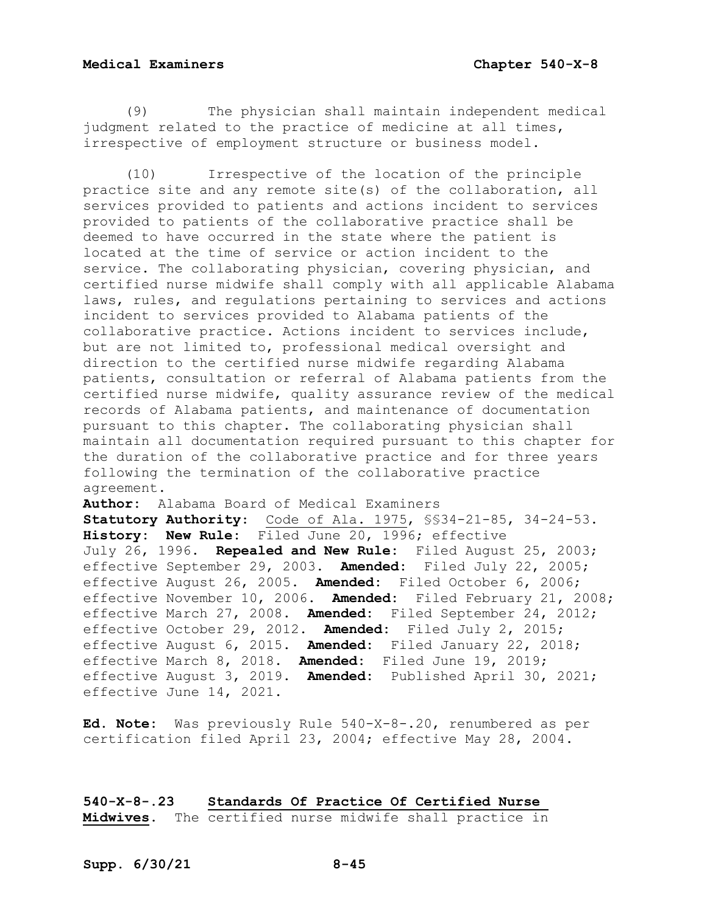(9) The physician shall maintain independent medical judgment related to the practice of medicine at all times, irrespective of employment structure or business model.

(10) Irrespective of the location of the principle practice site and any remote site(s) of the collaboration, all services provided to patients and actions incident to services provided to patients of the collaborative practice shall be deemed to have occurred in the state where the patient is located at the time of service or action incident to the service. The collaborating physician, covering physician, and certified nurse midwife shall comply with all applicable Alabama laws, rules, and regulations pertaining to services and actions incident to services provided to Alabama patients of the collaborative practice. Actions incident to services include, but are not limited to, professional medical oversight and direction to the certified nurse midwife regarding Alabama patients, consultation or referral of Alabama patients from the certified nurse midwife, quality assurance review of the medical records of Alabama patients, and maintenance of documentation pursuant to this chapter. The collaborating physician shall maintain all documentation required pursuant to this chapter for the duration of the collaborative practice and for three years following the termination of the collaborative practice agreement.

**Author:** Alabama Board of Medical Examiners
**Statutory Authority:** Code of Ala. 1975, §§34-21-85, 34-24-53.
**History: New Rule:** Filed June 20, 1996; effective July 26, 1996. **Repealed and New Rule:** Filed August 25, 2003; effective September 29, 2003. **Amended:** Filed July 22, 2005; effective August 26, 2005. **Amended:** Filed October 6, 2006; effective November 10, 2006. **Amended:** Filed February 21, 2008; effective March 27, 2008. **Amended:** Filed September 24, 2012; effective October 29, 2012. **Amended:** Filed July 2, 2015; effective August 6, 2015. **Amended:** Filed January 22, 2018; effective March 8, 2018. **Amended:** Filed June 19, 2019; effective August 3, 2019. **Amended:** Published April 30, 2021; effective June 14, 2021.

**Ed. Note:** Was previously Rule 540-X-8-.20, renumbered as per certification filed April 23, 2004; effective May 28, 2004.

**540-X-8-.23 Standards Of Practice Of Certified Nurse Midwives.** The certified nurse midwife shall practice in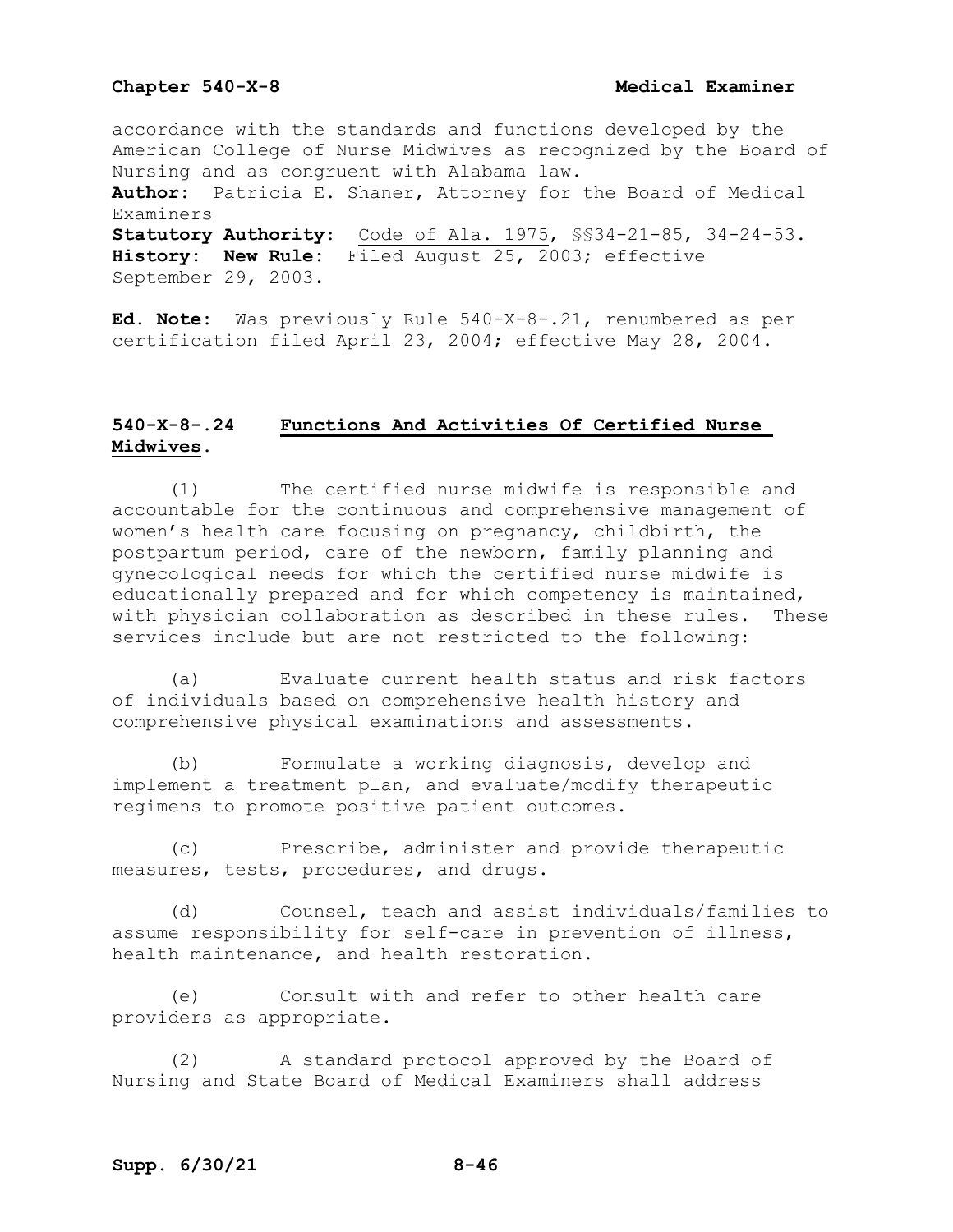accordance with the standards and functions developed by the American College of Nurse Midwives as recognized by the Board of Nursing and as congruent with Alabama law.

**Author:** Patricia E. Shaner, Attorney for the Board of Medical Examiners

**Statutory Authority:** Code of Ala. 1975, §§34-21-85, 34-24-53.

**History: New Rule:** Filed August 25, 2003; effective September 29, 2003.

**Ed. Note:** Was previously Rule 540-X-8-.21, renumbered as per certification filed April 23, 2004; effective May 28, 2004.

### 540-X-8-.24 Functions And Activities Of Certified Nurse Midwives.

(1) The certified nurse midwife is responsible and accountable for the continuous and comprehensive management of women's health care focusing on pregnancy, childbirth, the postpartum period, care of the newborn, family planning and gynecological needs for which the certified nurse midwife is educationally prepared and for which competency is maintained, with physician collaboration as described in these rules. These services include but are not restricted to the following:

(a) Evaluate current health status and risk factors of individuals based on comprehensive health history and comprehensive physical examinations and assessments.

(b) Formulate a working diagnosis, develop and implement a treatment plan, and evaluate/modify therapeutic regimens to promote positive patient outcomes.

(c) Prescribe, administer and provide therapeutic measures, tests, procedures, and drugs.

(d) Counsel, teach and assist individuals/families to assume responsibility for self-care in prevention of illness, health maintenance, and health restoration.

(e) Consult with and refer to other health care providers as appropriate.

(2) A standard protocol approved by the Board of Nursing and State Board of Medical Examiners shall address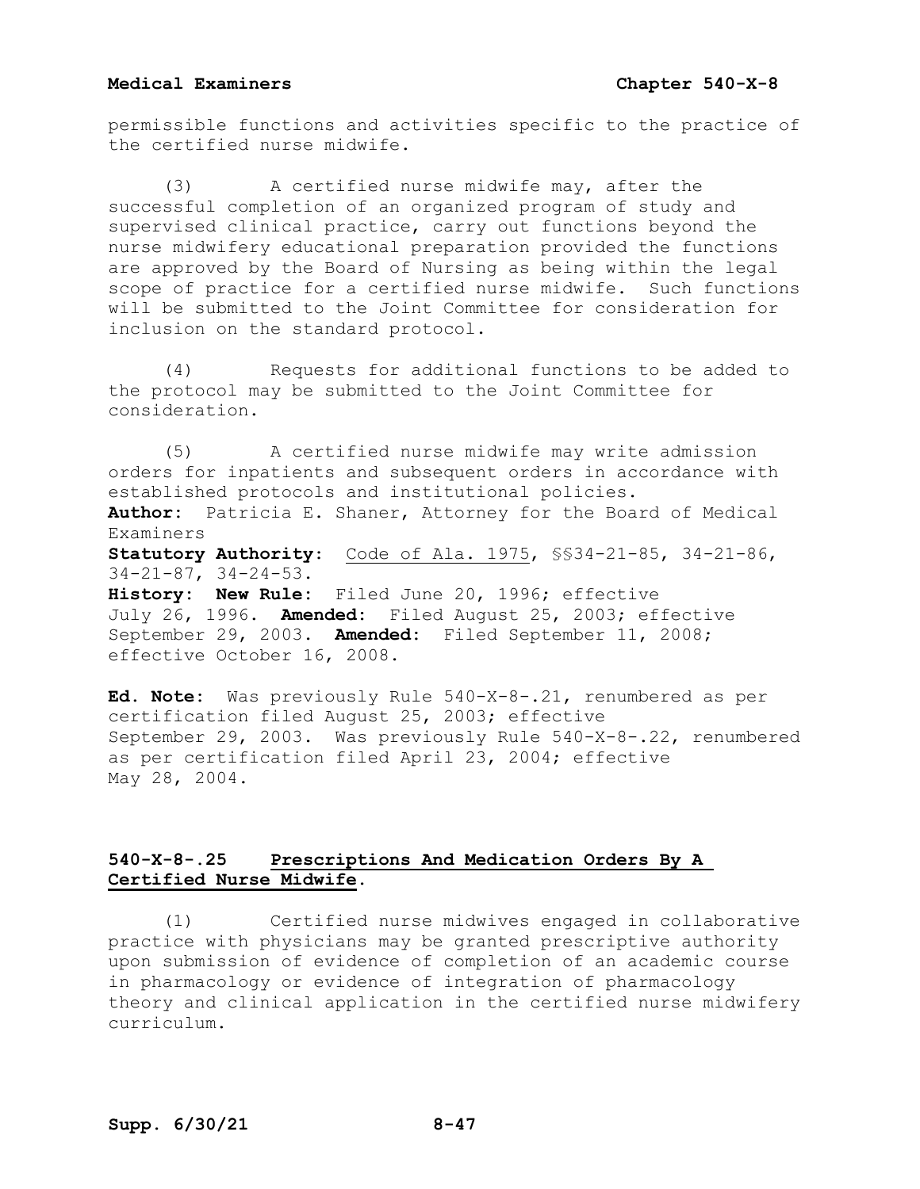permissible functions and activities specific to the practice of the certified nurse midwife.

(3) A certified nurse midwife may, after the successful completion of an organized program of study and supervised clinical practice, carry out functions beyond the nurse midwifery educational preparation provided the functions are approved by the Board of Nursing as being within the legal scope of practice for a certified nurse midwife. Such functions will be submitted to the Joint Committee for consideration for inclusion on the standard protocol.

(4) Requests for additional functions to be added to the protocol may be submitted to the Joint Committee for consideration.

(5) A certified nurse midwife may write admission orders for inpatients and subsequent orders in accordance with established protocols and institutional policies.

**Author:** Patricia E. Shaner, Attorney for the Board of Medical Examiners
**Statutory Authority:** Code of Ala. 1975, §§34-21-85, 34-21-86, 34-21-87, 34-24-53.
**History: New Rule:** Filed June 20, 1996; effective July 26, 1996. **Amended:** Filed August 25, 2003; effective September 29, 2003. **Amended:** Filed September 11, 2008; effective October 16, 2008.

**Ed. Note:** Was previously Rule 540-X-8-.21, renumbered as per certification filed August 25, 2003; effective September 29, 2003. Was previously Rule 540-X-8-.22, renumbered as per certification filed April 23, 2004; effective May 28, 2004.

## 540-X-8-.25 Prescriptions And Medication Orders By A Certified Nurse Midwife.

(1) Certified nurse midwives engaged in collaborative practice with physicians may be granted prescriptive authority upon submission of evidence of completion of an academic course in pharmacology or evidence of integration of pharmacology theory and clinical application in the certified nurse midwifery curriculum.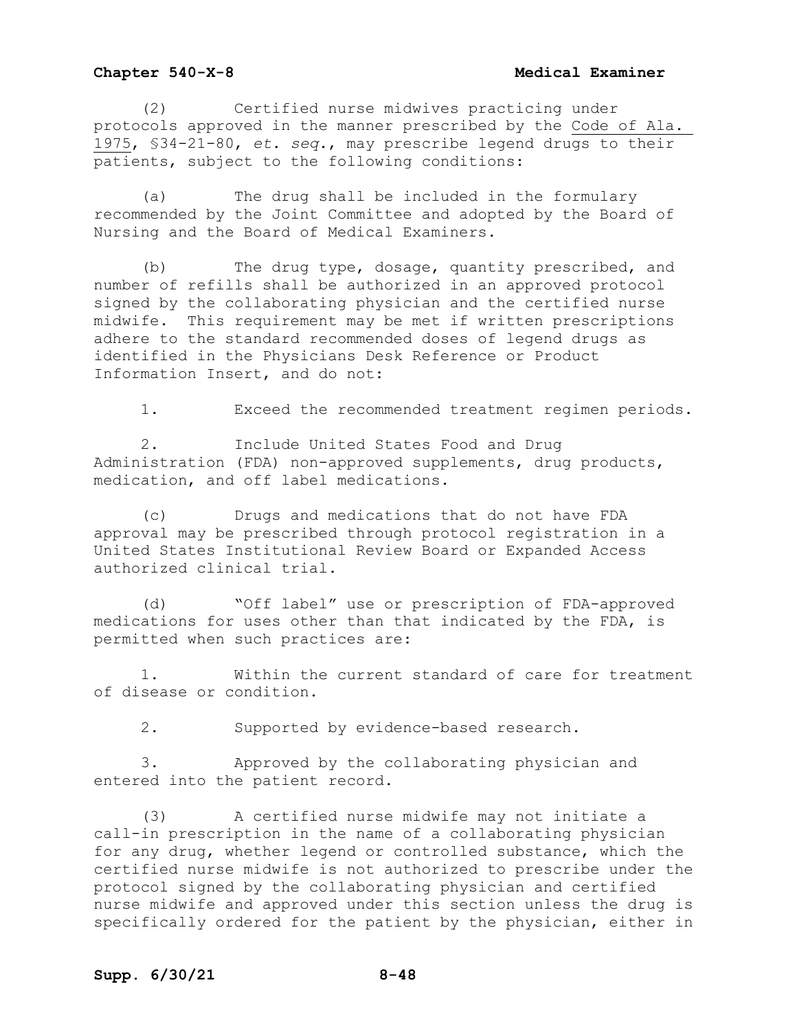(2) Certified nurse midwives practicing under protocols approved in the manner prescribed by the Code of Ala. 1975, §34-21-80, *et. seq.*, may prescribe legend drugs to their patients, subject to the following conditions:

(a) The drug shall be included in the formulary recommended by the Joint Committee and adopted by the Board of Nursing and the Board of Medical Examiners.

(b) The drug type, dosage, quantity prescribed, and number of refills shall be authorized in an approved protocol signed by the collaborating physician and the certified nurse midwife. This requirement may be met if written prescriptions adhere to the standard recommended doses of legend drugs as identified in the Physicians Desk Reference or Product Information Insert, and do not:

1. Exceed the recommended treatment regimen periods.

2. Include United States Food and Drug Administration (FDA) non-approved supplements, drug products, medication, and off label medications.

(c) Drugs and medications that do not have FDA approval may be prescribed through protocol registration in a United States Institutional Review Board or Expanded Access authorized clinical trial.

(d) "Off label" use or prescription of FDA-approved medications for uses other than that indicated by the FDA, is permitted when such practices are:

1. Within the current standard of care for treatment of disease or condition.

2. Supported by evidence-based research.

3. Approved by the collaborating physician and entered into the patient record.

(3) A certified nurse midwife may not initiate a call-in prescription in the name of a collaborating physician for any drug, whether legend or controlled substance, which the certified nurse midwife is not authorized to prescribe under the protocol signed by the collaborating physician and certified nurse midwife and approved under this section unless the drug is specifically ordered for the patient by the physician, either in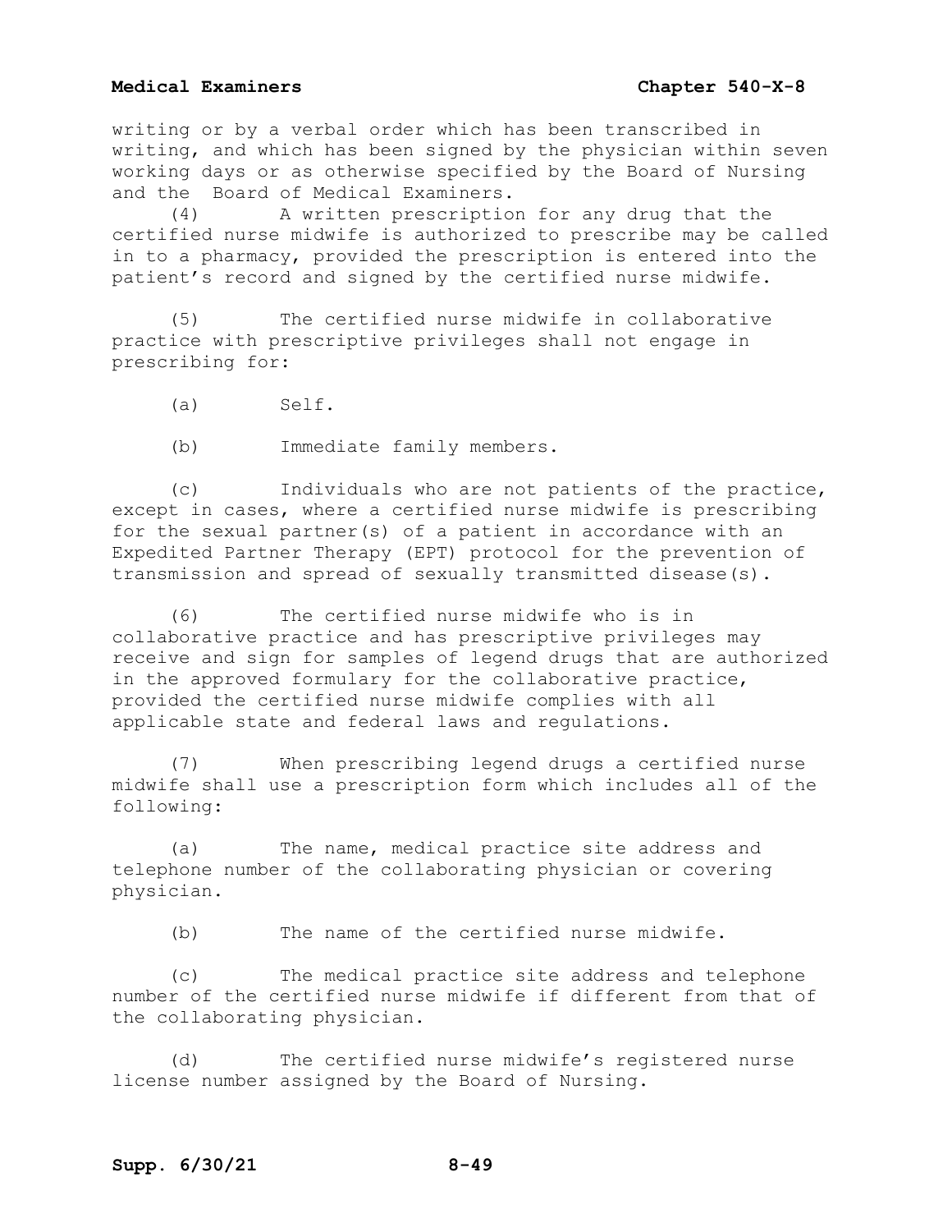writing or by a verbal order which has been transcribed in writing, and which has been signed by the physician within seven working days or as otherwise specified by the Board of Nursing and the Board of Medical Examiners.

(4) A written prescription for any drug that the certified nurse midwife is authorized to prescribe may be called in to a pharmacy, provided the prescription is entered into the patient's record and signed by the certified nurse midwife.

(5) The certified nurse midwife in collaborative practice with prescriptive privileges shall not engage in prescribing for:

(a) Self.

(b) Immediate family members.

(c) Individuals who are not patients of the practice, except in cases, where a certified nurse midwife is prescribing for the sexual partner(s) of a patient in accordance with an Expedited Partner Therapy (EPT) protocol for the prevention of transmission and spread of sexually transmitted disease(s).

(6) The certified nurse midwife who is in collaborative practice and has prescriptive privileges may receive and sign for samples of legend drugs that are authorized in the approved formulary for the collaborative practice, provided the certified nurse midwife complies with all applicable state and federal laws and regulations.

(7) When prescribing legend drugs a certified nurse midwife shall use a prescription form which includes all of the following:

(a) The name, medical practice site address and telephone number of the collaborating physician or covering physician.

(b) The name of the certified nurse midwife.

(c) The medical practice site address and telephone number of the certified nurse midwife if different from that of the collaborating physician.

(d) The certified nurse midwife's registered nurse license number assigned by the Board of Nursing.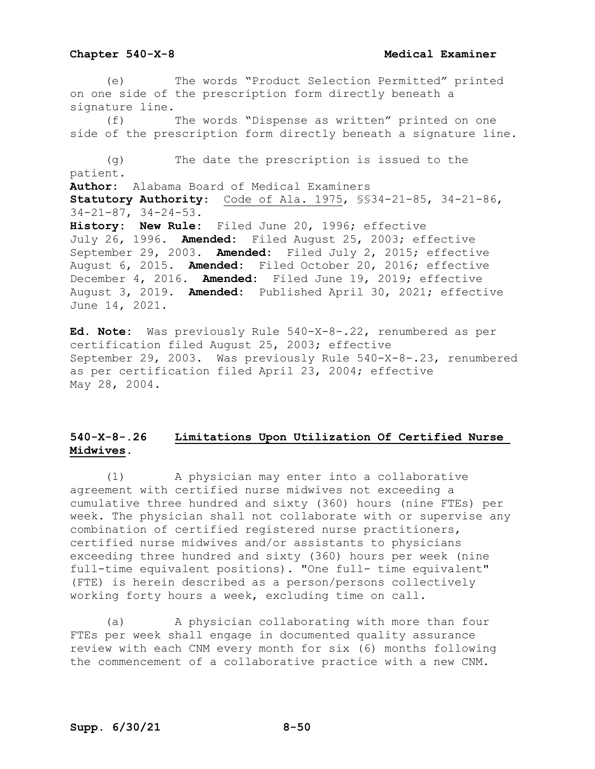(e) The words "Product Selection Permitted" printed on one side of the prescription form directly beneath a signature line.

(f) The words "Dispense as written" printed on one side of the prescription form directly beneath a signature line.

(g) The date the prescription is issued to the patient.

**Author:** Alabama Board of Medical Examiners
**Statutory Authority:** Code of Ala. 1975, §§34-21-85, 34-21-86, 34-21-87, 34-24-53.
**History: New Rule:** Filed June 20, 1996; effective July 26, 1996. **Amended:** Filed August 25, 2003; effective September 29, 2003. **Amended:** Filed July 2, 2015; effective August 6, 2015. **Amended:** Filed October 20, 2016; effective December 4, 2016. **Amended:** Filed June 19, 2019; effective August 3, 2019. **Amended:** Published April 30, 2021; effective June 14, 2021.

**Ed. Note:** Was previously Rule 540-X-8-.22, renumbered as per certification filed August 25, 2003; effective September 29, 2003. Was previously Rule 540-X-8-.23, renumbered as per certification filed April 23, 2004; effective May 28, 2004.

## 540-X-8-.26 Limitations Upon Utilization Of Certified Nurse Midwives.

(1) A physician may enter into a collaborative agreement with certified nurse midwives not exceeding a cumulative three hundred and sixty (360) hours (nine FTEs) per week. The physician shall not collaborate with or supervise any combination of certified registered nurse practitioners, certified nurse midwives and/or assistants to physicians exceeding three hundred and sixty (360) hours per week (nine full-time equivalent positions). "One full- time equivalent" (FTE) is herein described as a person/persons collectively working forty hours a week, excluding time on call.

(a) A physician collaborating with more than four FTEs per week shall engage in documented quality assurance review with each CNM every month for six (6) months following the commencement of a collaborative practice with a new CNM.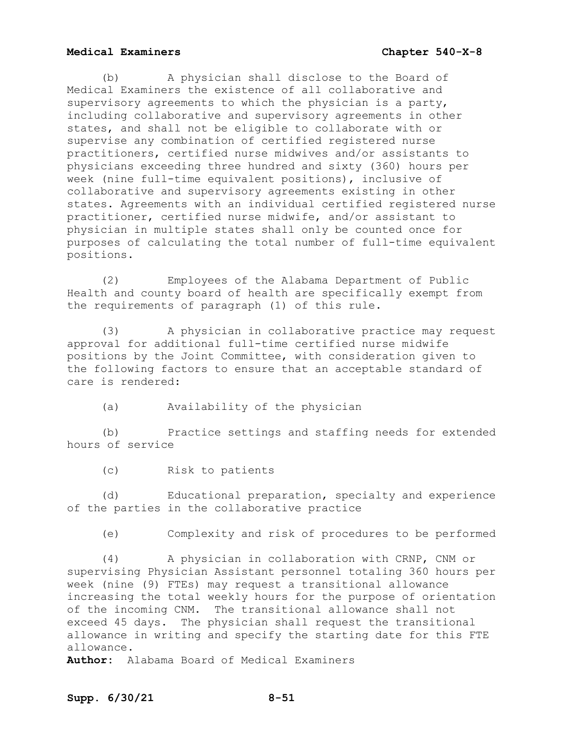(b) A physician shall disclose to the Board of Medical Examiners the existence of all collaborative and supervisory agreements to which the physician is a party, including collaborative and supervisory agreements in other states, and shall not be eligible to collaborate with or supervise any combination of certified registered nurse practitioners, certified nurse midwives and/or assistants to physicians exceeding three hundred and sixty (360) hours per week (nine full-time equivalent positions), inclusive of collaborative and supervisory agreements existing in other states. Agreements with an individual certified registered nurse practitioner, certified nurse midwife, and/or assistant to physician in multiple states shall only be counted once for purposes of calculating the total number of full-time equivalent positions.

(2) Employees of the Alabama Department of Public Health and county board of health are specifically exempt from the requirements of paragraph (1) of this rule.

(3) A physician in collaborative practice may request approval for additional full-time certified nurse midwife positions by the Joint Committee, with consideration given to the following factors to ensure that an acceptable standard of care is rendered:

(a) Availability of the physician

(b) Practice settings and staffing needs for extended hours of service

(c) Risk to patients

(d) Educational preparation, specialty and experience of the parties in the collaborative practice

(e) Complexity and risk of procedures to be performed

(4) A physician in collaboration with CRNP, CNM or supervising Physician Assistant personnel totaling 360 hours per week (nine (9) FTEs) may request a transitional allowance increasing the total weekly hours for the purpose of orientation of the incoming CNM. The transitional allowance shall not exceed 45 days. The physician shall request the transitional allowance in writing and specify the starting date for this FTE allowance.

**Author:** Alabama Board of Medical Examiners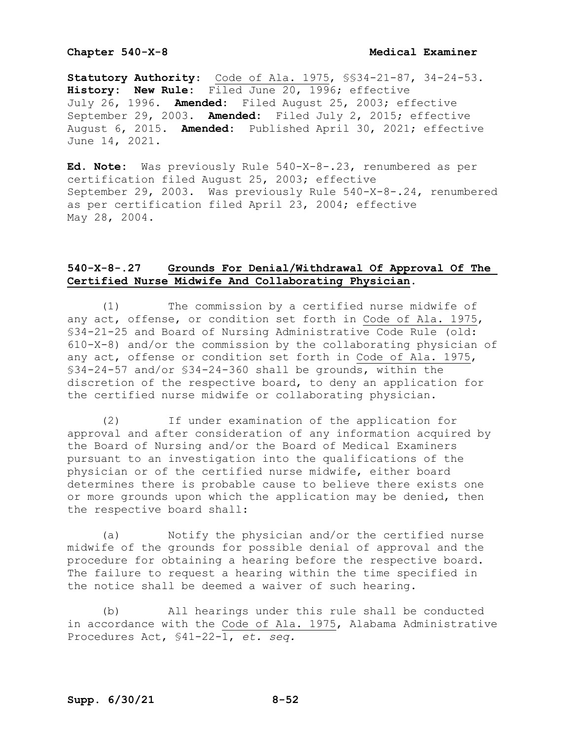**Statutory Authority:** Code of Ala. 1975, §§34-21-87, 34-24-53.
**History: New Rule:** Filed June 20, 1996; effective July 26, 1996. **Amended:** Filed August 25, 2003; effective September 29, 2003. **Amended:** Filed July 2, 2015; effective August 6, 2015. **Amended:** Published April 30, 2021; effective June 14, 2021.

**Ed. Note:** Was previously Rule 540-X-8-.23, renumbered as per certification filed August 25, 2003; effective September 29, 2003. Was previously Rule 540-X-8-.24, renumbered as per certification filed April 23, 2004; effective May 28, 2004.

## 540-X-8-.27 Grounds For Denial/Withdrawal Of Approval Of The Certified Nurse Midwife And Collaborating Physician.

(1) The commission by a certified nurse midwife of any act, offense, or condition set forth in Code of Ala. 1975, §34-21-25 and Board of Nursing Administrative Code Rule (old: 610-X-8) and/or the commission by the collaborating physician of any act, offense or condition set forth in Code of Ala. 1975, §34-24-57 and/or §34-24-360 shall be grounds, within the discretion of the respective board, to deny an application for the certified nurse midwife or collaborating physician.

(2) If under examination of the application for approval and after consideration of any information acquired by the Board of Nursing and/or the Board of Medical Examiners pursuant to an investigation into the qualifications of the physician or of the certified nurse midwife, either board determines there is probable cause to believe there exists one or more grounds upon which the application may be denied, then the respective board shall:

(a) Notify the physician and/or the certified nurse midwife of the grounds for possible denial of approval and the procedure for obtaining a hearing before the respective board. The failure to request a hearing within the time specified in the notice shall be deemed a waiver of such hearing.

(b) All hearings under this rule shall be conducted in accordance with the Code of Ala. 1975, Alabama Administrative Procedures Act, §41-22-1, *et. seq.*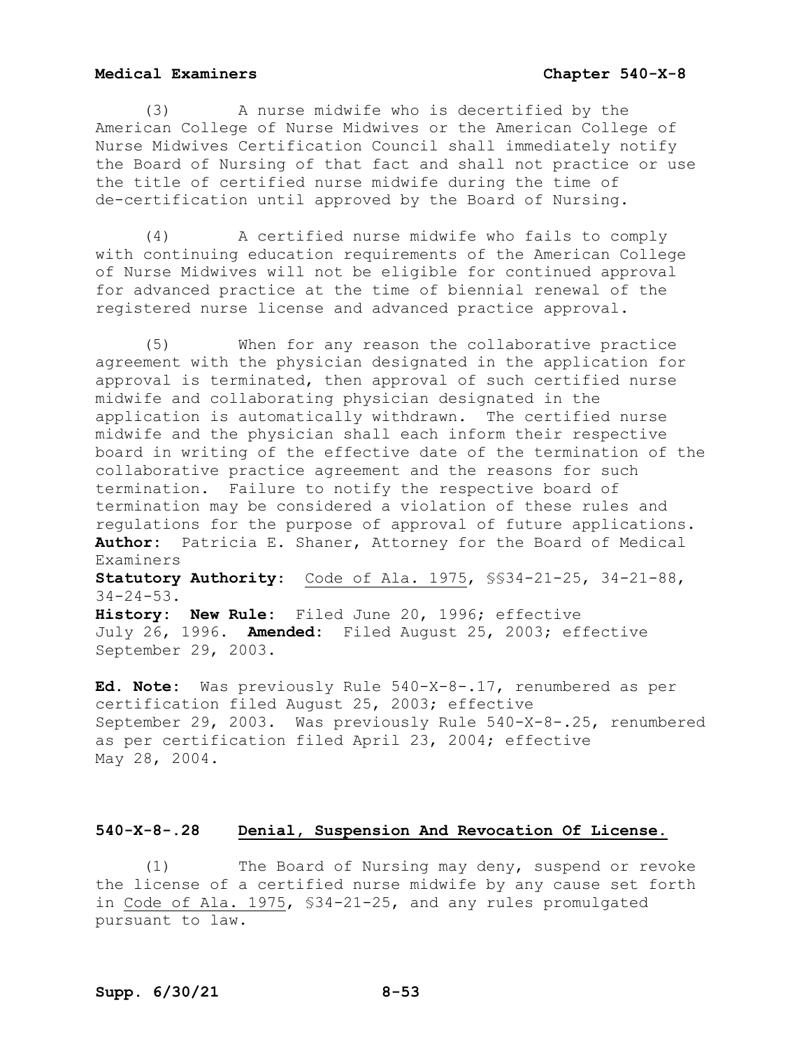(3) A nurse midwife who is decertified by the American College of Nurse Midwives or the American College of Nurse Midwives Certification Council shall immediately notify the Board of Nursing of that fact and shall not practice or use the title of certified nurse midwife during the time of de-certification until approved by the Board of Nursing.

(4) A certified nurse midwife who fails to comply with continuing education requirements of the American College of Nurse Midwives will not be eligible for continued approval for advanced practice at the time of biennial renewal of the registered nurse license and advanced practice approval.

(5) When for any reason the collaborative practice agreement with the physician designated in the application for approval is terminated, then approval of such certified nurse midwife and collaborating physician designated in the application is automatically withdrawn. The certified nurse midwife and the physician shall each inform their respective board in writing of the effective date of the termination of the collaborative practice agreement and the reasons for such termination. Failure to notify the respective board of termination may be considered a violation of these rules and regulations for the purpose of approval of future applications.

**Author:** Patricia E. Shaner, Attorney for the Board of Medical Examiners

**Statutory Authority:** Code of Ala. 1975, §§34-21-25, 34-21-88, 34-24-53.

**History: New Rule:** Filed June 20, 1996; effective July 26, 1996. **Amended:** Filed August 25, 2003; effective September 29, 2003.

**Ed. Note:** Was previously Rule 540-X-8-.17, renumbered as per certification filed August 25, 2003; effective September 29, 2003. Was previously Rule 540-X-8-.25, renumbered as per certification filed April 23, 2004; effective May 28, 2004.

## 540-X-8-.28 Denial, Suspension And Revocation Of License.

(1) The Board of Nursing may deny, suspend or revoke the license of a certified nurse midwife by any cause set forth in Code of Ala. 1975, §34-21-25, and any rules promulgated pursuant to law.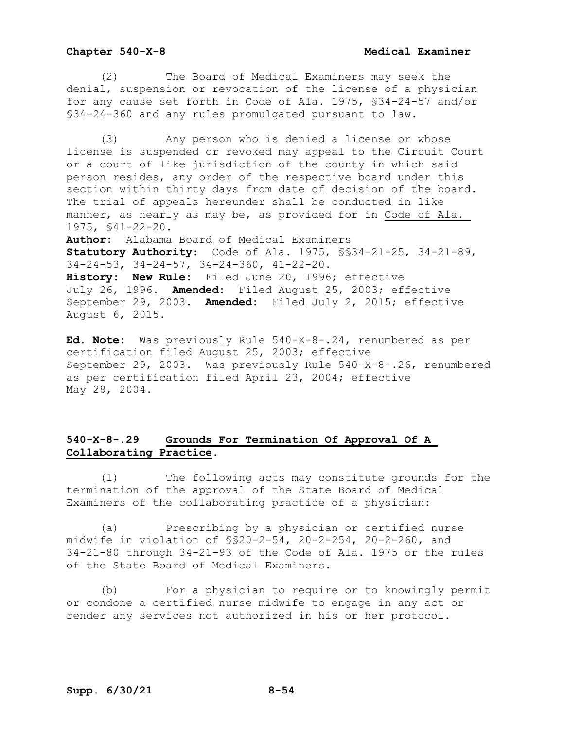(2) The Board of Medical Examiners may seek the denial, suspension or revocation of the license of a physician for any cause set forth in Code of Ala. 1975, §34-24-57 and/or §34-24-360 and any rules promulgated pursuant to law.

(3) Any person who is denied a license or whose license is suspended or revoked may appeal to the Circuit Court or a court of like jurisdiction of the county in which said person resides, any order of the respective board under this section within thirty days from date of decision of the board. The trial of appeals hereunder shall be conducted in like manner, as nearly as may be, as provided for in Code of Ala. 1975, §41-22-20.

**Author:** Alabama Board of Medical Examiners
**Statutory Authority:** Code of Ala. 1975, §§34-21-25, 34-21-89, 34-24-53, 34-24-57, 34-24-360, 41-22-20.
**History: New Rule:** Filed June 20, 1996; effective July 26, 1996. **Amended:** Filed August 25, 2003; effective September 29, 2003. **Amended:** Filed July 2, 2015; effective August 6, 2015.

**Ed. Note:** Was previously Rule 540-X-8-.24, renumbered as per certification filed August 25, 2003; effective September 29, 2003. Was previously Rule 540-X-8-.26, renumbered as per certification filed April 23, 2004; effective May 28, 2004.

## 540-X-8-.29 Grounds For Termination Of Approval Of A Collaborating Practice.

(1) The following acts may constitute grounds for the termination of the approval of the State Board of Medical Examiners of the collaborating practice of a physician:

(a) Prescribing by a physician or certified nurse midwife in violation of §§20-2-54, 20-2-254, 20-2-260, and 34-21-80 through 34-21-93 of the Code of Ala. 1975 or the rules of the State Board of Medical Examiners.

(b) For a physician to require or to knowingly permit or condone a certified nurse midwife to engage in any act or render any services not authorized in his or her protocol.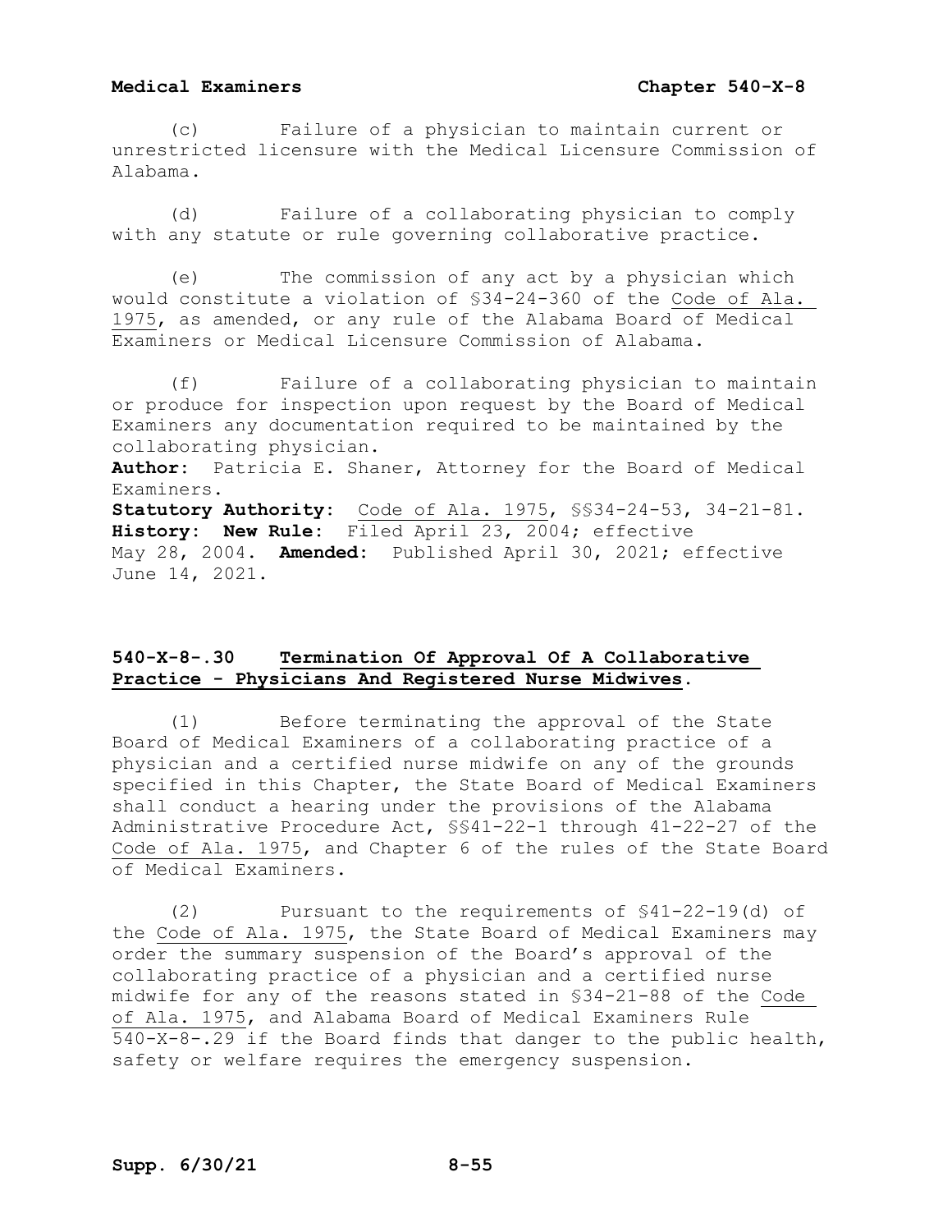(c) Failure of a physician to maintain current or unrestricted licensure with the Medical Licensure Commission of Alabama.

(d) Failure of a collaborating physician to comply with any statute or rule governing collaborative practice.

(e) The commission of any act by a physician which would constitute a violation of §34-24-360 of the Code of Ala. 1975, as amended, or any rule of the Alabama Board of Medical Examiners or Medical Licensure Commission of Alabama.

(f) Failure of a collaborating physician to maintain or produce for inspection upon request by the Board of Medical Examiners any documentation required to be maintained by the collaborating physician.

**Author:** Patricia E. Shaner, Attorney for the Board of Medical Examiners.
**Statutory Authority:** Code of Ala. 1975, §§34-24-53, 34-21-81.
**History: New Rule:** Filed April 23, 2004; effective May 28, 2004. **Amended:** Published April 30, 2021; effective June 14, 2021.

## 540-X-8-.30 Termination Of Approval Of A Collaborative Practice - Physicians And Registered Nurse Midwives.

(1) Before terminating the approval of the State Board of Medical Examiners of a collaborating practice of a physician and a certified nurse midwife on any of the grounds specified in this Chapter, the State Board of Medical Examiners shall conduct a hearing under the provisions of the Alabama Administrative Procedure Act, §§41-22-1 through 41-22-27 of the Code of Ala. 1975, and Chapter 6 of the rules of the State Board of Medical Examiners.

(2) Pursuant to the requirements of §41-22-19(d) of the Code of Ala. 1975, the State Board of Medical Examiners may order the summary suspension of the Board's approval of the collaborating practice of a physician and a certified nurse midwife for any of the reasons stated in §34-21-88 of the Code of Ala. 1975, and Alabama Board of Medical Examiners Rule 540-X-8-.29 if the Board finds that danger to the public health, safety or welfare requires the emergency suspension.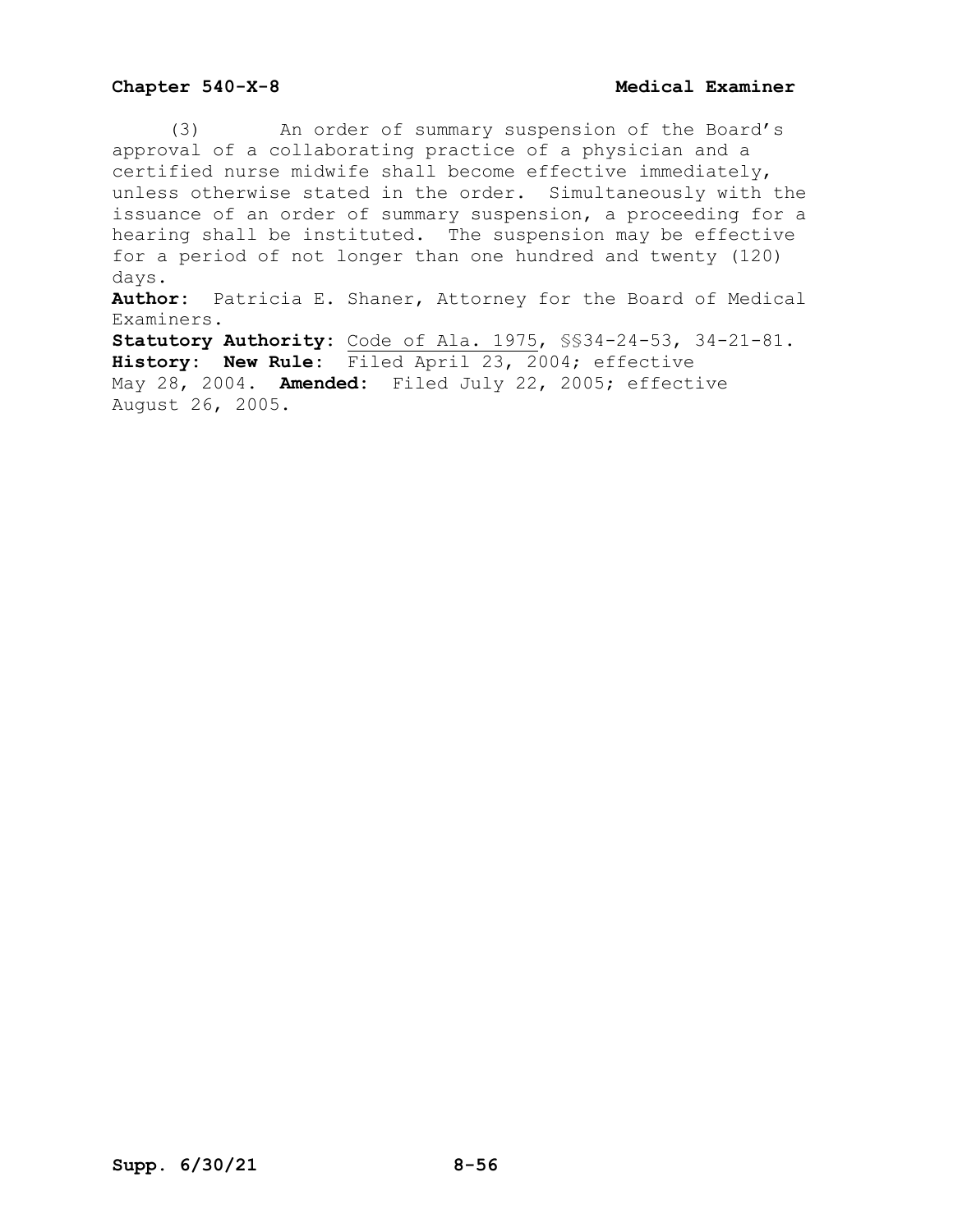(3) An order of summary suspension of the Board's approval of a collaborating practice of a physician and a certified nurse midwife shall become effective immediately, unless otherwise stated in the order. Simultaneously with the issuance of an order of summary suspension, a proceeding for a hearing shall be instituted. The suspension may be effective for a period of not longer than one hundred and twenty (120) days.

**Author:** Patricia E. Shaner, Attorney for the Board of Medical Examiners.

**Statutory Authority:** Code of Ala. 1975, §§34-24-53, 34-21-81.

**History: New Rule:** Filed April 23, 2004; effective May 28, 2004. **Amended:** Filed July 22, 2005; effective August 26, 2005.